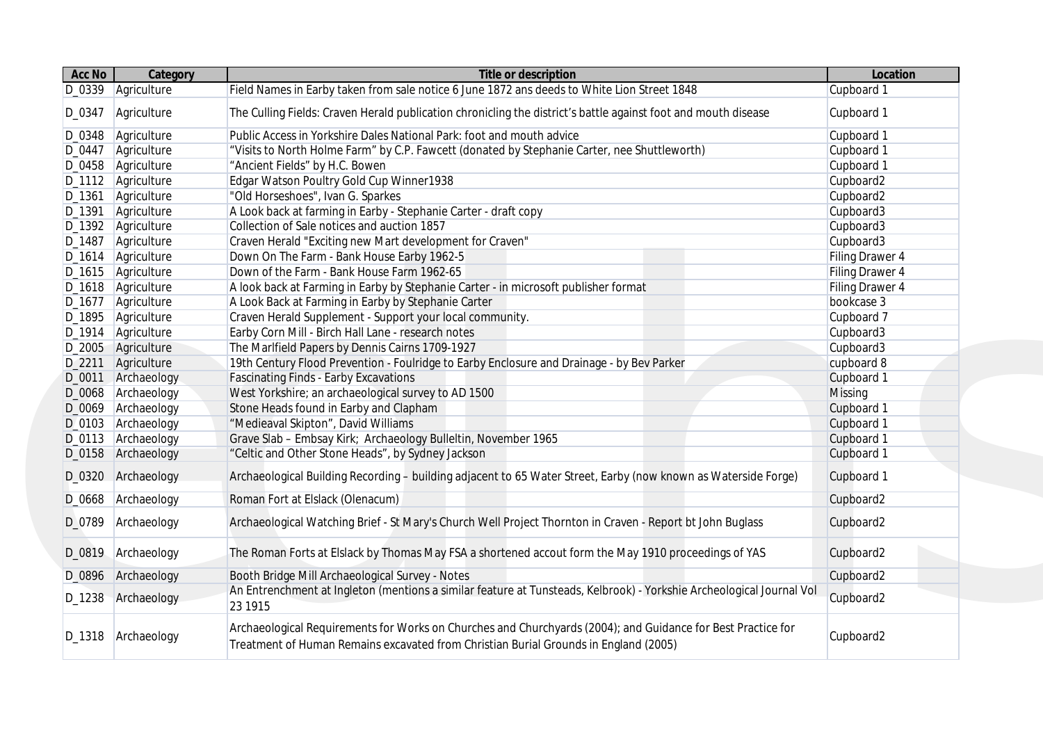| Acc No | Category | Title or description | Location |
|---|---|---|---|
| D_0339 | Agriculture | Field Names in Earby taken from sale notice 6 June 1872 ans deeds to White Lion Street 1848 | Cupboard 1 |
| D_0347 | Agriculture | The Culling Fields: Craven Herald publication chronicling the district’s battle against foot and mouth disease | Cupboard 1 |
| D_0348 | Agriculture | Public Access in Yorkshire Dales National Park: foot and mouth advice | Cupboard 1 |
| D_0447 | Agriculture | “Visits to North Holme Farm” by C.P. Fawcett (donated by Stephanie Carter, nee Shuttleworth) | Cupboard 1 |
| D_0458 | Agriculture | “Ancient Fields” by H.C. Bowen | Cupboard 1 |
| D_1112 | Agriculture | Edgar Watson Poultry Gold Cup Winner1938 | Cupboard2 |
| D_1361 | Agriculture | "Old Horseshoes", Ivan G. Sparkes | Cupboard2 |
| D_1391 | Agriculture | A Look back at farming in Earby - Stephanie Carter - draft copy | Cupboard3 |
| D_1392 | Agriculture | Collection of Sale notices and auction 1857 | Cupboard3 |
| D_1487 | Agriculture | Craven Herald "Exciting new Mart development for Craven" | Cupboard3 |
| D_1614 | Agriculture | Down On The Farm - Bank House Earby 1962-5 | Filing Drawer 4 |
| D_1615 | Agriculture | Down of the Farm - Bank House Farm 1962-65 | Filing Drawer 4 |
| D_1618 | Agriculture | A look back at Farming in Earby by Stephanie Carter - in microsoft publisher format | Filing Drawer 4 |
| D_1677 | Agriculture | A Look Back at Farming in Earby by Stephanie Carter | bookcase 3 |
| D_1895 | Agriculture | Craven Herald Supplement - Support your local community. | Cupboard 7 |
| D_1914 | Agriculture | Earby Corn Mill - Birch Hall Lane - research notes | Cupboard3 |
| D_2005 | Agriculture | The Marlfield Papers by Dennis Cairns 1709-1927 | Cupboard3 |
| D_2211 | Agriculture | 19th Century Flood Prevention - Foulridge to Earby Enclosure and Drainage - by Bev Parker | cupboard 8 |
| D_0011 | Archaeology | Fascinating Finds - Earby Excavations | Cupboard 1 |
| D_0068 | Archaeology | West Yorkshire; an archaeological survey to AD 1500 | Missing |
| D_0069 | Archaeology | Stone Heads found in Earby and Clapham | Cupboard 1 |
| D_0103 | Archaeology | “Medieaval Skipton”, David Williams | Cupboard 1 |
| D_0113 | Archaeology | Grave Slab – Embsay Kirk; Archaeology Bulleltin, November 1965 | Cupboard 1 |
| D_0158 | Archaeology | “Celtic and Other Stone Heads”, by Sydney Jackson | Cupboard 1 |
| D_0320 | Archaeology | Archaeological Building Recording – building adjacent to 65 Water Street, Earby (now known as Waterside Forge) | Cupboard 1 |
| D_0668 | Archaeology | Roman Fort at Elslack (Olenacum) | Cupboard2 |
| D_0789 | Archaeology | Archaeological Watching Brief - St Mary's Church Well Project Thornton in Craven - Report bt John Buglass | Cupboard2 |
| D_0819 | Archaeology | The Roman Forts at Elslack by Thomas May FSA a shortened accout form the May 1910 proceedings of YAS | Cupboard2 |
| D_0896 | Archaeology | Booth Bridge Mill Archaeological Survey - Notes | Cupboard2 |
| D_1238 | Archaeology | An Entrenchment at Ingleton (mentions a similar feature at Tunsteads, Kelbrook) - Yorkshie Archeological Journal Vol 23 1915 | Cupboard2 |
| D_1318 | Archaeology | Archaeological Requirements for Works on Churches and Churchyards (2004); and Guidance for Best Practice for Treatment of Human Remains excavated from Christian Burial Grounds in England (2005) | Cupboard2 |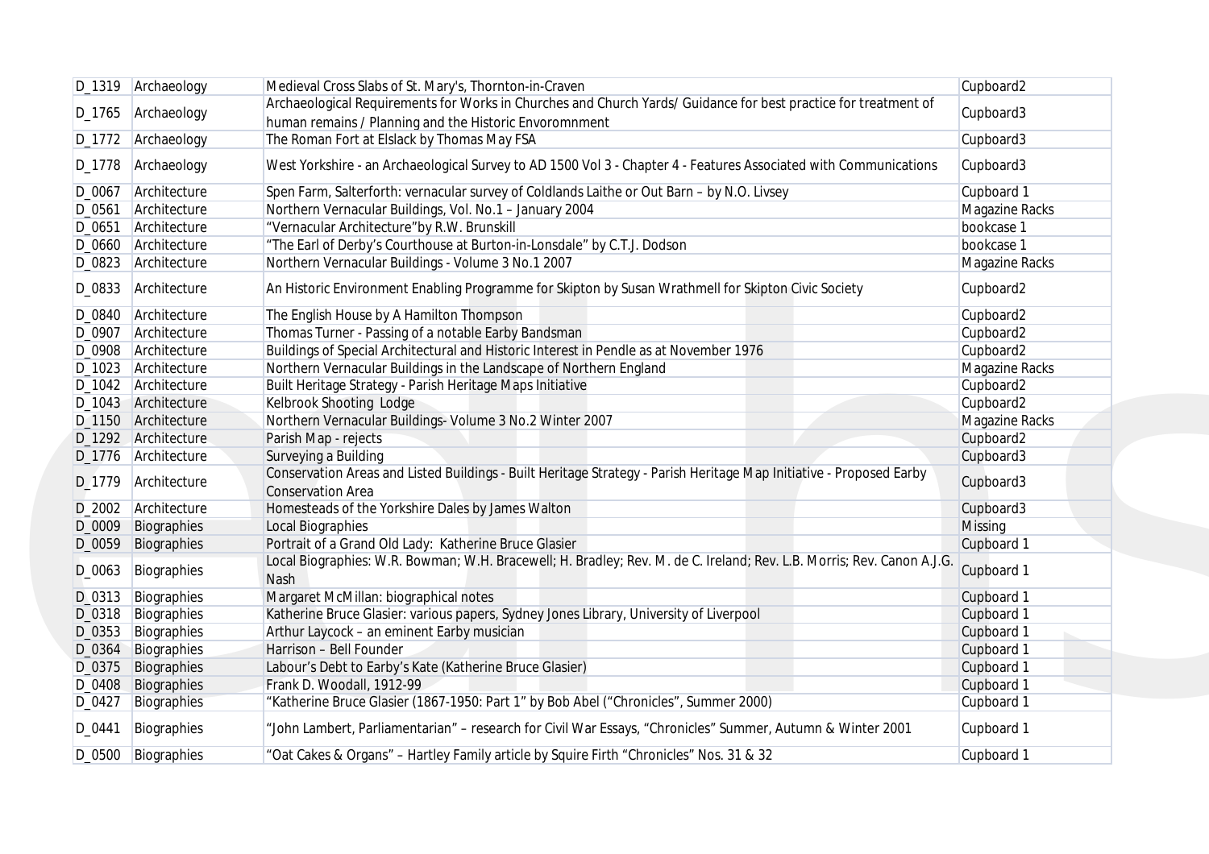| D_1319 | Archaeology | Medieval Cross Slabs of St. Mary's, Thornton-in-Craven | Cupboard2 |
|---|---|---|---|
| D_1765 | Archaeology | Archaeological Requirements for Works in Churches and Church Yards/ Guidance for best practice for treatment of human remains / Planning and the Historic Envoromnment | Cupboard3 |
| D_1772 | Archaeology | The Roman Fort at Elslack by Thomas May FSA | Cupboard3 |
| D_1778 | Archaeology | West Yorkshire - an Archaeological Survey to AD 1500 Vol 3 - Chapter 4 - Features Associated with Communications | Cupboard3 |
| D_0067 | Architecture | Spen Farm, Salterforth: vernacular survey of Coldlands Laithe or Out Barn – by N.O. Livsey | Cupboard 1 |
| D_0561 | Architecture | Northern Vernacular Buildings, Vol. No.1 – January 2004 | Magazine Racks |
| D_0651 | Architecture | "Vernacular Architecture"by R.W. Brunskill | bookcase 1 |
| D_0660 | Architecture | "The Earl of Derby's Courthouse at Burton-in-Lonsdale" by C.T.J. Dodson | bookcase 1 |
| D_0823 | Architecture | Northern Vernacular Buildings - Volume 3 No.1 2007 | Magazine Racks |
| D_0833 | Architecture | An Historic Environment Enabling Programme for Skipton by Susan Wrathmell for Skipton Civic Society | Cupboard2 |
| D_0840 | Architecture | The English House by A Hamilton Thompson | Cupboard2 |
| D_0907 | Architecture | Thomas Turner - Passing of a notable Earby Bandsman | Cupboard2 |
| D_0908 | Architecture | Buildings of Special Architectural and Historic Interest in Pendle as at November 1976 | Cupboard2 |
| D_1023 | Architecture | Northern Vernacular Buildings in the Landscape of Northern England | Magazine Racks |
| D_1042 | Architecture | Built Heritage Strategy - Parish Heritage Maps Initiative | Cupboard2 |
| D_1043 | Architecture | Kelbrook Shooting Lodge | Cupboard2 |
| D_1150 | Architecture | Northern Vernacular Buildings- Volume 3 No.2 Winter 2007 | Magazine Racks |
| D_1292 | Architecture | Parish Map - rejects | Cupboard2 |
| D_1776 | Architecture | Surveying a Building | Cupboard3 |
| D_1779 | Architecture | Conservation Areas and Listed Buildings - Built Heritage Strategy - Parish Heritage Map Initiative - Proposed Earby Conservation Area | Cupboard3 |
| D_2002 | Architecture | Homesteads of the Yorkshire Dales by James Walton | Cupboard3 |
| D_0009 | Biographies | Local Biographies | Missing |
| D_0059 | Biographies | Portrait of a Grand Old Lady: Katherine Bruce Glasier | Cupboard 1 |
| D_0063 | Biographies | Local Biographies: W.R. Bowman; W.H. Bracewell; H. Bradley; Rev. M. de C. Ireland; Rev. L.B. Morris; Rev. Canon A.J.G. Nash | Cupboard 1 |
| D_0313 | Biographies | Margaret McMillan: biographical notes | Cupboard 1 |
| D_0318 | Biographies | Katherine Bruce Glasier: various papers, Sydney Jones Library, University of Liverpool | Cupboard 1 |
| D_0353 | Biographies | Arthur Laycock – an eminent Earby musician | Cupboard 1 |
| D_0364 | Biographies | Harrison – Bell Founder | Cupboard 1 |
| D_0375 | Biographies | Labour's Debt to Earby's Kate (Katherine Bruce Glasier) | Cupboard 1 |
| D_0408 | Biographies | Frank D. Woodall, 1912-99 | Cupboard 1 |
| D_0427 | Biographies | "Katherine Bruce Glasier (1867-1950: Part 1" by Bob Abel ("Chronicles", Summer 2000) | Cupboard 1 |
| D_0441 | Biographies | "John Lambert, Parliamentarian" – research for Civil War Essays, "Chronicles" Summer, Autumn & Winter 2001 | Cupboard 1 |
| D_0500 | Biographies | "Oat Cakes & Organs" – Hartley Family article by Squire Firth "Chronicles" Nos. 31 & 32 | Cupboard 1 |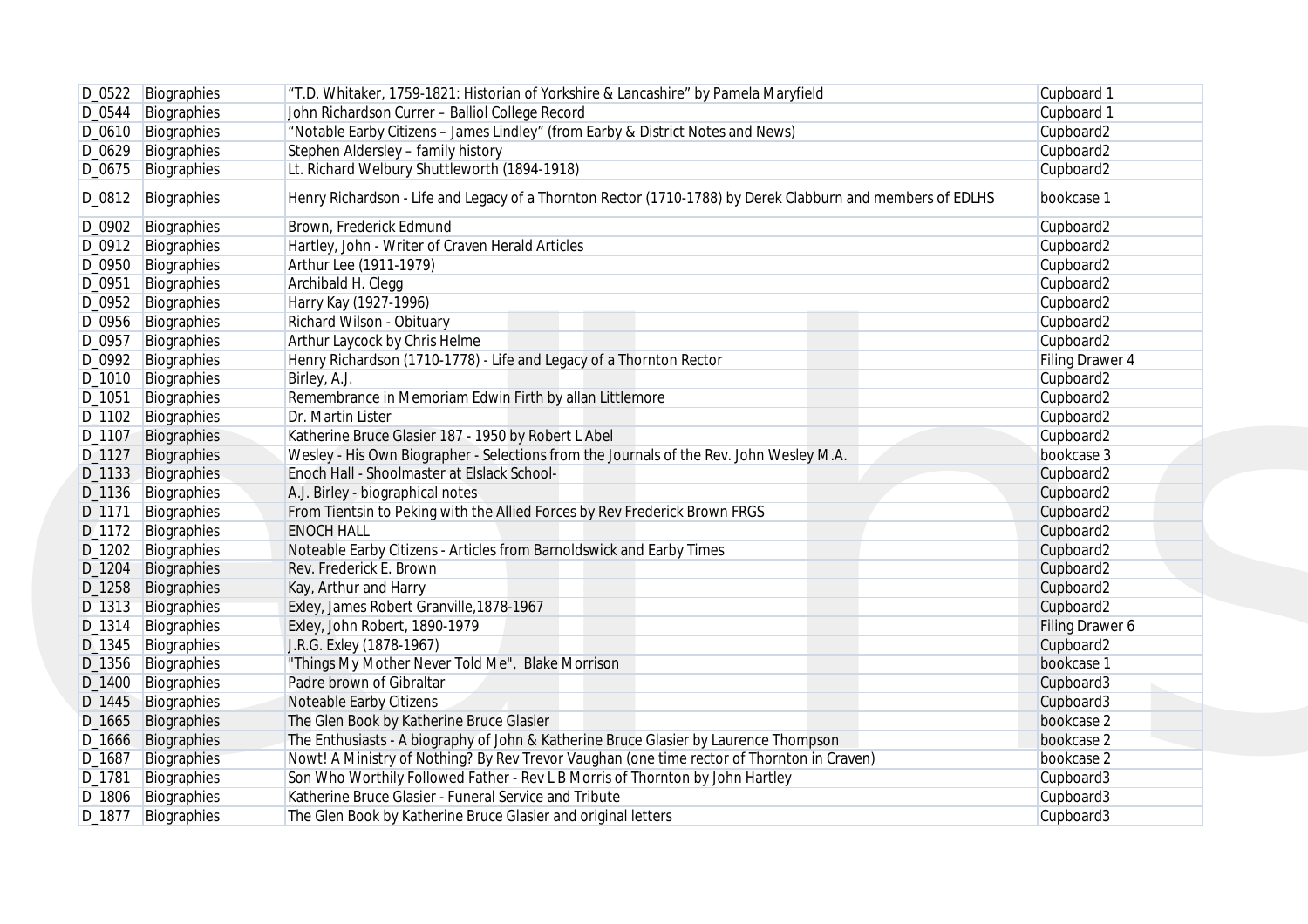| D_0522 | Biographies | "T.D. Whitaker, 1759-1821: Historian of Yorkshire & Lancashire" by Pamela Maryfield | Cupboard 1 |
|---|---|---|---|
| D_0544 | Biographies | John Richardson Currer – Balliol College Record | Cupboard 1 |
| D_0610 | Biographies | "Notable Earby Citizens – James Lindley" (from Earby & District Notes and News) | Cupboard2 |
| D_0629 | Biographies | Stephen Aldersley – family history | Cupboard2 |
| D_0675 | Biographies | Lt. Richard Welbury Shuttleworth (1894-1918) | Cupboard2 |
| D_0812 | Biographies | Henry Richardson - Life and Legacy of a Thornton Rector (1710-1788) by Derek Clabburn and members of EDLHS | bookcase 1 |
| D_0902 | Biographies | Brown, Frederick Edmund | Cupboard2 |
| D_0912 | Biographies | Hartley, John - Writer of Craven Herald Articles | Cupboard2 |
| D_0950 | Biographies | Arthur Lee (1911-1979) | Cupboard2 |
| D_0951 | Biographies | Archibald H. Clegg | Cupboard2 |
| D_0952 | Biographies | Harry Kay (1927-1996) | Cupboard2 |
| D_0956 | Biographies | Richard Wilson - Obituary | Cupboard2 |
| D_0957 | Biographies | Arthur Laycock by Chris Helme | Cupboard2 |
| D_0992 | Biographies | Henry Richardson (1710-1778) - Life and Legacy of a Thornton Rector | Filing Drawer 4 |
| D_1010 | Biographies | Birley, A.J. | Cupboard2 |
| D_1051 | Biographies | Remembrance in Memoriam Edwin Firth by allan Littlemore | Cupboard2 |
| D_1102 | Biographies | Dr. Martin Lister | Cupboard2 |
| D_1107 | Biographies | Katherine Bruce Glasier 187 - 1950 by Robert L Abel | Cupboard2 |
| D_1127 | Biographies | Wesley - His Own Biographer - Selections from the Journals of the Rev. John Wesley M.A. | bookcase 3 |
| D_1133 | Biographies | Enoch Hall - Shoolmaster at Elslack School- | Cupboard2 |
| D_1136 | Biographies | A.J. Birley - biographical notes | Cupboard2 |
| D_1171 | Biographies | From Tientsin to Peking with the Allied Forces by Rev Frederick Brown FRGS | Cupboard2 |
| D_1172 | Biographies | ENOCH HALL | Cupboard2 |
| D_1202 | Biographies | Noteable Earby Citizens - Articles from Barnoldswick and Earby Times | Cupboard2 |
| D_1204 | Biographies | Rev. Frederick E. Brown | Cupboard2 |
| D_1258 | Biographies | Kay, Arthur and Harry | Cupboard2 |
| D_1313 | Biographies | Exley, James Robert Granville,1878-1967 | Cupboard2 |
| D_1314 | Biographies | Exley, John Robert, 1890-1979 | Filing Drawer 6 |
| D_1345 | Biographies | J.R.G. Exley (1878-1967) | Cupboard2 |
| D_1356 | Biographies | "Things My Mother Never Told Me", Blake Morrison | bookcase 1 |
| D_1400 | Biographies | Padre brown of Gibraltar | Cupboard3 |
| D_1445 | Biographies | Noteable Earby Citizens | Cupboard3 |
| D_1665 | Biographies | The Glen Book by Katherine Bruce Glasier | bookcase 2 |
| D_1666 | Biographies | The Enthusiasts - A biography of John & Katherine Bruce Glasier by Laurence Thompson | bookcase 2 |
| D_1687 | Biographies | Nowt! A Ministry of Nothing? By Rev Trevor Vaughan (one time rector of Thornton in Craven) | bookcase 2 |
| D_1781 | Biographies | Son Who Worthily Followed Father - Rev L B Morris of Thornton by John Hartley | Cupboard3 |
| D_1806 | Biographies | Katherine Bruce Glasier - Funeral Service and Tribute | Cupboard3 |
| D_1877 | Biographies | The Glen Book by Katherine Bruce Glasier and original letters | Cupboard3 |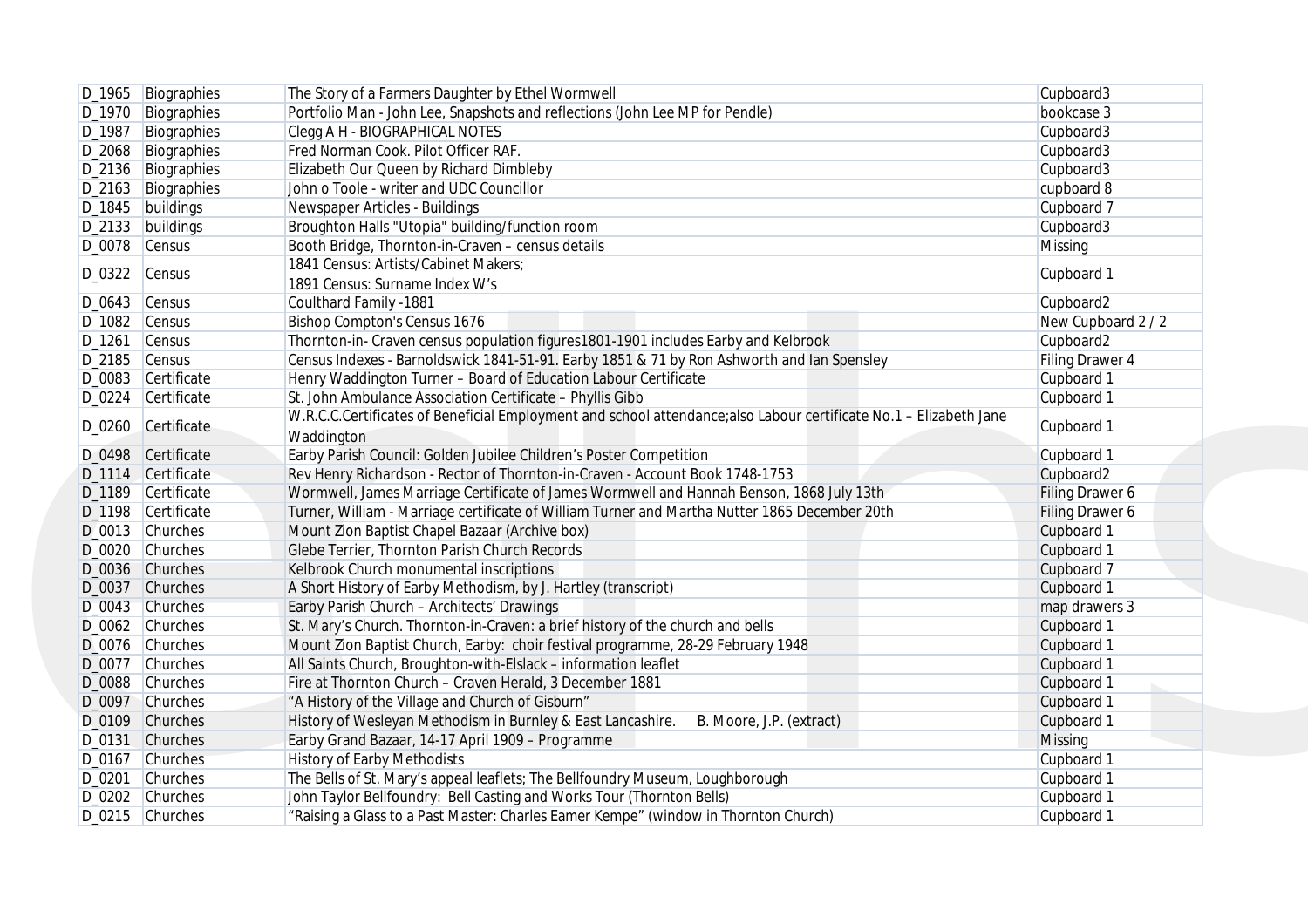| | | | |
|---|---|---|---|
| D_1965 | Biographies | The Story of a Farmers Daughter by Ethel Wormwell | Cupboard3 |
| D_1970 | Biographies | Portfolio Man - John Lee, Snapshots and reflections (John Lee MP for Pendle) | bookcase 3 |
| D_1987 | Biographies | Clegg A H - BIOGRAPHICAL NOTES | Cupboard3 |
| D_2068 | Biographies | Fred Norman Cook. Pilot Officer RAF. | Cupboard3 |
| D_2136 | Biographies | Elizabeth Our Queen by Richard Dimbleby | Cupboard3 |
| D_2163 | Biographies | John o Toole - writer and UDC Councillor | cupboard 8 |
| D_1845 | buildings | Newspaper Articles - Buildings | Cupboard 7 |
| D_2133 | buildings | Broughton Halls "Utopia" building/function room | Cupboard3 |
| D_0078 | Census | Booth Bridge, Thornton-in-Craven – census details | Missing |
| D_0322 | Census | 1841 Census: Artists/Cabinet Makers;<br>1891 Census: Surname Index W's | Cupboard 1 |
| D_0643 | Census | Coulthard Family -1881 | Cupboard2 |
| D_1082 | Census | Bishop Compton's Census 1676 | New Cupboard 2 / 2 |
| D_1261 | Census | Thornton-in- Craven census population figures1801-1901 includes Earby and Kelbrook | Cupboard2 |
| D_2185 | Census | Census Indexes - Barnoldswick 1841-51-91. Earby 1851 & 71 by Ron Ashworth and Ian Spensley | Filing Drawer 4 |
| D_0083 | Certificate | Henry Waddington Turner – Board of Education Labour Certificate | Cupboard 1 |
| D_0224 | Certificate | St. John Ambulance Association Certificate – Phyllis Gibb | Cupboard 1 |
| D_0260 | Certificate | W.R.C.C.Certificates of Beneficial Employment and school attendance;also Labour certificate No.1 – Elizabeth Jane Waddington | Cupboard 1 |
| D_0498 | Certificate | Earby Parish Council: Golden Jubilee Children's Poster Competition | Cupboard 1 |
| D_1114 | Certificate | Rev Henry Richardson - Rector of Thornton-in-Craven - Account Book 1748-1753 | Cupboard2 |
| D_1189 | Certificate | Wormwell, James Marriage Certificate of James Wormwell and Hannah Benson, 1868 July 13th | Filing Drawer 6 |
| D_1198 | Certificate | Turner, William - Marriage certificate of William Turner and Martha Nutter 1865 December 20th | Filing Drawer 6 |
| D_0013 | Churches | Mount Zion Baptist Chapel Bazaar (Archive box) | Cupboard 1 |
| D_0020 | Churches | Glebe Terrier, Thornton Parish Church Records | Cupboard 1 |
| D_0036 | Churches | Kelbrook Church monumental inscriptions | Cupboard 7 |
| D_0037 | Churches | A Short History of Earby Methodism, by J. Hartley (transcript) | Cupboard 1 |
| D_0043 | Churches | Earby Parish Church – Architects' Drawings | map drawers 3 |
| D_0062 | Churches | St. Mary's Church. Thornton-in-Craven: a brief history of the church and bells | Cupboard 1 |
| D_0076 | Churches | Mount Zion Baptist Church, Earby: choir festival programme, 28-29 February 1948 | Cupboard 1 |
| D_0077 | Churches | All Saints Church, Broughton-with-Elslack – information leaflet | Cupboard 1 |
| D_0088 | Churches | Fire at Thornton Church – Craven Herald, 3 December 1881 | Cupboard 1 |
| D_0097 | Churches | "A History of the Village and Church of Gisburn" | Cupboard 1 |
| D_0109 | Churches | History of Wesleyan Methodism in Burnley & East Lancashire. B. Moore, J.P. (extract) | Cupboard 1 |
| D_0131 | Churches | Earby Grand Bazaar, 14-17 April 1909 – Programme | Missing |
| D_0167 | Churches | History of Earby Methodists | Cupboard 1 |
| D_0201 | Churches | The Bells of St. Mary's appeal leaflets; The Bellfoundry Museum, Loughborough | Cupboard 1 |
| D_0202 | Churches | John Taylor Bellfoundry: Bell Casting and Works Tour (Thornton Bells) | Cupboard 1 |
| D_0215 | Churches | "Raising a Glass to a Past Master: Charles Eamer Kempe" (window in Thornton Church) | Cupboard 1 |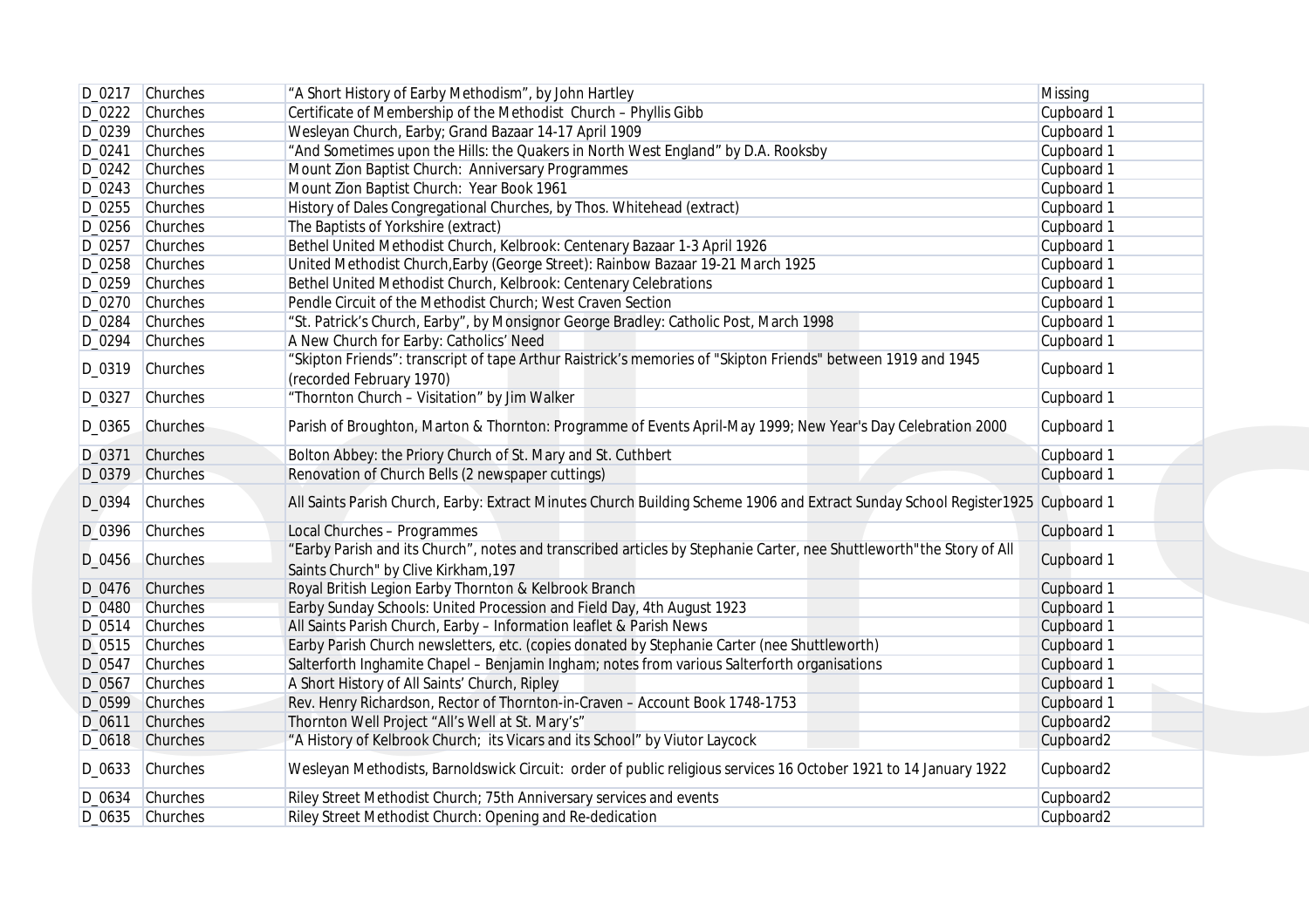| | | | |
|---|---|---|---|
| D_0217 | Churches | "A Short History of Earby Methodism", by John Hartley | Missing |
| D_0222 | Churches | Certificate of Membership of the Methodist Church – Phyllis Gibb | Cupboard 1 |
| D_0239 | Churches | Wesleyan Church, Earby; Grand Bazaar 14-17 April 1909 | Cupboard 1 |
| D_0241 | Churches | "And Sometimes upon the Hills: the Quakers in North West England" by D.A. Rooksby | Cupboard 1 |
| D_0242 | Churches | Mount Zion Baptist Church: Anniversary Programmes | Cupboard 1 |
| D_0243 | Churches | Mount Zion Baptist Church: Year Book 1961 | Cupboard 1 |
| D_0255 | Churches | History of Dales Congregational Churches, by Thos. Whitehead (extract) | Cupboard 1 |
| D_0256 | Churches | The Baptists of Yorkshire (extract) | Cupboard 1 |
| D_0257 | Churches | Bethel United Methodist Church, Kelbrook: Centenary Bazaar 1-3 April 1926 | Cupboard 1 |
| D_0258 | Churches | United Methodist Church,Earby (George Street): Rainbow Bazaar 19-21 March 1925 | Cupboard 1 |
| D_0259 | Churches | Bethel United Methodist Church, Kelbrook: Centenary Celebrations | Cupboard 1 |
| D_0270 | Churches | Pendle Circuit of the Methodist Church; West Craven Section | Cupboard 1 |
| D_0284 | Churches | "St. Patrick's Church, Earby", by Monsignor George Bradley: Catholic Post, March 1998 | Cupboard 1 |
| D_0294 | Churches | A New Church for Earby: Catholics' Need | Cupboard 1 |
| D_0319 | Churches | "Skipton Friends": transcript of tape Arthur Raistrick's memories of "Skipton Friends" between 1919 and 1945 (recorded February 1970) | Cupboard 1 |
| D_0327 | Churches | "Thornton Church – Visitation" by Jim Walker | Cupboard 1 |
| D_0365 | Churches | Parish of Broughton, Marton & Thornton: Programme of Events April-May 1999; New Year's Day Celebration 2000 | Cupboard 1 |
| D_0371 | Churches | Bolton Abbey: the Priory Church of St. Mary and St. Cuthbert | Cupboard 1 |
| D_0379 | Churches | Renovation of Church Bells (2 newspaper cuttings) | Cupboard 1 |
| D_0394 | Churches | All Saints Parish Church, Earby: Extract Minutes Church Building Scheme 1906 and Extract Sunday School Register1925 | Cupboard 1 |
| D_0396 | Churches | Local Churches – Programmes | Cupboard 1 |
| D_0456 | Churches | "Earby Parish and its Church", notes and transcribed articles by Stephanie Carter, nee Shuttleworth"the Story of All Saints Church" by Clive Kirkham,197 | Cupboard 1 |
| D_0476 | Churches | Royal British Legion Earby Thornton & Kelbrook Branch | Cupboard 1 |
| D_0480 | Churches | Earby Sunday Schools: United Procession and Field Day, 4th August 1923 | Cupboard 1 |
| D_0514 | Churches | All Saints Parish Church, Earby – Information leaflet & Parish News | Cupboard 1 |
| D_0515 | Churches | Earby Parish Church newsletters, etc. (copies donated by Stephanie Carter (nee Shuttleworth) | Cupboard 1 |
| D_0547 | Churches | Salterforth Inghamite Chapel – Benjamin Ingham; notes from various Salterforth organisations | Cupboard 1 |
| D_0567 | Churches | A Short History of All Saints' Church, Ripley | Cupboard 1 |
| D_0599 | Churches | Rev. Henry Richardson, Rector of Thornton-in-Craven – Account Book 1748-1753 | Cupboard 1 |
| D_0611 | Churches | Thornton Well Project "All's Well at St. Mary's" | Cupboard2 |
| D_0618 | Churches | "A History of Kelbrook Church; its Vicars and its School" by Viutor Laycock | Cupboard2 |
| D_0633 | Churches | Wesleyan Methodists, Barnoldswick Circuit: order of public religious services 16 October 1921 to 14 January 1922 | Cupboard2 |
| D_0634 | Churches | Riley Street Methodist Church; 75th Anniversary services and events | Cupboard2 |
| D_0635 | Churches | Riley Street Methodist Church: Opening and Re-dedication | Cupboard2 |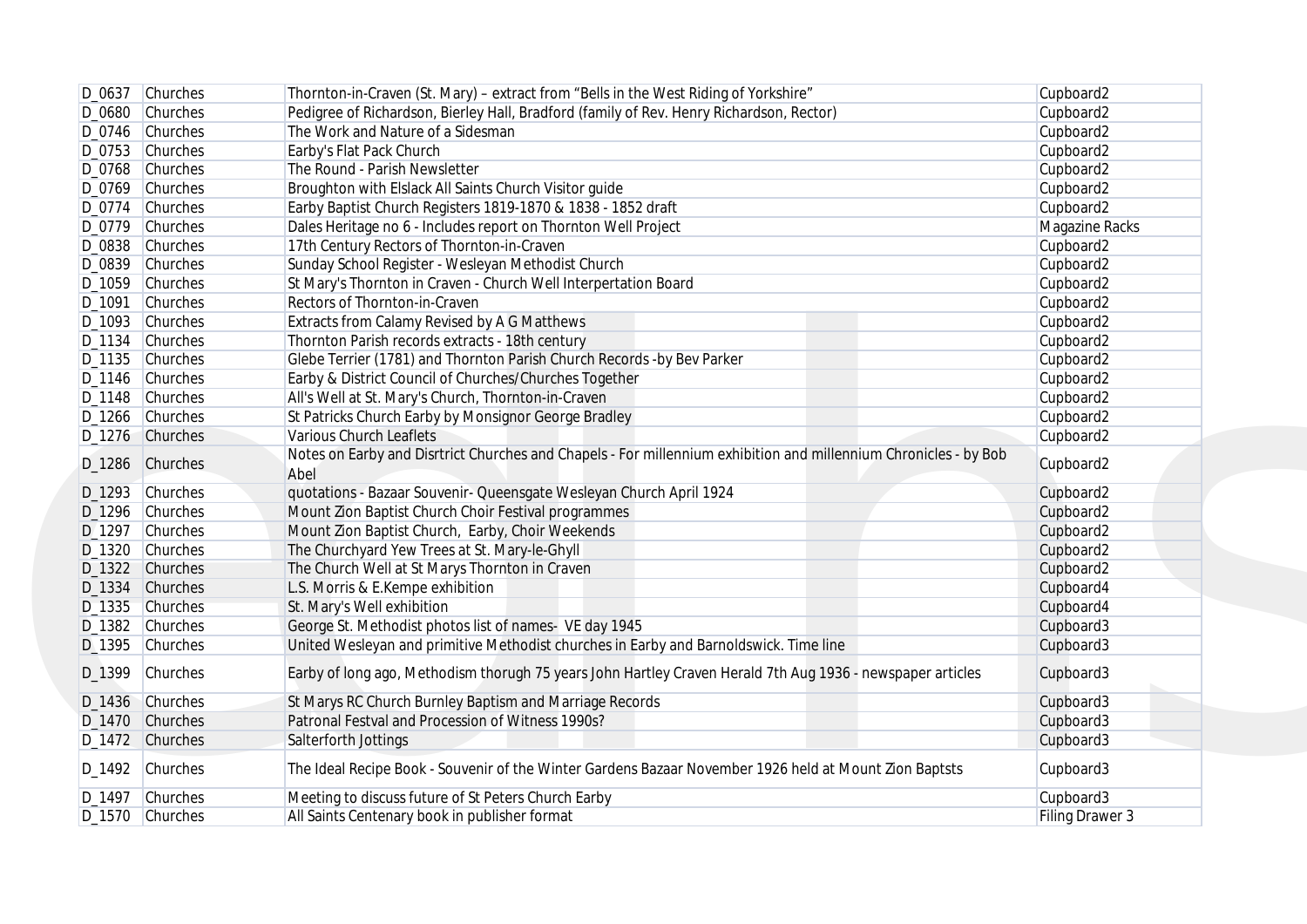| | | | |
|---|---|---|---|
| D_0637 | Churches | Thornton-in-Craven (St. Mary) – extract from "Bells in the West Riding of Yorkshire" | Cupboard2 |
| D_0680 | Churches | Pedigree of Richardson, Bierley Hall, Bradford (family of Rev. Henry Richardson, Rector) | Cupboard2 |
| D_0746 | Churches | The Work and Nature of a Sidesman | Cupboard2 |
| D_0753 | Churches | Earby's Flat Pack Church | Cupboard2 |
| D_0768 | Churches | The Round - Parish Newsletter | Cupboard2 |
| D_0769 | Churches | Broughton with Elslack All Saints Church Visitor guide | Cupboard2 |
| D_0774 | Churches | Earby Baptist Church Registers 1819-1870 & 1838 - 1852 draft | Cupboard2 |
| D_0779 | Churches | Dales Heritage no 6 - Includes report on Thornton Well Project | Magazine Racks |
| D_0838 | Churches | 17th Century Rectors of Thornton-in-Craven | Cupboard2 |
| D_0839 | Churches | Sunday School Register - Wesleyan Methodist Church | Cupboard2 |
| D_1059 | Churches | St Mary's Thornton in Craven - Church Well Interpertation Board | Cupboard2 |
| D_1091 | Churches | Rectors of Thornton-in-Craven | Cupboard2 |
| D_1093 | Churches | Extracts from Calamy Revised by A G Matthews | Cupboard2 |
| D_1134 | Churches | Thornton Parish records extracts - 18th century | Cupboard2 |
| D_1135 | Churches | Glebe Terrier (1781) and Thornton Parish Church Records -by Bev Parker | Cupboard2 |
| D_1146 | Churches | Earby & District Council of Churches/Churches Together | Cupboard2 |
| D_1148 | Churches | All's Well at St. Mary's Church, Thornton-in-Craven | Cupboard2 |
| D_1266 | Churches | St Patricks Church Earby by Monsignor George Bradley | Cupboard2 |
| D_1276 | Churches | Various Church Leaflets | Cupboard2 |
| D_1286 | Churches | Notes on Earby and Disrtrict Churches and Chapels - For millennium exhibition and millennium Chronicles - by Bob Abel | Cupboard2 |
| D_1293 | Churches | quotations - Bazaar Souvenir- Queensgate Wesleyan Church April 1924 | Cupboard2 |
| D_1296 | Churches | Mount Zion Baptist Church Choir Festival programmes | Cupboard2 |
| D_1297 | Churches | Mount Zion Baptist Church, Earby, Choir Weekends | Cupboard2 |
| D_1320 | Churches | The Churchyard Yew Trees at St. Mary-le-Ghyll | Cupboard2 |
| D_1322 | Churches | The Church Well at St Marys Thornton in Craven | Cupboard2 |
| D_1334 | Churches | L.S. Morris & E.Kempe exhibition | Cupboard4 |
| D_1335 | Churches | St. Mary's Well exhibition | Cupboard4 |
| D_1382 | Churches | George St. Methodist photos list of names- VE day 1945 | Cupboard3 |
| D_1395 | Churches | United Wesleyan and primitive Methodist churches in Earby and Barnoldswick. Time line | Cupboard3 |
| D_1399 | Churches | Earby of long ago, Methodism thorugh 75 years John Hartley Craven Herald 7th Aug 1936 - newspaper articles | Cupboard3 |
| D_1436 | Churches | St Marys RC Church Burnley Baptism and Marriage Records | Cupboard3 |
| D_1470 | Churches | Patronal Festval and Procession of Witness 1990s? | Cupboard3 |
| D_1472 | Churches | Salterforth Jottings | Cupboard3 |
| D_1492 | Churches | The Ideal Recipe Book - Souvenir of the Winter Gardens Bazaar November 1926 held at Mount Zion Baptsts | Cupboard3 |
| D_1497 | Churches | Meeting to discuss future of St Peters Church Earby | Cupboard3 |
| D_1570 | Churches | All Saints Centenary book in publisher format | Filing Drawer 3 |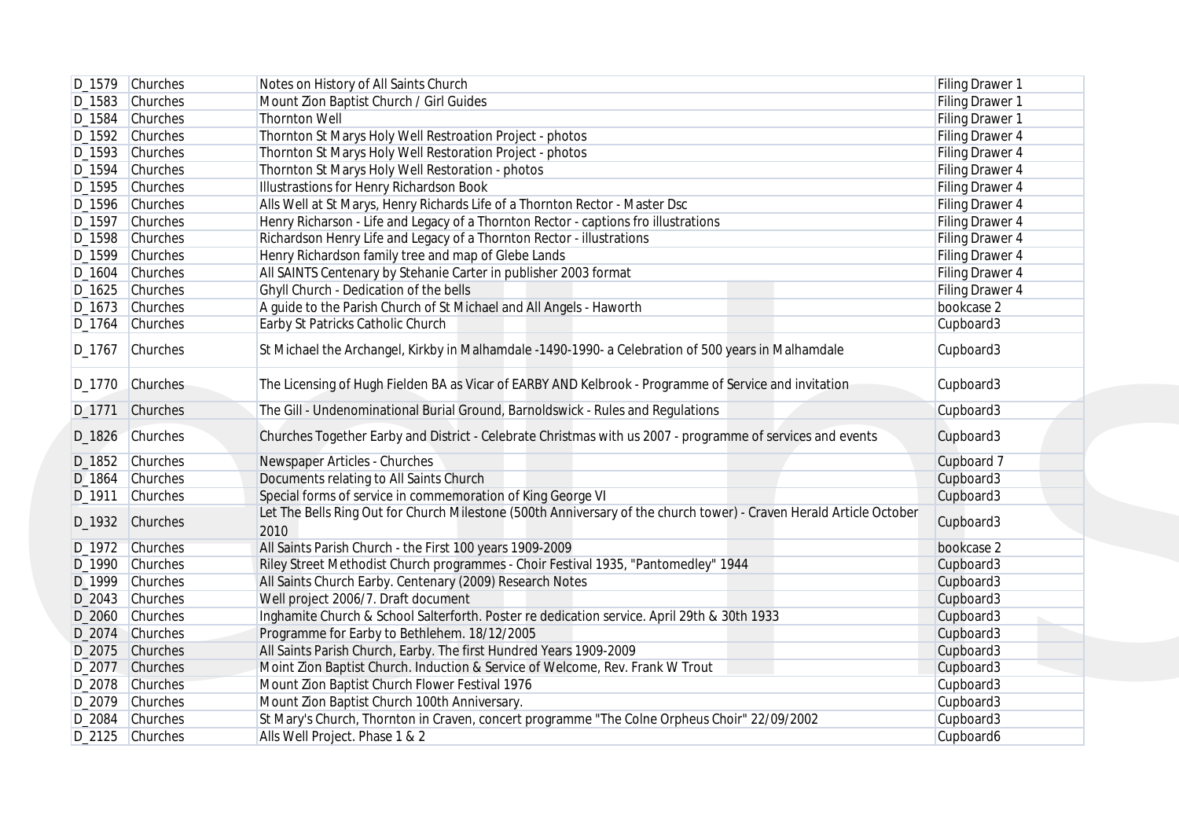| | | | |
|---|---|---|---|
| D_1579 | Churches | Notes on History of All Saints Church | Filing Drawer 1 |
| D_1583 | Churches | Mount Zion Baptist Church / Girl Guides | Filing Drawer 1 |
| D_1584 | Churches | Thornton Well | Filing Drawer 1 |
| D_1592 | Churches | Thornton St Marys Holy Well Restroation Project - photos | Filing Drawer 4 |
| D_1593 | Churches | Thornton St Marys Holy Well Restoration Project - photos | Filing Drawer 4 |
| D_1594 | Churches | Thornton St Marys Holy Well Restoration - photos | Filing Drawer 4 |
| D_1595 | Churches | Illustrastions for Henry Richardson Book | Filing Drawer 4 |
| D_1596 | Churches | Alls Well at St Marys, Henry Richards Life of a Thornton Rector - Master Dsc | Filing Drawer 4 |
| D_1597 | Churches | Henry Richarson - Life and Legacy of a Thornton Rector - captions fro illustrations | Filing Drawer 4 |
| D_1598 | Churches | Richardson Henry Life and Legacy of a Thornton Rector - illustrations | Filing Drawer 4 |
| D_1599 | Churches | Henry Richardson family tree and map of Glebe Lands | Filing Drawer 4 |
| D_1604 | Churches | All SAINTS Centenary by Stehanie Carter in publisher 2003 format | Filing Drawer 4 |
| D_1625 | Churches | Ghyll Church - Dedication of the bells | Filing Drawer 4 |
| D_1673 | Churches | A guide to the Parish Church of St Michael and All Angels - Haworth | bookcase 2 |
| D_1764 | Churches | Earby St Patricks Catholic Church | Cupboard3 |
| D_1767 | Churches | St Michael the Archangel, Kirkby in Malhamdale -1490-1990- a Celebration of 500 years in Malhamdale | Cupboard3 |
| D_1770 | Churches | The Licensing of Hugh Fielden BA as Vicar of EARBY AND Kelbrook - Programme of Service and invitation | Cupboard3 |
| D_1771 | Churches | The Gill - Undenominational Burial Ground, Barnoldswick - Rules and Regulations | Cupboard3 |
| D_1826 | Churches | Churches Together Earby and District - Celebrate Christmas with us 2007 - programme of services and events | Cupboard3 |
| D_1852 | Churches | Newspaper Articles - Churches | Cupboard 7 |
| D_1864 | Churches | Documents relating to All Saints Church | Cupboard3 |
| D_1911 | Churches | Special forms of service in commemoration of King George VI | Cupboard3 |
| D_1932 | Churches | Let The Bells Ring Out for Church Milestone (500th Anniversary of the church tower) - Craven Herald Article October 2010 | Cupboard3 |
| D_1972 | Churches | All Saints Parish Church - the First 100 years 1909-2009 | bookcase 2 |
| D_1990 | Churches | Riley Street Methodist Church programmes - Choir Festival 1935, "Pantomedley" 1944 | Cupboard3 |
| D_1999 | Churches | All Saints Church Earby. Centenary (2009) Research Notes | Cupboard3 |
| D_2043 | Churches | Well project 2006/7. Draft document | Cupboard3 |
| D_2060 | Churches | Inghamite Church & School Salterforth. Poster re dedication service. April 29th & 30th 1933 | Cupboard3 |
| D_2074 | Churches | Programme for Earby to Bethlehem. 18/12/2005 | Cupboard3 |
| D_2075 | Churches | All Saints Parish Church, Earby. The first Hundred Years 1909-2009 | Cupboard3 |
| D_2077 | Churches | Moint Zion Baptist Church. Induction & Service of Welcome, Rev. Frank W Trout | Cupboard3 |
| D_2078 | Churches | Mount Zion Baptist Church Flower Festival 1976 | Cupboard3 |
| D_2079 | Churches | Mount Zion Baptist Church 100th Anniversary. | Cupboard3 |
| D_2084 | Churches | St Mary's Church, Thornton in Craven, concert programme "The Colne Orpheus Choir" 22/09/2002 | Cupboard3 |
| D_2125 | Churches | Alls Well Project. Phase 1 & 2 | Cupboard6 |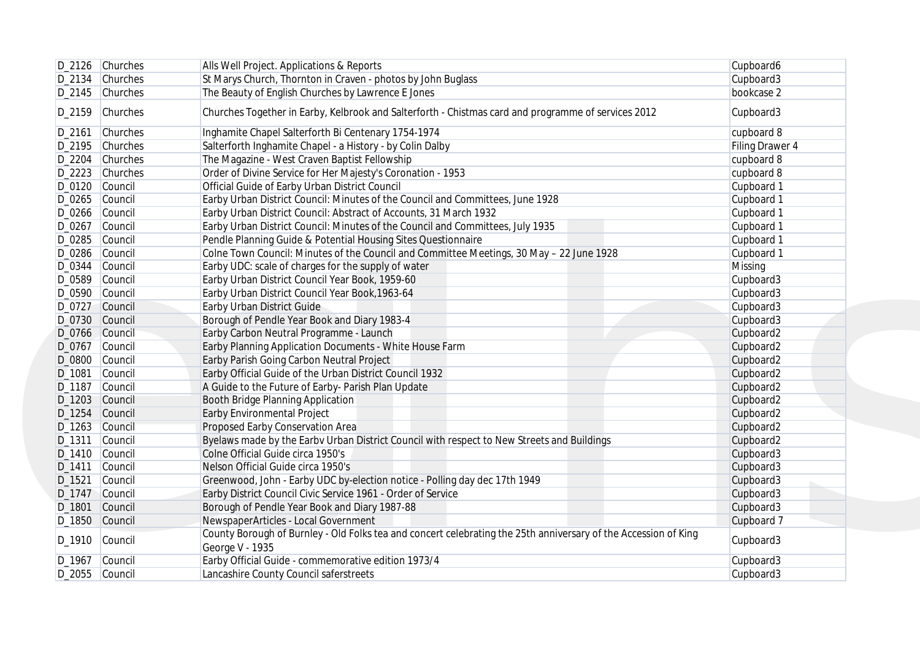| D_2126 | Churches | Alls Well Project. Applications & Reports | Cupboard6 |
|---|---|---|---|
| D_2134 | Churches | St Marys Church, Thornton in Craven - photos by John Buglass | Cupboard3 |
| D_2145 | Churches | The Beauty of English Churches by Lawrence E Jones | bookcase 2 |
| D_2159 | Churches | Churches Together in Earby, Kelbrook and Salterforth - Chistmas card and programme of services 2012 | Cupboard3 |
| D_2161 | Churches | Inghamite Chapel Salterforth Bi Centenary 1754-1974 | cupboard 8 |
| D_2195 | Churches | Salterforth Inghamite Chapel - a History - by Colin Dalby | Filing Drawer 4 |
| D_2204 | Churches | The Magazine - West Craven Baptist Fellowship | cupboard 8 |
| D_2223 | Churches | Order of Divine Service for Her Majesty's Coronation - 1953 | cupboard 8 |
| D_0120 | Council | Official Guide of Earby Urban District Council | Cupboard 1 |
| D_0265 | Council | Earby Urban District Council: Minutes of the Council and Committees, June 1928 | Cupboard 1 |
| D_0266 | Council | Earby Urban District Council: Abstract of Accounts, 31 March 1932 | Cupboard 1 |
| D_0267 | Council | Earby Urban District Council: Minutes of the Council and Committees, July 1935 | Cupboard 1 |
| D_0285 | Council | Pendle Planning Guide & Potential Housing Sites Questionnaire | Cupboard 1 |
| D_0286 | Council | Colne Town Council: Minutes of the Council and Committee Meetings, 30 May – 22 June 1928 | Cupboard 1 |
| D_0344 | Council | Earby UDC: scale of charges for the supply of water | Missing |
| D_0589 | Council | Earby Urban District Council Year Book, 1959-60 | Cupboard3 |
| D_0590 | Council | Earby Urban District Council Year Book,1963-64 | Cupboard3 |
| D_0727 | Council | Earby Urban District Guide | Cupboard3 |
| D_0730 | Council | Borough of Pendle Year Book and Diary 1983-4 | Cupboard3 |
| D_0766 | Council | Earby Carbon Neutral Programme - Launch | Cupboard2 |
| D_0767 | Council | Earby Planning Application Documents - White House Farm | Cupboard2 |
| D_0800 | Council | Earby Parish Going Carbon Neutral Project | Cupboard2 |
| D_1081 | Council | Earby Official Guide of the Urban District Council 1932 | Cupboard2 |
| D_1187 | Council | A Guide to the Future of Earby- Parish Plan Update | Cupboard2 |
| D_1203 | Council | Booth Bridge Planning Application | Cupboard2 |
| D_1254 | Council | Earby Environmental Project | Cupboard2 |
| D_1263 | Council | Proposed Earby Conservation Area | Cupboard2 |
| D_1311 | Council | Byelaws made by the Earbv Urban District Council with respect to New Streets and Buildings | Cupboard2 |
| D_1410 | Council | Colne Official Guide circa 1950's | Cupboard3 |
| D_1411 | Council | Nelson Official Guide circa 1950's | Cupboard3 |
| D_1521 | Council | Greenwood, John - Earby UDC by-election notice - Polling day dec 17th 1949 | Cupboard3 |
| D_1747 | Council | Earby District Council Civic Service 1961 - Order of Service | Cupboard3 |
| D_1801 | Council | Borough of Pendle Year Book and Diary 1987-88 | Cupboard3 |
| D_1850 | Council | NewspaperArticles - Local Government | Cupboard 7 |
| D_1910 | Council | County Borough of Burnley - Old Folks tea and concert celebrating the 25th anniversary of the Accession of King George V - 1935 | Cupboard3 |
| D_1967 | Council | Earby Official Guide - commemorative edition 1973/4 | Cupboard3 |
| D_2055 | Council | Lancashire County Council saferstreets | Cupboard3 |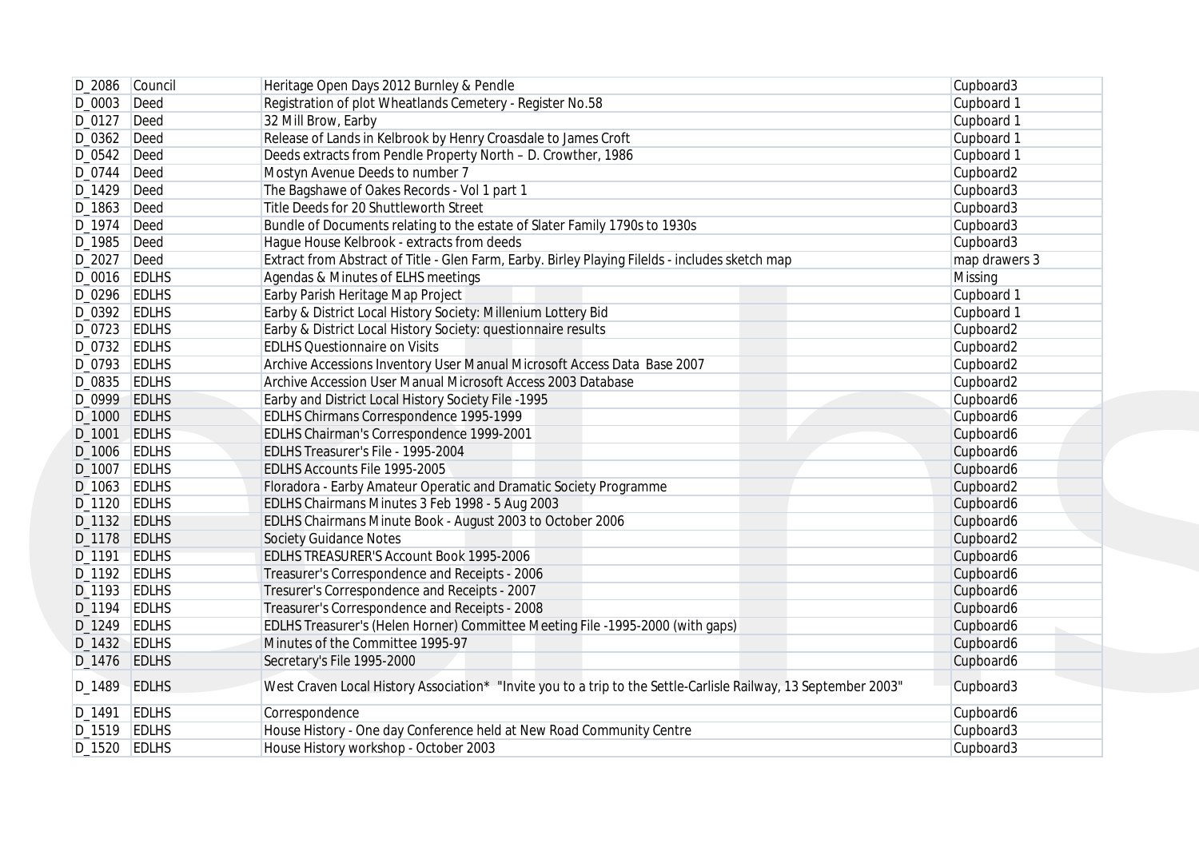| | | | |
|---|---|---|---|
| D_2086 | Council | Heritage Open Days 2012 Burnley & Pendle | Cupboard3 |
| D_0003 | Deed | Registration of plot Wheatlands Cemetery - Register No.58 | Cupboard 1 |
| D_0127 | Deed | 32 Mill Brow, Earby | Cupboard 1 |
| D_0362 | Deed | Release of Lands in Kelbrook by Henry Croasdale to James Croft | Cupboard 1 |
| D_0542 | Deed | Deeds extracts from Pendle Property North – D. Crowther, 1986 | Cupboard 1 |
| D_0744 | Deed | Mostyn Avenue Deeds to number 7 | Cupboard2 |
| D_1429 | Deed | The Bagshawe of Oakes Records - Vol 1 part 1 | Cupboard3 |
| D_1863 | Deed | Title Deeds for 20 Shuttleworth Street | Cupboard3 |
| D_1974 | Deed | Bundle of Documents relating to the estate of Slater Family 1790s to 1930s | Cupboard3 |
| D_1985 | Deed | Hague House Kelbrook - extracts from deeds | Cupboard3 |
| D_2027 | Deed | Extract from Abstract of Title - Glen Farm, Earby. Birley Playing Filelds - includes sketch map | map drawers 3 |
| D_0016 | EDLHS | Agendas & Minutes of ELHS meetings | Missing |
| D_0296 | EDLHS | Earby Parish Heritage Map Project | Cupboard 1 |
| D_0392 | EDLHS | Earby & District Local History Society: Millenium Lottery Bid | Cupboard 1 |
| D_0723 | EDLHS | Earby & District Local History Society: questionnaire results | Cupboard2 |
| D_0732 | EDLHS | EDLHS Questionnaire on Visits | Cupboard2 |
| D_0793 | EDLHS | Archive Accessions Inventory User Manual Microsoft Access Data Base 2007 | Cupboard2 |
| D_0835 | EDLHS | Archive Accession User Manual Microsoft Access 2003 Database | Cupboard2 |
| D_0999 | EDLHS | Earby and District Local History Society File -1995 | Cupboard6 |
| D_1000 | EDLHS | EDLHS Chirmans Correspondence 1995-1999 | Cupboard6 |
| D_1001 | EDLHS | EDLHS Chairman's Correspondence 1999-2001 | Cupboard6 |
| D_1006 | EDLHS | EDLHS Treasurer's File - 1995-2004 | Cupboard6 |
| D_1007 | EDLHS | EDLHS Accounts File 1995-2005 | Cupboard6 |
| D_1063 | EDLHS | Floradora - Earby Amateur Operatic and Dramatic Society Programme | Cupboard2 |
| D_1120 | EDLHS | EDLHS Chairmans Minutes 3 Feb 1998 - 5 Aug 2003 | Cupboard6 |
| D_1132 | EDLHS | EDLHS Chairmans Minute Book - August 2003 to October 2006 | Cupboard6 |
| D_1178 | EDLHS | Society Guidance Notes | Cupboard2 |
| D_1191 | EDLHS | EDLHS TREASURER'S Account Book 1995-2006 | Cupboard6 |
| D_1192 | EDLHS | Treasurer's Correspondence and Receipts - 2006 | Cupboard6 |
| D_1193 | EDLHS | Tresurer's Correspondence and Receipts - 2007 | Cupboard6 |
| D_1194 | EDLHS | Treasurer's Correspondence and Receipts - 2008 | Cupboard6 |
| D_1249 | EDLHS | EDLHS Treasurer's (Helen Horner) Committee Meeting File -1995-2000 (with gaps) | Cupboard6 |
| D_1432 | EDLHS | Minutes of the Committee 1995-97 | Cupboard6 |
| D_1476 | EDLHS | Secretary's File 1995-2000 | Cupboard6 |
| D_1489 | EDLHS | West Craven Local History Association* "Invite you to a trip to the Settle-Carlisle Railway, 13 September 2003" | Cupboard3 |
| D_1491 | EDLHS | Correspondence | Cupboard6 |
| D_1519 | EDLHS | House History - One day Conference held at New Road Community Centre | Cupboard3 |
| D_1520 | EDLHS | House History workshop - October 2003 | Cupboard3 |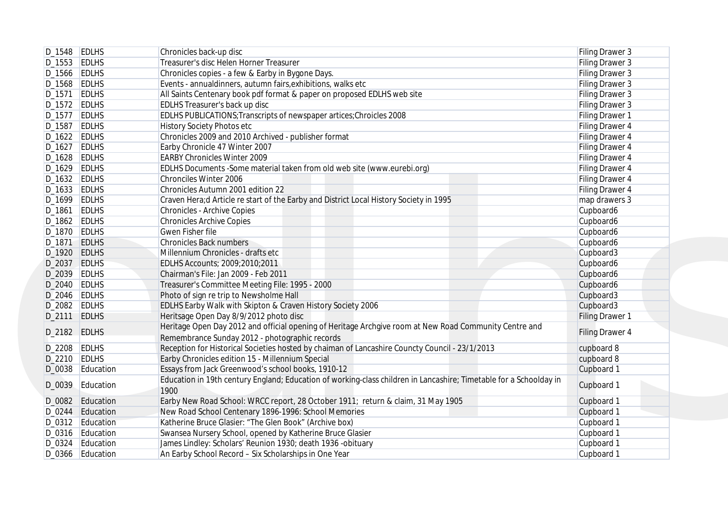| | | | |
|---|---|---|---|
| D_1548 | EDLHS | Chronicles back-up disc | Filing Drawer 3 |
| D_1553 | EDLHS | Treasurer's disc Helen Horner Treasurer | Filing Drawer 3 |
| D_1566 | EDLHS | Chronicles copies - a few & Earby in Bygone Days. | Filing Drawer 3 |
| D_1568 | EDLHS | Events - annualdinners, autumn fairs,exhibitions, walks etc | Filing Drawer 3 |
| D_1571 | EDLHS | All Saints Centenary book pdf format & paper on proposed EDLHS web site | Filing Drawer 3 |
| D_1572 | EDLHS | EDLHS Treasurer's back up disc | Filing Drawer 3 |
| D_1577 | EDLHS | EDLHS PUBLICATIONS;Transcripts of newspaper artices;Chroicles 2008 | Filing Drawer 1 |
| D_1587 | EDLHS | History Society Photos etc | Filing Drawer 4 |
| D_1622 | EDLHS | Chronicles 2009 and 2010 Archived - publisher format | Filing Drawer 4 |
| D_1627 | EDLHS | Earby Chronicle 47 Winter 2007 | Filing Drawer 4 |
| D_1628 | EDLHS | EARBY Chronicles Winter 2009 | Filing Drawer 4 |
| D_1629 | EDLHS | EDLHS Documents -Some material taken from old web site (www.eurebi.org) | Filing Drawer 4 |
| D_1632 | EDLHS | Chronciles Winter 2006 | Filing Drawer 4 |
| D_1633 | EDLHS | Chronicles Autumn 2001 edition 22 | Filing Drawer 4 |
| D_1699 | EDLHS | Craven Hera;d Article re start of the Earby and District Local History Society in 1995 | map drawers 3 |
| D_1861 | EDLHS | Chronicles - Archive Copies | Cupboard6 |
| D_1862 | EDLHS | Chronicles Archive Copies | Cupboard6 |
| D_1870 | EDLHS | Gwen Fisher file | Cupboard6 |
| D_1871 | EDLHS | Chronicles Back numbers | Cupboard6 |
| D_1920 | EDLHS | Millennium Chronicles - drafts etc | Cupboard3 |
| D_2037 | EDLHS | EDLHS Accounts; 2009;2010;2011 | Cupboard6 |
| D_2039 | EDLHS | Chairman's File: Jan 2009 - Feb 2011 | Cupboard6 |
| D_2040 | EDLHS | Treasurer's Committee Meeting File: 1995 - 2000 | Cupboard6 |
| D_2046 | EDLHS | Photo of sign re trip to Newsholme Hall | Cupboard3 |
| D_2082 | EDLHS | EDLHS Earby Walk with Skipton & Craven History Society 2006 | Cupboard3 |
| D_2111 | EDLHS | Heritsage Open Day 8/9/2012 photo disc | Filing Drawer 1 |
| D_2182 | EDLHS | Heritage Open Day 2012 and official opening of Heritage Archgive room at New Road Community Centre and Remembrance Sunday 2012 - photographic records | Filing Drawer 4 |
| D_2208 | EDLHS | Reception for Historical Societies hosted by chaiman of Lancashire Councty Council - 23/1/2013 | cupboard 8 |
| D_2210 | EDLHS | Earby Chronicles edition 15 - Millennium Special | cupboard 8 |
| D_0038 | Education | Essays from Jack Greenwood's school books, 1910-12 | Cupboard 1 |
| D_0039 | Education | Education in 19th century England; Education of working-class children in Lancashire; Timetable for a Schoolday in 1900 | Cupboard 1 |
| D_0082 | Education | Earby New Road School: WRCC report, 28 October 1911; return & claim, 31 May 1905 | Cupboard 1 |
| D_0244 | Education | New Road School Centenary 1896-1996: School Memories | Cupboard 1 |
| D_0312 | Education | Katherine Bruce Glasier: "The Glen Book" (Archive box) | Cupboard 1 |
| D_0316 | Education | Swansea Nursery School, opened by Katherine Bruce Glasier | Cupboard 1 |
| D_0324 | Education | James Lindley: Scholars' Reunion 1930; death 1936 -obituary | Cupboard 1 |
| D_0366 | Education | An Earby School Record – Six Scholarships in One Year | Cupboard 1 |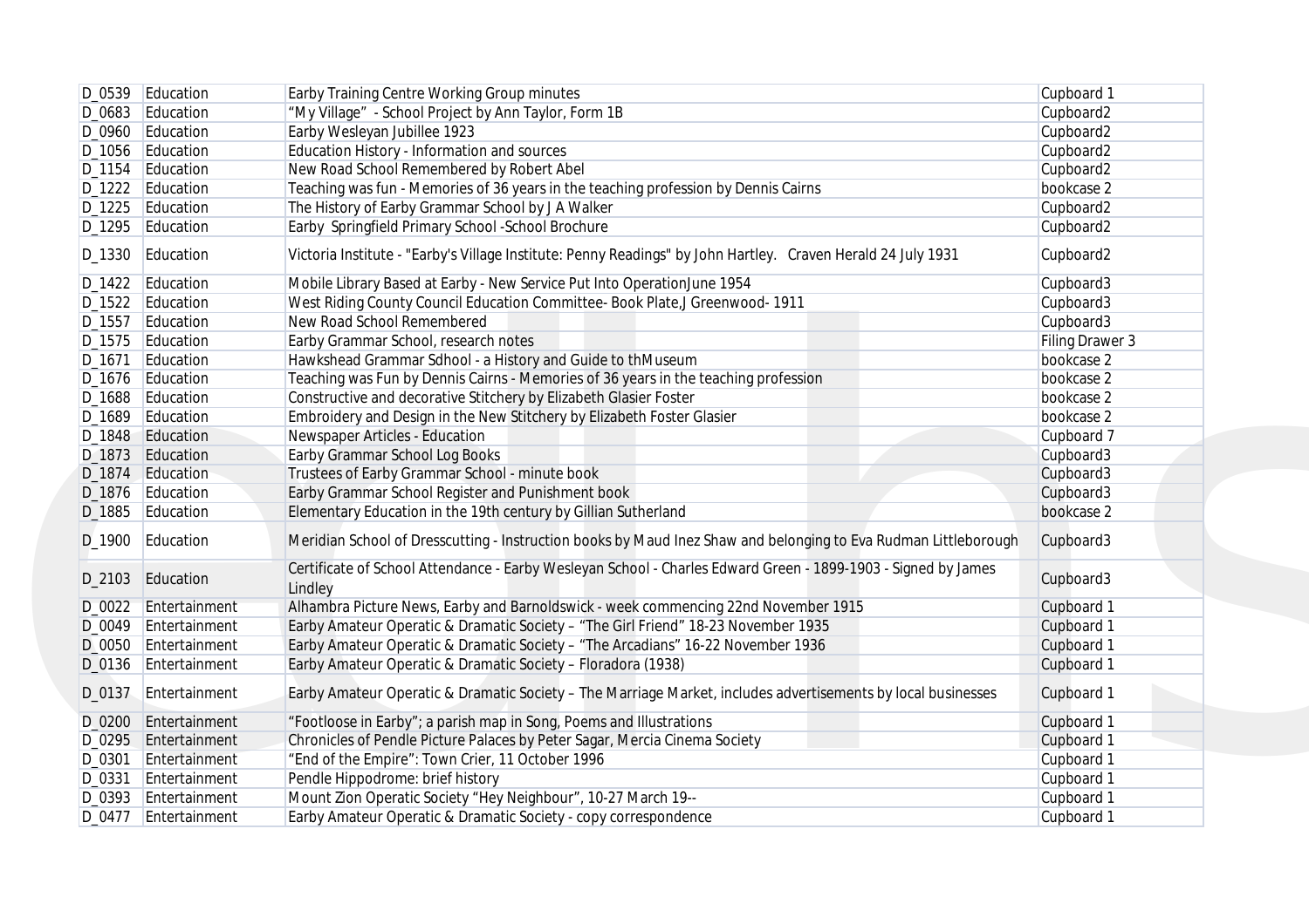| | | | |
|---|---|---|---|
| D_0539 | Education | Earby Training Centre Working Group minutes | Cupboard 1 |
| D_0683 | Education | "My Village" - School Project by Ann Taylor, Form 1B | Cupboard2 |
| D_0960 | Education | Earby Wesleyan Jubillee 1923 | Cupboard2 |
| D_1056 | Education | Education History - Information and sources | Cupboard2 |
| D_1154 | Education | New Road School Remembered by Robert Abel | Cupboard2 |
| D_1222 | Education | Teaching was fun - Memories of 36 years in the teaching profession by Dennis Cairns | bookcase 2 |
| D_1225 | Education | The History of Earby Grammar School by J A Walker | Cupboard2 |
| D_1295 | Education | Earby Springfield Primary School -School Brochure | Cupboard2 |
| D_1330 | Education | Victoria Institute - "Earby's Village Institute: Penny Readings" by John Hartley. Craven Herald 24 July 1931 | Cupboard2 |
| D_1422 | Education | Mobile Library Based at Earby - New Service Put Into OperationJune 1954 | Cupboard3 |
| D_1522 | Education | West Riding County Council Education Committee- Book Plate,J Greenwood- 1911 | Cupboard3 |
| D_1557 | Education | New Road School Remembered | Cupboard3 |
| D_1575 | Education | Earby Grammar School, research notes | Filing Drawer 3 |
| D_1671 | Education | Hawkshead Grammar Sdhool - a History and Guide to thMuseum | bookcase 2 |
| D_1676 | Education | Teaching was Fun by Dennis Cairns - Memories of 36 years in the teaching profession | bookcase 2 |
| D_1688 | Education | Constructive and decorative Stitchery by Elizabeth Glasier Foster | bookcase 2 |
| D_1689 | Education | Embroidery and Design in the New Stitchery by Elizabeth Foster Glasier | bookcase 2 |
| D_1848 | Education | Newspaper Articles - Education | Cupboard 7 |
| D_1873 | Education | Earby Grammar School Log Books | Cupboard3 |
| D_1874 | Education | Trustees of Earby Grammar School - minute book | Cupboard3 |
| D_1876 | Education | Earby Grammar School Register and Punishment book | Cupboard3 |
| D_1885 | Education | Elementary Education in the 19th century by Gillian Sutherland | bookcase 2 |
| D_1900 | Education | Meridian School of Dresscutting - Instruction books by Maud Inez Shaw and belonging to Eva Rudman Littleborough | Cupboard3 |
| D_2103 | Education | Certificate of School Attendance - Earby Wesleyan School - Charles Edward Green - 1899-1903 - Signed by James Lindley | Cupboard3 |
| D_0022 | Entertainment | Alhambra Picture News, Earby and Barnoldswick - week commencing 22nd November 1915 | Cupboard 1 |
| D_0049 | Entertainment | Earby Amateur Operatic & Dramatic Society – "The Girl Friend" 18-23 November 1935 | Cupboard 1 |
| D_0050 | Entertainment | Earby Amateur Operatic & Dramatic Society – "The Arcadians" 16-22 November 1936 | Cupboard 1 |
| D_0136 | Entertainment | Earby Amateur Operatic & Dramatic Society – Floradora (1938) | Cupboard 1 |
| D_0137 | Entertainment | Earby Amateur Operatic & Dramatic Society – The Marriage Market, includes advertisements by local businesses | Cupboard 1 |
| D_0200 | Entertainment | "Footloose in Earby"; a parish map in Song, Poems and Illustrations | Cupboard 1 |
| D_0295 | Entertainment | Chronicles of Pendle Picture Palaces by Peter Sagar, Mercia Cinema Society | Cupboard 1 |
| D_0301 | Entertainment | "End of the Empire": Town Crier, 11 October 1996 | Cupboard 1 |
| D_0331 | Entertainment | Pendle Hippodrome: brief history | Cupboard 1 |
| D_0393 | Entertainment | Mount Zion Operatic Society "Hey Neighbour", 10-27 March 19-- | Cupboard 1 |
| D_0477 | Entertainment | Earby Amateur Operatic & Dramatic Society - copy correspondence | Cupboard 1 |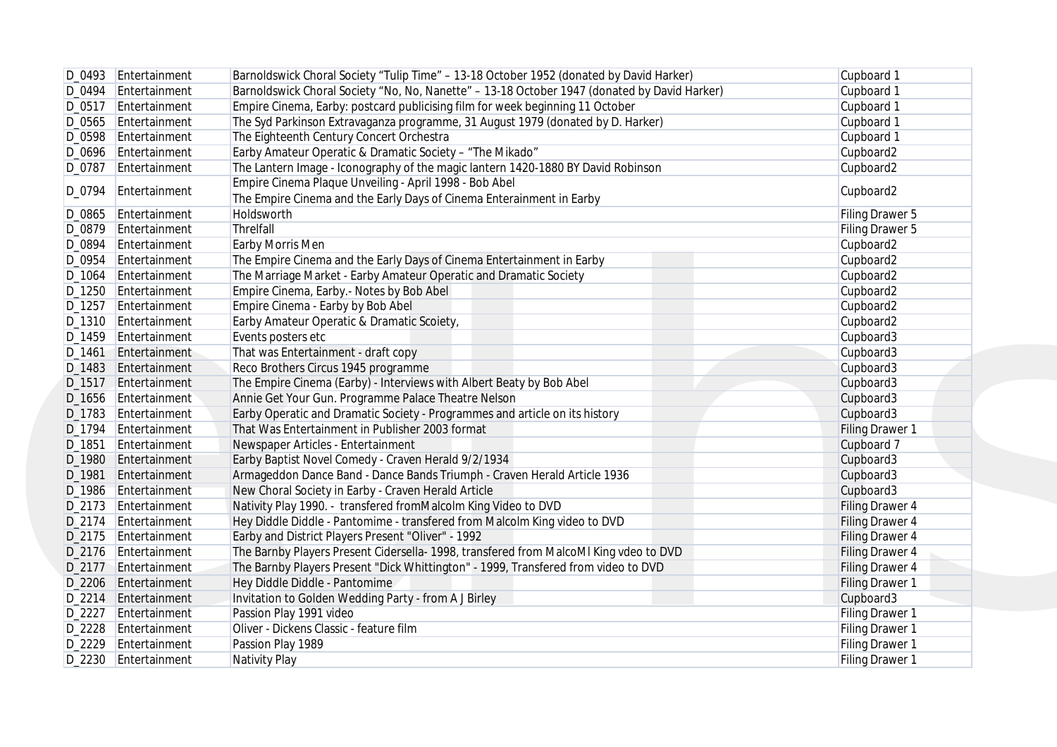| D_0493 | Entertainment | Barnoldswick Choral Society "Tulip Time" – 13-18 October 1952 (donated by David Harker) | Cupboard 1 |
|---|---|---|---|
| D_0494 | Entertainment | Barnoldswick Choral Society "No, No, Nanette" – 13-18 October 1947 (donated by David Harker) | Cupboard 1 |
| D_0517 | Entertainment | Empire Cinema, Earby: postcard publicising film for week beginning 11 October | Cupboard 1 |
| D_0565 | Entertainment | The Syd Parkinson Extravaganza programme, 31 August 1979 (donated by D. Harker) | Cupboard 1 |
| D_0598 | Entertainment | The Eighteenth Century Concert Orchestra | Cupboard 1 |
| D_0696 | Entertainment | Earby Amateur Operatic & Dramatic Society – "The Mikado" | Cupboard2 |
| D_0787 | Entertainment | The Lantern Image - Iconography of the magic lantern 1420-1880 BY David Robinson | Cupboard2 |
| D_0794 | Entertainment | Empire Cinema Plaque Unveiling - April 1998 - Bob Abel<br>The Empire Cinema and the Early Days of Cinema Enterainment in Earby | Cupboard2 |
| D_0865 | Entertainment | Holdsworth | Filing Drawer 5 |
| D_0879 | Entertainment | Threlfall | Filing Drawer 5 |
| D_0894 | Entertainment | Earby Morris Men | Cupboard2 |
| D_0954 | Entertainment | The Empire Cinema and the Early Days of Cinema Entertainment in Earby | Cupboard2 |
| D_1064 | Entertainment | The Marriage Market - Earby Amateur Operatic and Dramatic Society | Cupboard2 |
| D_1250 | Entertainment | Empire Cinema, Earby.- Notes by Bob Abel | Cupboard2 |
| D_1257 | Entertainment | Empire Cinema - Earby by Bob Abel | Cupboard2 |
| D_1310 | Entertainment | Earby Amateur Operatic & Dramatic Scoiety, | Cupboard2 |
| D_1459 | Entertainment | Events posters etc | Cupboard3 |
| D_1461 | Entertainment | That was Entertainment - draft copy | Cupboard3 |
| D_1483 | Entertainment | Reco Brothers Circus 1945 programme | Cupboard3 |
| D_1517 | Entertainment | The Empire Cinema (Earby) - Interviews with Albert Beaty by Bob Abel | Cupboard3 |
| D_1656 | Entertainment | Annie Get Your Gun. Programme Palace Theatre Nelson | Cupboard3 |
| D_1783 | Entertainment | Earby Operatic and Dramatic Society - Programmes and article on its history | Cupboard3 |
| D_1794 | Entertainment | That Was Entertainment in Publisher 2003 format | Filing Drawer 1 |
| D_1851 | Entertainment | Newspaper Articles - Entertainment | Cupboard 7 |
| D_1980 | Entertainment | Earby Baptist Novel Comedy - Craven Herald 9/2/1934 | Cupboard3 |
| D_1981 | Entertainment | Armageddon Dance Band - Dance Bands Triumph - Craven Herald Article 1936 | Cupboard3 |
| D_1986 | Entertainment | New Choral Society in Earby - Craven Herald Article | Cupboard3 |
| D_2173 | Entertainment | Nativity Play 1990. - transfered fromMalcolm King Video to DVD | Filing Drawer 4 |
| D_2174 | Entertainment | Hey Diddle Diddle - Pantomime - transfered from Malcolm King video to DVD | Filing Drawer 4 |
| D_2175 | Entertainment | Earby and District Players Present "Oliver" - 1992 | Filing Drawer 4 |
| D_2176 | Entertainment | The Barnby Players Present Cidersella- 1998, transfered from MalcoMl King vdeo to DVD | Filing Drawer 4 |
| D_2177 | Entertainment | The Barnby Players Present "Dick Whittington" - 1999, Transfered from video to DVD | Filing Drawer 4 |
| D_2206 | Entertainment | Hey Diddle Diddle - Pantomime | Filing Drawer 1 |
| D_2214 | Entertainment | Invitation to Golden Wedding Party - from A J Birley | Cupboard3 |
| D_2227 | Entertainment | Passion Play 1991 video | Filing Drawer 1 |
| D_2228 | Entertainment | Oliver - Dickens Classic - feature film | Filing Drawer 1 |
| D_2229 | Entertainment | Passion Play 1989 | Filing Drawer 1 |
| D_2230 | Entertainment | Nativity Play | Filing Drawer 1 |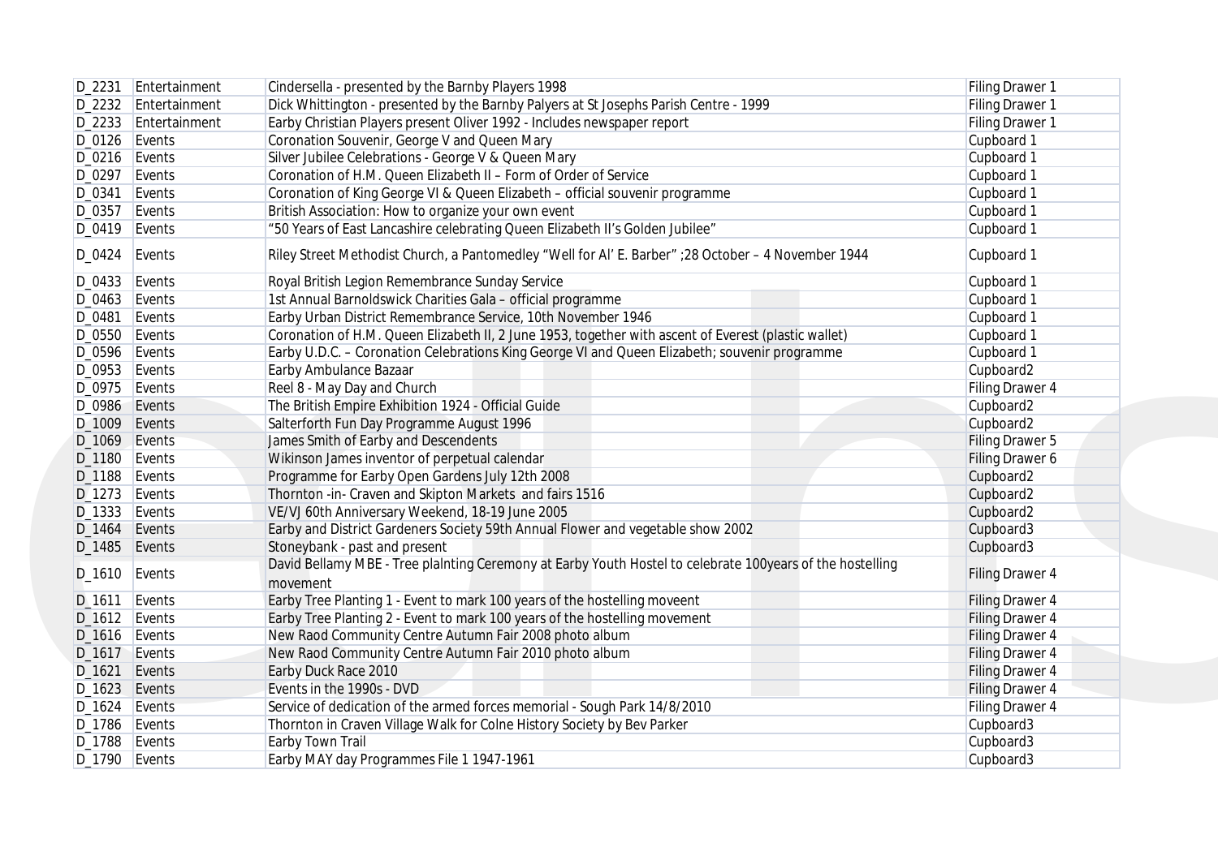| D_2231 | Entertainment | Cindersella - presented by the Barnby Players 1998 | Filing Drawer 1 |
|---|---|---|---|
| D_2232 | Entertainment | Dick Whittington - presented by the Barnby Palyers at St Josephs Parish Centre - 1999 | Filing Drawer 1 |
| D_2233 | Entertainment | Earby Christian Players present Oliver 1992 - Includes newspaper report | Filing Drawer 1 |
| D_0126 | Events | Coronation Souvenir, George V and Queen Mary | Cupboard 1 |
| D_0216 | Events | Silver Jubilee Celebrations - George V & Queen Mary | Cupboard 1 |
| D_0297 | Events | Coronation of H.M. Queen Elizabeth II – Form of Order of Service | Cupboard 1 |
| D_0341 | Events | Coronation of King George VI & Queen Elizabeth – official souvenir programme | Cupboard 1 |
| D_0357 | Events | British Association: How to organize your own event | Cupboard 1 |
| D_0419 | Events | "50 Years of East Lancashire celebrating Queen Elizabeth II's Golden Jubilee" | Cupboard 1 |
| D_0424 | Events | Riley Street Methodist Church, a Pantomedley "Well for Al' E. Barber" ;28 October – 4 November 1944 | Cupboard 1 |
| D_0433 | Events | Royal British Legion Remembrance Sunday Service | Cupboard 1 |
| D_0463 | Events | 1st Annual Barnoldswick Charities Gala – official programme | Cupboard 1 |
| D_0481 | Events | Earby Urban District Remembrance Service, 10th November 1946 | Cupboard 1 |
| D_0550 | Events | Coronation of H.M. Queen Elizabeth II, 2 June 1953, together with ascent of Everest (plastic wallet) | Cupboard 1 |
| D_0596 | Events | Earby U.D.C. – Coronation Celebrations King George VI and Queen Elizabeth; souvenir programme | Cupboard 1 |
| D_0953 | Events | Earby Ambulance Bazaar | Cupboard2 |
| D_0975 | Events | Reel 8 - May Day and Church | Filing Drawer 4 |
| D_0986 | Events | The British Empire Exhibition 1924 - Official Guide | Cupboard2 |
| D_1009 | Events | Salterforth Fun Day Programme August 1996 | Cupboard2 |
| D_1069 | Events | James Smith of Earby and Descendents | Filing Drawer 5 |
| D_1180 | Events | Wikinson James inventor of perpetual calendar | Filing Drawer 6 |
| D_1188 | Events | Programme for Earby Open Gardens July 12th 2008 | Cupboard2 |
| D_1273 | Events | Thornton -in- Craven and Skipton Markets and fairs 1516 | Cupboard2 |
| D_1333 | Events | VE/VJ 60th Anniversary Weekend, 18-19 June 2005 | Cupboard2 |
| D_1464 | Events | Earby and District Gardeners Society 59th Annual Flower and vegetable show 2002 | Cupboard3 |
| D_1485 | Events | Stoneybank - past and present | Cupboard3 |
| D_1610 | Events | David Bellamy MBE - Tree plalnting Ceremony at Earby Youth Hostel to celebrate 100years of the hostelling movement | Filing Drawer 4 |
| D_1611 | Events | Earby Tree Planting 1 - Event to mark 100 years of the hostelling moveent | Filing Drawer 4 |
| D_1612 | Events | Earby Tree Planting 2 - Event to mark 100 years of the hostelling movement | Filing Drawer 4 |
| D_1616 | Events | New Raod Community Centre Autumn Fair 2008 photo album | Filing Drawer 4 |
| D_1617 | Events | New Raod Community Centre Autumn Fair 2010 photo album | Filing Drawer 4 |
| D_1621 | Events | Earby Duck Race 2010 | Filing Drawer 4 |
| D_1623 | Events | Events in the 1990s - DVD | Filing Drawer 4 |
| D_1624 | Events | Service of dedication of the armed forces memorial - Sough Park 14/8/2010 | Filing Drawer 4 |
| D_1786 | Events | Thornton in Craven Village Walk for Colne History Society by Bev Parker | Cupboard3 |
| D_1788 | Events | Earby Town Trail | Cupboard3 |
| D_1790 | Events | Earby MAY day Programmes File 1 1947-1961 | Cupboard3 |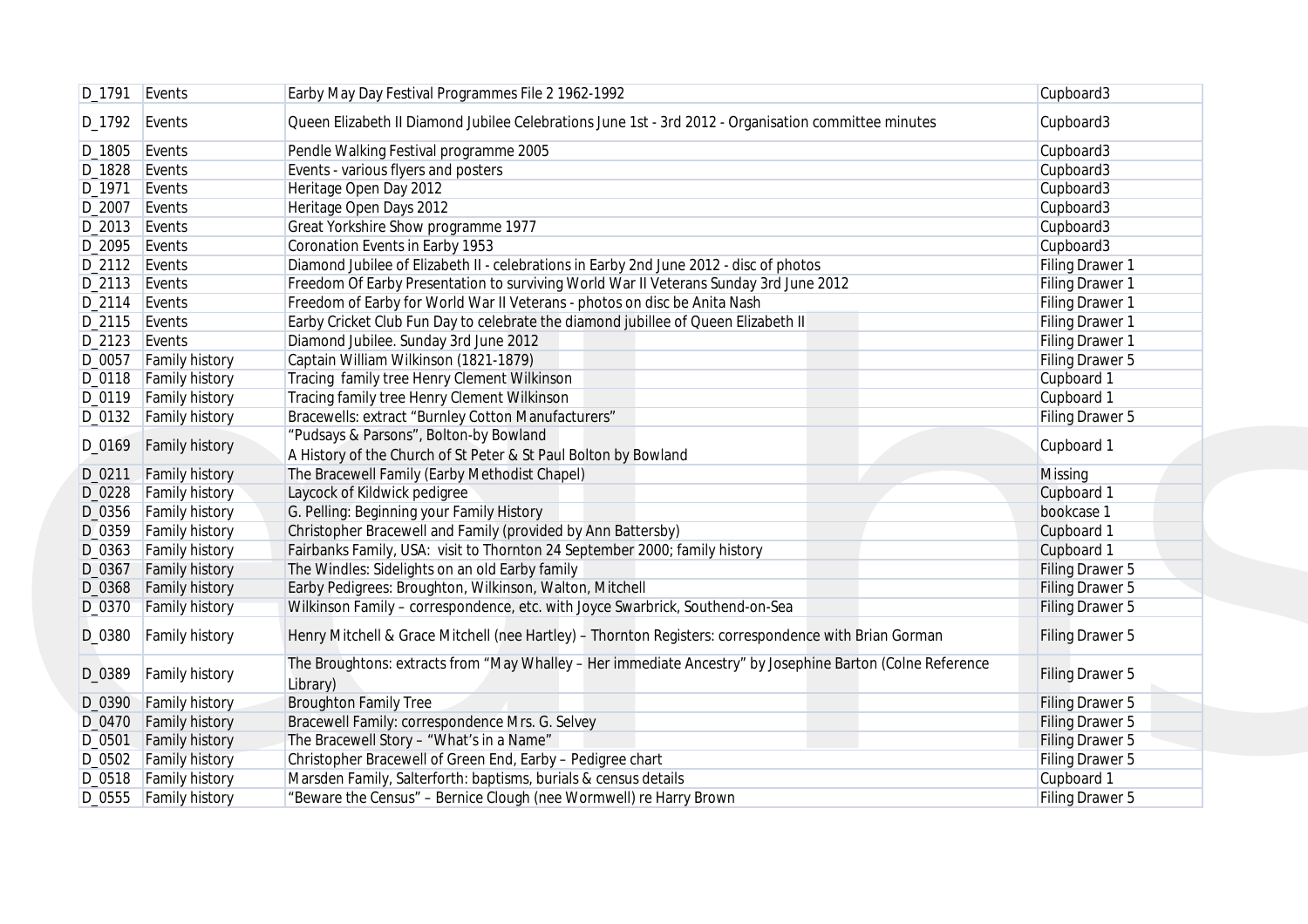| | | | |
|---|---|---|---|
| D_1791 | Events | Earby May Day Festival Programmes File 2 1962-1992 | Cupboard3 |
| D_1792 | Events | Queen Elizabeth II Diamond Jubilee Celebrations June 1st - 3rd 2012 - Organisation committee minutes | Cupboard3 |
| D_1805 | Events | Pendle Walking Festival programme 2005 | Cupboard3 |
| D_1828 | Events | Events - various flyers and posters | Cupboard3 |
| D_1971 | Events | Heritage Open Day 2012 | Cupboard3 |
| D_2007 | Events | Heritage Open Days 2012 | Cupboard3 |
| D_2013 | Events | Great Yorkshire Show programme 1977 | Cupboard3 |
| D_2095 | Events | Coronation Events in Earby 1953 | Cupboard3 |
| D_2112 | Events | Diamond Jubilee of Elizabeth II - celebrations in Earby 2nd June 2012 - disc of photos | Filing Drawer 1 |
| D_2113 | Events | Freedom Of Earby Presentation to surviving World War II Veterans Sunday 3rd June 2012 | Filing Drawer 1 |
| D_2114 | Events | Freedom of Earby for World War II Veterans - photos on disc be Anita Nash | Filing Drawer 1 |
| D_2115 | Events | Earby Cricket Club Fun Day to celebrate the diamond jubillee of Queen Elizabeth II | Filing Drawer 1 |
| D_2123 | Events | Diamond Jubilee. Sunday 3rd June 2012 | Filing Drawer 1 |
| D_0057 | Family history | Captain William Wilkinson (1821-1879) | Filing Drawer 5 |
| D_0118 | Family history | Tracing family tree Henry Clement Wilkinson | Cupboard 1 |
| D_0119 | Family history | Tracing family tree Henry Clement Wilkinson | Cupboard 1 |
| D_0132 | Family history | Bracewells: extract "Burnley Cotton Manufacturers" | Filing Drawer 5 |
| D_0169 | Family history | "Pudsays & Parsons", Bolton-by Bowland<br>A History of the Church of St Peter & St Paul Bolton by Bowland | Cupboard 1 |
| D_0211 | Family history | The Bracewell Family (Earby Methodist Chapel) | Missing |
| D_0228 | Family history | Laycock of Kildwick pedigree | Cupboard 1 |
| D_0356 | Family history | G. Pelling: Beginning your Family History | bookcase 1 |
| D_0359 | Family history | Christopher Bracewell and Family (provided by Ann Battersby) | Cupboard 1 |
| D_0363 | Family history | Fairbanks Family, USA: visit to Thornton 24 September 2000; family history | Cupboard 1 |
| D_0367 | Family history | The Windles: Sidelights on an old Earby family | Filing Drawer 5 |
| D_0368 | Family history | Earby Pedigrees: Broughton, Wilkinson, Walton, Mitchell | Filing Drawer 5 |
| D_0370 | Family history | Wilkinson Family – correspondence, etc. with Joyce Swarbrick, Southend-on-Sea | Filing Drawer 5 |
| D_0380 | Family history | Henry Mitchell & Grace Mitchell (nee Hartley) – Thornton Registers: correspondence with Brian Gorman | Filing Drawer 5 |
| D_0389 | Family history | The Broughtons: extracts from "May Whalley – Her immediate Ancestry" by Josephine Barton (Colne Reference Library) | Filing Drawer 5 |
| D_0390 | Family history | Broughton Family Tree | Filing Drawer 5 |
| D_0470 | Family history | Bracewell Family: correspondence Mrs. G. Selvey | Filing Drawer 5 |
| D_0501 | Family history | The Bracewell Story – "What's in a Name" | Filing Drawer 5 |
| D_0502 | Family history | Christopher Bracewell of Green End, Earby – Pedigree chart | Filing Drawer 5 |
| D_0518 | Family history | Marsden Family, Salterforth: baptisms, burials & census details | Cupboard 1 |
| D_0555 | Family history | "Beware the Census" – Bernice Clough (nee Wormwell) re Harry Brown | Filing Drawer 5 |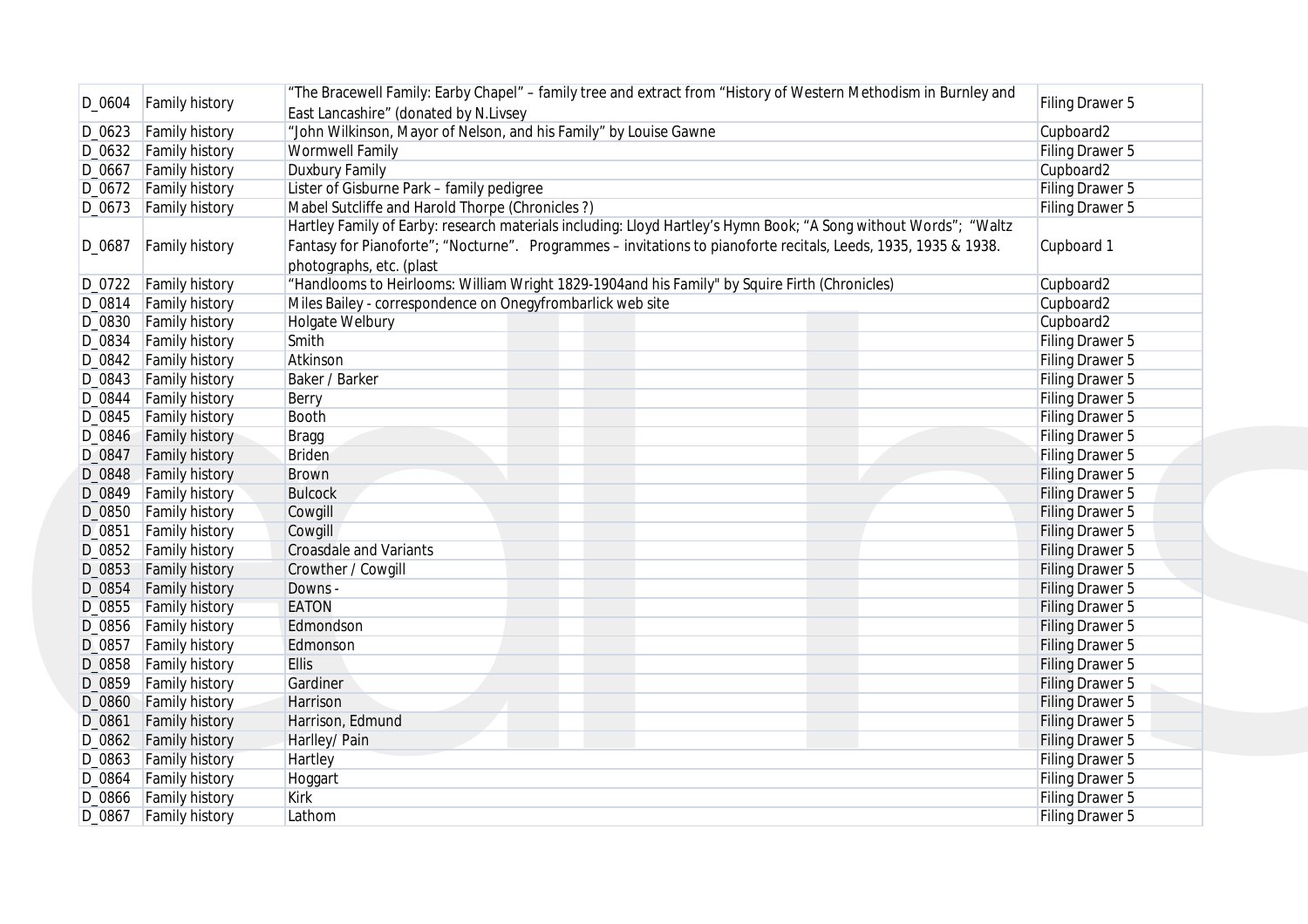| D_0604 | Family history | "The Bracewell Family: Earby Chapel" – family tree and extract from "History of Western Methodism in Burnley and East Lancashire" (donated by N.Livsey | Filing Drawer 5 |
|---|---|---|---|
| D_0623 | Family history | "John Wilkinson, Mayor of Nelson, and his Family" by Louise Gawne | Cupboard2 |
| D_0632 | Family history | Wormwell Family | Filing Drawer 5 |
| D_0667 | Family history | Duxbury Family | Cupboard2 |
| D_0672 | Family history | Lister of Gisburne Park – family pedigree | Filing Drawer 5 |
| D_0673 | Family history | Mabel Sutcliffe and Harold Thorpe (Chronicles ?) | Filing Drawer 5 |
| D_0687 | Family history | Hartley Family of Earby: research materials including: Lloyd Hartley's Hymn Book; "A Song without Words"; "Waltz Fantasy for Pianoforte"; "Nocturne". Programmes – invitations to pianoforte recitals, Leeds, 1935, 1935 & 1938. photographs, etc. (plast | Cupboard 1 |
| D_0722 | Family history | "Handlooms to Heirlooms: William Wright 1829-1904and his Family" by Squire Firth (Chronicles) | Cupboard2 |
| D_0814 | Family history | Miles Bailey - correspondence on Onegyfrombarlick web site | Cupboard2 |
| D_0830 | Family history | Holgate Welbury | Cupboard2 |
| D_0834 | Family history | Smith | Filing Drawer 5 |
| D_0842 | Family history | Atkinson | Filing Drawer 5 |
| D_0843 | Family history | Baker / Barker | Filing Drawer 5 |
| D_0844 | Family history | Berry | Filing Drawer 5 |
| D_0845 | Family history | Booth | Filing Drawer 5 |
| D_0846 | Family history | Bragg | Filing Drawer 5 |
| D_0847 | Family history | Briden | Filing Drawer 5 |
| D_0848 | Family history | Brown | Filing Drawer 5 |
| D_0849 | Family history | Bulcock | Filing Drawer 5 |
| D_0850 | Family history | Cowgill | Filing Drawer 5 |
| D_0851 | Family history | Cowgill | Filing Drawer 5 |
| D_0852 | Family history | Croasdale and Variants | Filing Drawer 5 |
| D_0853 | Family history | Crowther / Cowgill | Filing Drawer 5 |
| D_0854 | Family history | Downs - | Filing Drawer 5 |
| D_0855 | Family history | EATON | Filing Drawer 5 |
| D_0856 | Family history | Edmondson | Filing Drawer 5 |
| D_0857 | Family history | Edmonson | Filing Drawer 5 |
| D_0858 | Family history | Ellis | Filing Drawer 5 |
| D_0859 | Family history | Gardiner | Filing Drawer 5 |
| D_0860 | Family history | Harrison | Filing Drawer 5 |
| D_0861 | Family history | Harrison, Edmund | Filing Drawer 5 |
| D_0862 | Family history | Harlley/ Pain | Filing Drawer 5 |
| D_0863 | Family history | Hartley | Filing Drawer 5 |
| D_0864 | Family history | Hoggart | Filing Drawer 5 |
| D_0866 | Family history | Kirk | Filing Drawer 5 |
| D_0867 | Family history | Lathom | Filing Drawer 5 |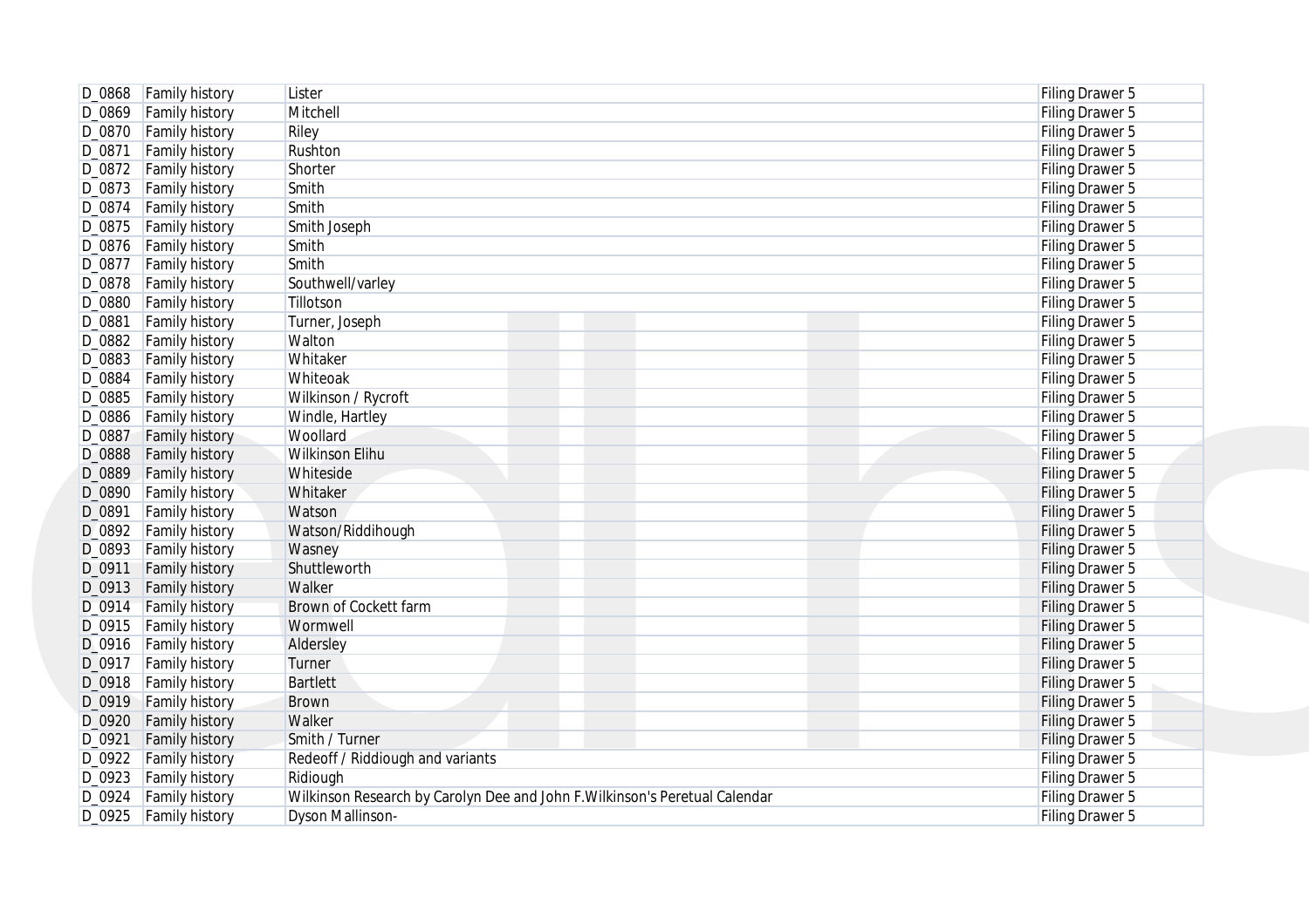| | | | |
|---|---|---|---|
| D_0868 | Family history | Lister | Filing Drawer 5 |
| D_0869 | Family history | Mitchell | Filing Drawer 5 |
| D_0870 | Family history | Riley | Filing Drawer 5 |
| D_0871 | Family history | Rushton | Filing Drawer 5 |
| D_0872 | Family history | Shorter | Filing Drawer 5 |
| D_0873 | Family history | Smith | Filing Drawer 5 |
| D_0874 | Family history | Smith | Filing Drawer 5 |
| D_0875 | Family history | Smith Joseph | Filing Drawer 5 |
| D_0876 | Family history | Smith | Filing Drawer 5 |
| D_0877 | Family history | Smith | Filing Drawer 5 |
| D_0878 | Family history | Southwell/varley | Filing Drawer 5 |
| D_0880 | Family history | Tillotson | Filing Drawer 5 |
| D_0881 | Family history | Turner, Joseph | Filing Drawer 5 |
| D_0882 | Family history | Walton | Filing Drawer 5 |
| D_0883 | Family history | Whitaker | Filing Drawer 5 |
| D_0884 | Family history | Whiteoak | Filing Drawer 5 |
| D_0885 | Family history | Wilkinson / Rycroft | Filing Drawer 5 |
| D_0886 | Family history | Windle, Hartley | Filing Drawer 5 |
| D_0887 | Family history | Woollard | Filing Drawer 5 |
| D_0888 | Family history | Wilkinson Elihu | Filing Drawer 5 |
| D_0889 | Family history | Whiteside | Filing Drawer 5 |
| D_0890 | Family history | Whitaker | Filing Drawer 5 |
| D_0891 | Family history | Watson | Filing Drawer 5 |
| D_0892 | Family history | Watson/Riddihough | Filing Drawer 5 |
| D_0893 | Family history | Wasney | Filing Drawer 5 |
| D_0911 | Family history | Shuttleworth | Filing Drawer 5 |
| D_0913 | Family history | Walker | Filing Drawer 5 |
| D_0914 | Family history | Brown of Cockett farm | Filing Drawer 5 |
| D_0915 | Family history | Wormwell | Filing Drawer 5 |
| D_0916 | Family history | Aldersley | Filing Drawer 5 |
| D_0917 | Family history | Turner | Filing Drawer 5 |
| D_0918 | Family history | Bartlett | Filing Drawer 5 |
| D_0919 | Family history | Brown | Filing Drawer 5 |
| D_0920 | Family history | Walker | Filing Drawer 5 |
| D_0921 | Family history | Smith / Turner | Filing Drawer 5 |
| D_0922 | Family history | Redeoff / Riddiough and variants | Filing Drawer 5 |
| D_0923 | Family history | Ridiough | Filing Drawer 5 |
| D_0924 | Family history | Wilkinson Research by Carolyn Dee and John F.Wilkinson's Peretual Calendar | Filing Drawer 5 |
| D_0925 | Family history | Dyson Mallinson- | Filing Drawer 5 |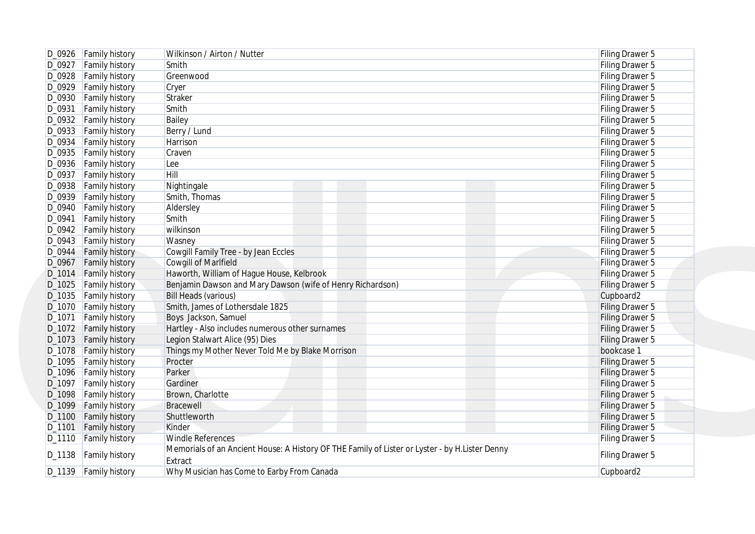| | | | |
|---|---|---|---|
| D_0926 | Family history | Wilkinson / Airton / Nutter | Filing Drawer 5 |
| D_0927 | Family history | Smith | Filing Drawer 5 |
| D_0928 | Family history | Greenwood | Filing Drawer 5 |
| D_0929 | Family history | Cryer | Filing Drawer 5 |
| D_0930 | Family history | Straker | Filing Drawer 5 |
| D_0931 | Family history | Smith | Filing Drawer 5 |
| D_0932 | Family history | Bailey | Filing Drawer 5 |
| D_0933 | Family history | Berry / Lund | Filing Drawer 5 |
| D_0934 | Family history | Harrison | Filing Drawer 5 |
| D_0935 | Family history | Craven | Filing Drawer 5 |
| D_0936 | Family history | Lee | Filing Drawer 5 |
| D_0937 | Family history | Hill | Filing Drawer 5 |
| D_0938 | Family history | Nightingale | Filing Drawer 5 |
| D_0939 | Family history | Smith, Thomas | Filing Drawer 5 |
| D_0940 | Family history | Aldersley | Filing Drawer 5 |
| D_0941 | Family history | Smith | Filing Drawer 5 |
| D_0942 | Family history | wilkinson | Filing Drawer 5 |
| D_0943 | Family history | Wasney | Filing Drawer 5 |
| D_0944 | Family history | Cowgill Family Tree - by Jean Eccles | Filing Drawer 5 |
| D_0967 | Family history | Cowgill of Marlfield | Filing Drawer 5 |
| D_1014 | Family history | Haworth, William of Hague House, Kelbrook | Filing Drawer 5 |
| D_1025 | Family history | Benjamin Dawson and Mary Dawson (wife of Henry Richardson) | Filing Drawer 5 |
| D_1035 | Family history | Bill Heads (various) | Cupboard2 |
| D_1070 | Family history | Smith, James of Lothersdale 1825 | Filing Drawer 5 |
| D_1071 | Family history | Boys Jackson, Samuel | Filing Drawer 5 |
| D_1072 | Family history | Hartley - Also includes numerous other surnames | Filing Drawer 5 |
| D_1073 | Family history | Legion Stalwart Alice (95) Dies | Filing Drawer 5 |
| D_1078 | Family history | Things my Mother Never Told Me by Blake Morrison | bookcase 1 |
| D_1095 | Family history | Procter | Filing Drawer 5 |
| D_1096 | Family history | Parker | Filing Drawer 5 |
| D_1097 | Family history | Gardiner | Filing Drawer 5 |
| D_1098 | Family history | Brown, Charlotte | Filing Drawer 5 |
| D_1099 | Family history | Bracewell | Filing Drawer 5 |
| D_1100 | Family history | Shuttleworth | Filing Drawer 5 |
| D_1101 | Family history | Kinder | Filing Drawer 5 |
| D_1110 | Family history | Windle References | Filing Drawer 5 |
| D_1138 | Family history | Memorials of an Ancient House: A History OF THE Family of Lister or Lyster - by H.Lister Denny Extract | Filing Drawer 5 |
| D_1139 | Family history | Why Musician has Come to Earby From Canada | Cupboard2 |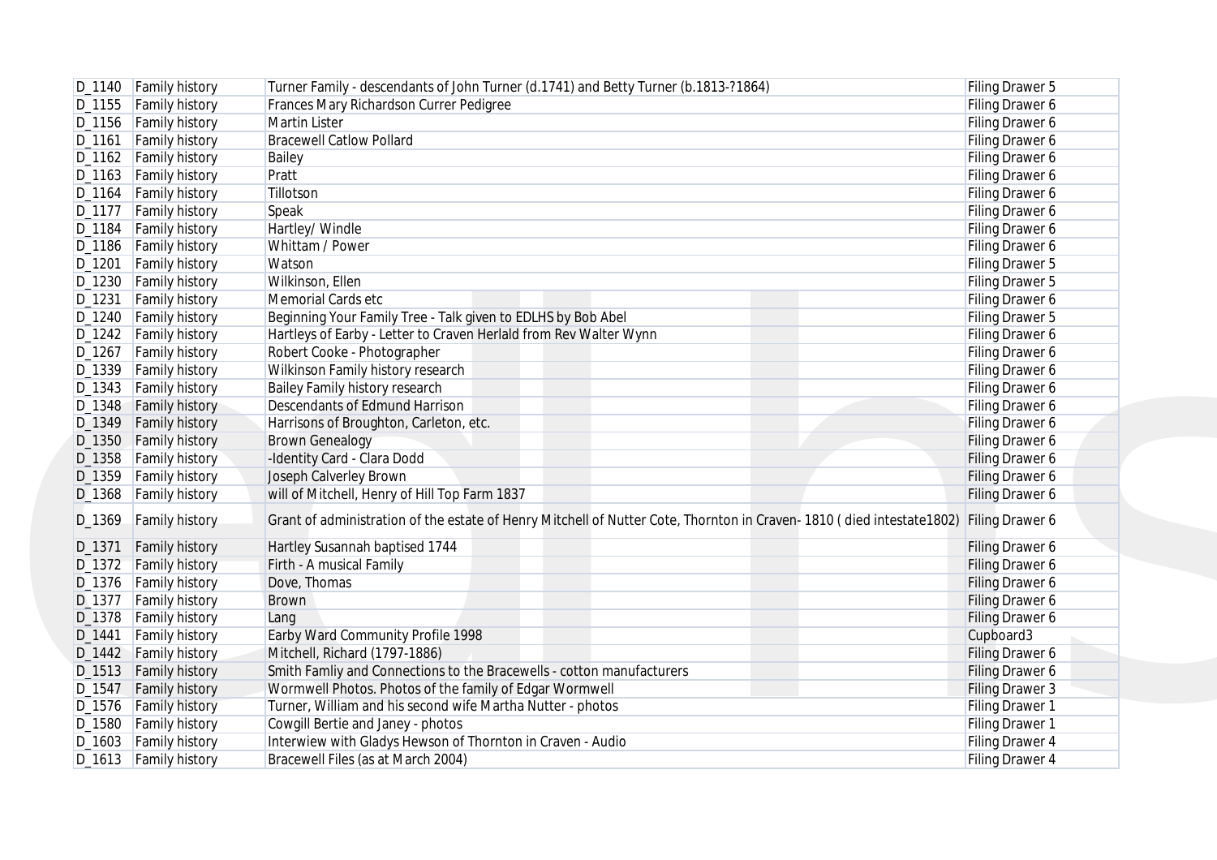| | | | |
|---|---|---|---|
| D_1140 | Family history | Turner Family - descendants of John Turner (d.1741) and Betty Turner (b.1813-?1864) | Filing Drawer 5 |
| D_1155 | Family history | Frances Mary Richardson Currer Pedigree | Filing Drawer 6 |
| D_1156 | Family history | Martin Lister | Filing Drawer 6 |
| D_1161 | Family history | Bracewell Catlow Pollard | Filing Drawer 6 |
| D_1162 | Family history | Bailey | Filing Drawer 6 |
| D_1163 | Family history | Pratt | Filing Drawer 6 |
| D_1164 | Family history | Tillotson | Filing Drawer 6 |
| D_1177 | Family history | Speak | Filing Drawer 6 |
| D_1184 | Family history | Hartley/ Windle | Filing Drawer 6 |
| D_1186 | Family history | Whittam / Power | Filing Drawer 6 |
| D_1201 | Family history | Watson | Filing Drawer 5 |
| D_1230 | Family history | Wilkinson, Ellen | Filing Drawer 5 |
| D_1231 | Family history | Memorial Cards etc | Filing Drawer 6 |
| D_1240 | Family history | Beginning Your Family Tree - Talk given to EDLHS by Bob Abel | Filing Drawer 5 |
| D_1242 | Family history | Hartleys of Earby - Letter to Craven Herlald from Rev Walter Wynn | Filing Drawer 6 |
| D_1267 | Family history | Robert Cooke - Photographer | Filing Drawer 6 |
| D_1339 | Family history | Wilkinson Family history research | Filing Drawer 6 |
| D_1343 | Family history | Bailey Family history research | Filing Drawer 6 |
| D_1348 | Family history | Descendants of Edmund Harrison | Filing Drawer 6 |
| D_1349 | Family history | Harrisons of Broughton, Carleton, etc. | Filing Drawer 6 |
| D_1350 | Family history | Brown Genealogy | Filing Drawer 6 |
| D_1358 | Family history | -Identity Card - Clara Dodd | Filing Drawer 6 |
| D_1359 | Family history | Joseph Calverley Brown | Filing Drawer 6 |
| D_1368 | Family history | will of Mitchell, Henry of Hill Top Farm 1837 | Filing Drawer 6 |
| D_1369 | Family history | Grant of administration of the estate of Henry Mitchell of Nutter Cote, Thornton in Craven- 1810 ( died intestate1802) | Filing Drawer 6 |
| D_1371 | Family history | Hartley Susannah baptised 1744 | Filing Drawer 6 |
| D_1372 | Family history | Firth - A musical Family | Filing Drawer 6 |
| D_1376 | Family history | Dove, Thomas | Filing Drawer 6 |
| D_1377 | Family history | Brown | Filing Drawer 6 |
| D_1378 | Family history | Lang | Filing Drawer 6 |
| D_1441 | Family history | Earby Ward Community Profile 1998 | Cupboard3 |
| D_1442 | Family history | Mitchell, Richard (1797-1886) | Filing Drawer 6 |
| D_1513 | Family history | Smith Famliy and Connections to the Bracewells - cotton manufacturers | Filing Drawer 6 |
| D_1547 | Family history | Wormwell Photos. Photos of the family of Edgar Wormwell | Filing Drawer 3 |
| D_1576 | Family history | Turner, William and his second wife Martha Nutter - photos | Filing Drawer 1 |
| D_1580 | Family history | Cowgill Bertie and Janey - photos | Filing Drawer 1 |
| D_1603 | Family history | Interwiew with Gladys Hewson of Thornton in Craven - Audio | Filing Drawer 4 |
| D_1613 | Family history | Bracewell Files (as at March 2004) | Filing Drawer 4 |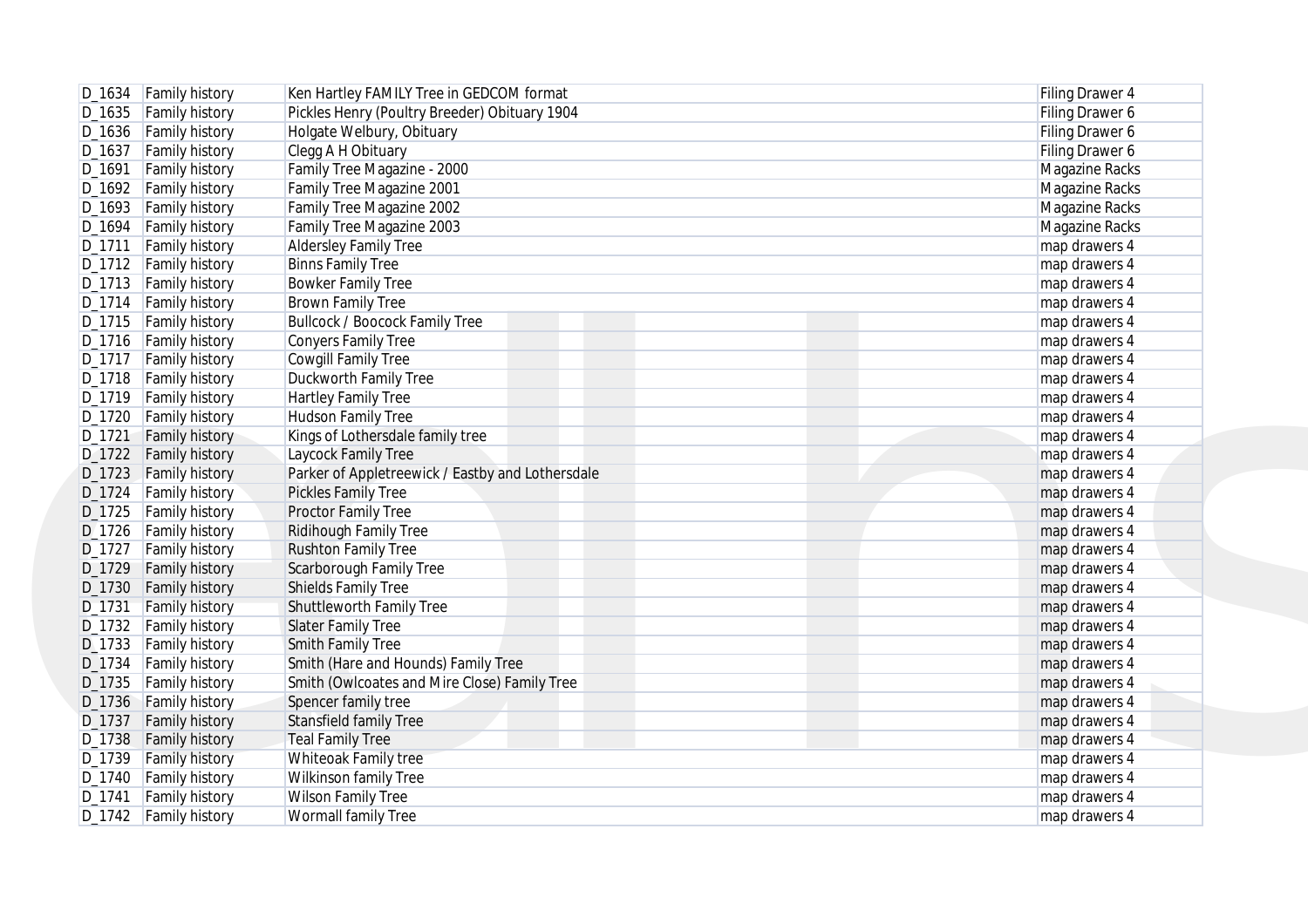| | | | |
|---|---|---|---|
| D_1634 | Family history | Ken Hartley FAMILY Tree in GEDCOM format | Filing Drawer 4 |
| D_1635 | Family history | Pickles Henry (Poultry Breeder) Obituary 1904 | Filing Drawer 6 |
| D_1636 | Family history | Holgate Welbury, Obituary | Filing Drawer 6 |
| D_1637 | Family history | Clegg A H Obituary | Filing Drawer 6 |
| D_1691 | Family history | Family Tree Magazine - 2000 | Magazine Racks |
| D_1692 | Family history | Family Tree Magazine 2001 | Magazine Racks |
| D_1693 | Family history | Family Tree Magazine 2002 | Magazine Racks |
| D_1694 | Family history | Family Tree Magazine 2003 | Magazine Racks |
| D_1711 | Family history | Aldersley Family Tree | map drawers 4 |
| D_1712 | Family history | Binns Family Tree | map drawers 4 |
| D_1713 | Family history | Bowker Family Tree | map drawers 4 |
| D_1714 | Family history | Brown Family Tree | map drawers 4 |
| D_1715 | Family history | Bullcock / Boocock Family Tree | map drawers 4 |
| D_1716 | Family history | Conyers Family Tree | map drawers 4 |
| D_1717 | Family history | Cowgill Family Tree | map drawers 4 |
| D_1718 | Family history | Duckworth Family Tree | map drawers 4 |
| D_1719 | Family history | Hartley Family Tree | map drawers 4 |
| D_1720 | Family history | Hudson Family Tree | map drawers 4 |
| D_1721 | Family history | Kings of Lothersdale family tree | map drawers 4 |
| D_1722 | Family history | Laycock Family Tree | map drawers 4 |
| D_1723 | Family history | Parker of Appletreewick / Eastby and Lothersdale | map drawers 4 |
| D_1724 | Family history | Pickles Family Tree | map drawers 4 |
| D_1725 | Family history | Proctor Family Tree | map drawers 4 |
| D_1726 | Family history | Ridihough Family Tree | map drawers 4 |
| D_1727 | Family history | Rushton Family Tree | map drawers 4 |
| D_1729 | Family history | Scarborough Family Tree | map drawers 4 |
| D_1730 | Family history | Shields Family Tree | map drawers 4 |
| D_1731 | Family history | Shuttleworth Family Tree | map drawers 4 |
| D_1732 | Family history | Slater Family Tree | map drawers 4 |
| D_1733 | Family history | Smith Family Tree | map drawers 4 |
| D_1734 | Family history | Smith (Hare and Hounds) Family Tree | map drawers 4 |
| D_1735 | Family history | Smith (Owlcoates and Mire Close) Family Tree | map drawers 4 |
| D_1736 | Family history | Spencer family tree | map drawers 4 |
| D_1737 | Family history | Stansfield family Tree | map drawers 4 |
| D_1738 | Family history | Teal Family Tree | map drawers 4 |
| D_1739 | Family history | Whiteoak Family tree | map drawers 4 |
| D_1740 | Family history | Wilkinson family Tree | map drawers 4 |
| D_1741 | Family history | Wilson Family Tree | map drawers 4 |
| D_1742 | Family history | Wormall family Tree | map drawers 4 |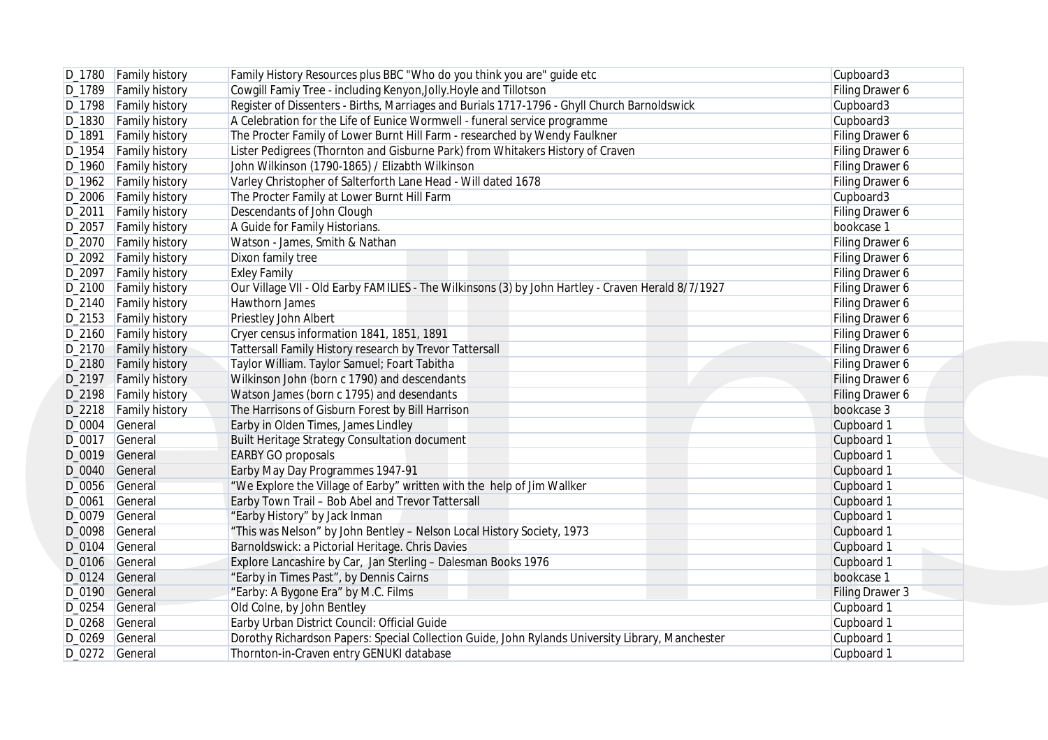| D_1780 | Family history | Family History Resources plus BBC "Who do you think you are" guide etc | Cupboard3 |
|---|---|---|---|
| D_1789 | Family history | Cowgill Famiy Tree - including Kenyon,Jolly.Hoyle and Tillotson | Filing Drawer 6 |
| D_1798 | Family history | Register of Dissenters - Births, Marriages and Burials 1717-1796 - Ghyll Church Barnoldswick | Cupboard3 |
| D_1830 | Family history | A Celebration for the Life of Eunice Wormwell - funeral service programme | Cupboard3 |
| D_1891 | Family history | The Procter Family of Lower Burnt Hill Farm - researched by Wendy Faulkner | Filing Drawer 6 |
| D_1954 | Family history | Lister Pedigrees (Thornton and Gisburne Park) from Whitakers History of Craven | Filing Drawer 6 |
| D_1960 | Family history | John Wilkinson (1790-1865) / Elizabth Wilkinson | Filing Drawer 6 |
| D_1962 | Family history | Varley Christopher of Salterforth Lane Head - Will dated 1678 | Filing Drawer 6 |
| D_2006 | Family history | The Procter Family at Lower Burnt Hill Farm | Cupboard3 |
| D_2011 | Family history | Descendants of John Clough | Filing Drawer 6 |
| D_2057 | Family history | A Guide for Family Historians. | bookcase 1 |
| D_2070 | Family history | Watson - James, Smith & Nathan | Filing Drawer 6 |
| D_2092 | Family history | Dixon family tree | Filing Drawer 6 |
| D_2097 | Family history | Exley Family | Filing Drawer 6 |
| D_2100 | Family history | Our Village VII - Old Earby FAMILIES - The Wilkinsons (3) by John Hartley - Craven Herald 8/7/1927 | Filing Drawer 6 |
| D_2140 | Family history | Hawthorn James | Filing Drawer 6 |
| D_2153 | Family history | Priestley John Albert | Filing Drawer 6 |
| D_2160 | Family history | Cryer census information 1841, 1851, 1891 | Filing Drawer 6 |
| D_2170 | Family history | Tattersall Family History research by Trevor Tattersall | Filing Drawer 6 |
| D_2180 | Family history | Taylor William. Taylor Samuel; Foart Tabitha | Filing Drawer 6 |
| D_2197 | Family history | Wilkinson John (born c 1790) and descendants | Filing Drawer 6 |
| D_2198 | Family history | Watson James (born c 1795) and desendants | Filing Drawer 6 |
| D_2218 | Family history | The Harrisons of Gisburn Forest by Bill Harrison | bookcase 3 |
| D_0004 | General | Earby in Olden Times, James Lindley | Cupboard 1 |
| D_0017 | General | Built Heritage Strategy Consultation document | Cupboard 1 |
| D_0019 | General | EARBY GO proposals | Cupboard 1 |
| D_0040 | General | Earby May Day Programmes 1947-91 | Cupboard 1 |
| D_0056 | General | "We Explore the Village of Earby" written with the help of Jim Wallker | Cupboard 1 |
| D_0061 | General | Earby Town Trail – Bob Abel and Trevor Tattersall | Cupboard 1 |
| D_0079 | General | "Earby History" by Jack Inman | Cupboard 1 |
| D_0098 | General | "This was Nelson" by John Bentley – Nelson Local History Society, 1973 | Cupboard 1 |
| D_0104 | General | Barnoldswick: a Pictorial Heritage. Chris Davies | Cupboard 1 |
| D_0106 | General | Explore Lancashire by Car, Jan Sterling – Dalesman Books 1976 | Cupboard 1 |
| D_0124 | General | "Earby in Times Past", by Dennis Cairns | bookcase 1 |
| D_0190 | General | "Earby: A Bygone Era" by M.C. Films | Filing Drawer 3 |
| D_0254 | General | Old Colne, by John Bentley | Cupboard 1 |
| D_0268 | General | Earby Urban District Council: Official Guide | Cupboard 1 |
| D_0269 | General | Dorothy Richardson Papers: Special Collection Guide, John Rylands University Library, Manchester | Cupboard 1 |
| D_0272 | General | Thornton-in-Craven entry GENUKI database | Cupboard 1 |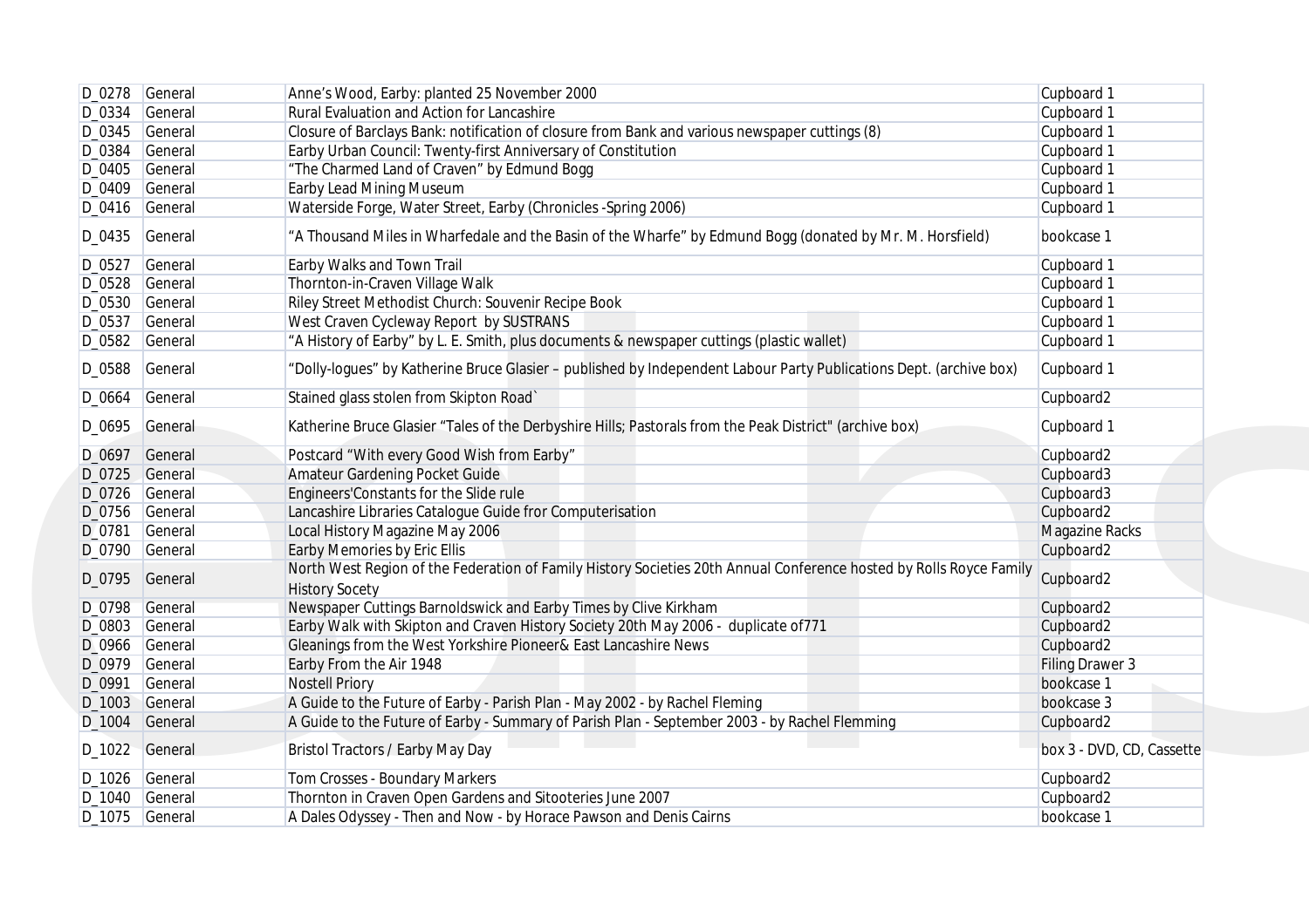| | | | |
|---|---|---|---|
| D_0278 | General | Anne's Wood, Earby: planted 25 November 2000 | Cupboard 1 |
| D_0334 | General | Rural Evaluation and Action for Lancashire | Cupboard 1 |
| D_0345 | General | Closure of Barclays Bank: notification of closure from Bank and various newspaper cuttings (8) | Cupboard 1 |
| D_0384 | General | Earby Urban Council: Twenty-first Anniversary of Constitution | Cupboard 1 |
| D_0405 | General | "The Charmed Land of Craven" by Edmund Bogg | Cupboard 1 |
| D_0409 | General | Earby Lead Mining Museum | Cupboard 1 |
| D_0416 | General | Waterside Forge, Water Street, Earby (Chronicles -Spring 2006) | Cupboard 1 |
| D_0435 | General | "A Thousand Miles in Wharfedale and the Basin of the Wharfe" by Edmund Bogg (donated by Mr. M. Horsfield) | bookcase 1 |
| D_0527 | General | Earby Walks and Town Trail | Cupboard 1 |
| D_0528 | General | Thornton-in-Craven Village Walk | Cupboard 1 |
| D_0530 | General | Riley Street Methodist Church: Souvenir Recipe Book | Cupboard 1 |
| D_0537 | General | West Craven Cycleway Report by SUSTRANS | Cupboard 1 |
| D_0582 | General | "A History of Earby" by L. E. Smith, plus documents & newspaper cuttings (plastic wallet) | Cupboard 1 |
| D_0588 | General | "Dolly-logues" by Katherine Bruce Glasier – published by Independent Labour Party Publications Dept. (archive box) | Cupboard 1 |
| D_0664 | General | Stained glass stolen from Skipton Road` | Cupboard2 |
| D_0695 | General | Katherine Bruce Glasier "Tales of the Derbyshire Hills; Pastorals from the Peak District" (archive box) | Cupboard 1 |
| D_0697 | General | Postcard "With every Good Wish from Earby" | Cupboard2 |
| D_0725 | General | Amateur Gardening Pocket Guide | Cupboard3 |
| D_0726 | General | Engineers'Constants for the Slide rule | Cupboard3 |
| D_0756 | General | Lancashire Libraries Catalogue Guide fror Computerisation | Cupboard2 |
| D_0781 | General | Local History Magazine May 2006 | Magazine Racks |
| D_0790 | General | Earby Memories by Eric Ellis | Cupboard2 |
| D_0795 | General | North West Region of the Federation of Family History Societies 20th Annual Conference hosted by Rolls Royce Family History Socety | Cupboard2 |
| D_0798 | General | Newspaper Cuttings Barnoldswick and Earby Times by Clive Kirkham | Cupboard2 |
| D_0803 | General | Earby Walk with Skipton and Craven History Society 20th May 2006 - duplicate of771 | Cupboard2 |
| D_0966 | General | Gleanings from the West Yorkshire Pioneer& East Lancashire News | Cupboard2 |
| D_0979 | General | Earby From the Air 1948 | Filing Drawer 3 |
| D_0991 | General | Nostell Priory | bookcase 1 |
| D_1003 | General | A Guide to the Future of Earby - Parish Plan - May 2002 - by Rachel Fleming | bookcase 3 |
| D_1004 | General | A Guide to the Future of Earby - Summary of Parish Plan - September 2003 - by Rachel Flemming | Cupboard2 |
| D_1022 | General | Bristol Tractors / Earby May Day | box 3 - DVD, CD, Cassette |
| D_1026 | General | Tom Crosses - Boundary Markers | Cupboard2 |
| D_1040 | General | Thornton in Craven Open Gardens and Sitooteries June 2007 | Cupboard2 |
| D_1075 | General | A Dales Odyssey - Then and Now - by Horace Pawson and Denis Cairns | bookcase 1 |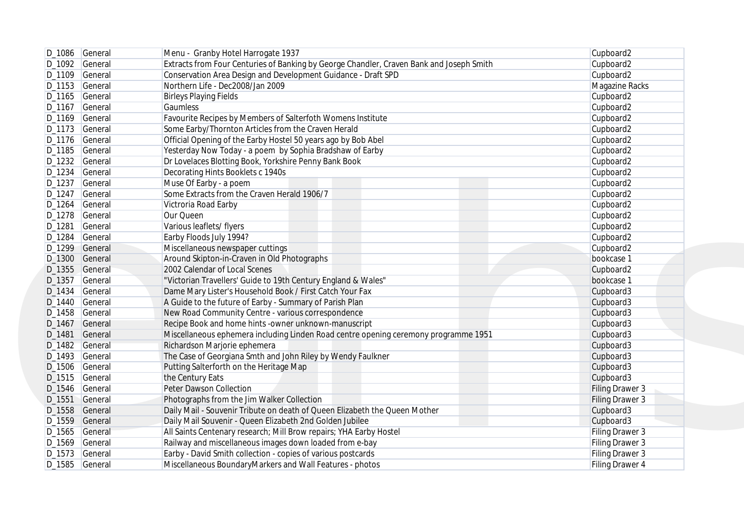| D_1086 | General | Menu - Granby Hotel Harrogate 1937 | Cupboard2 |
|---|---|---|---|
| D_1092 | General | Extracts from Four Centuries of Banking by George Chandler, Craven Bank and Joseph Smith | Cupboard2 |
| D_1109 | General | Conservation Area Design and Development Guidance - Draft SPD | Cupboard2 |
| D_1153 | General | Northern Life - Dec2008/Jan 2009 | Magazine Racks |
| D_1165 | General | Birleys Playing Fields | Cupboard2 |
| D_1167 | General | Gaumless | Cupboard2 |
| D_1169 | General | Favourite Recipes by Members of Salterfoth Womens Institute | Cupboard2 |
| D_1173 | General | Some Earby/Thornton Articles from the Craven Herald | Cupboard2 |
| D_1176 | General | Official Opening of the Earby Hostel 50 years ago by Bob Abel | Cupboard2 |
| D_1185 | General | Yesterday Now Today - a poem by Sophia Bradshaw of Earby | Cupboard2 |
| D_1232 | General | Dr Lovelaces Blotting Book, Yorkshire Penny Bank Book | Cupboard2 |
| D_1234 | General | Decorating Hints Booklets c 1940s | Cupboard2 |
| D_1237 | General | Muse Of Earby - a poem | Cupboard2 |
| D_1247 | General | Some Extracts from the Craven Herald 1906/7 | Cupboard2 |
| D_1264 | General | Victroria Road Earby | Cupboard2 |
| D_1278 | General | Our Queen | Cupboard2 |
| D_1281 | General | Various leaflets/ flyers | Cupboard2 |
| D_1284 | General | Earby Floods July 1994? | Cupboard2 |
| D_1299 | General | Miscellaneous newspaper cuttings | Cupboard2 |
| D_1300 | General | Around Skipton-in-Craven in Old Photographs | bookcase 1 |
| D_1355 | General | 2002 Calendar of Local Scenes | Cupboard2 |
| D_1357 | General | "Victorian Travellers' Guide to 19th Century England & Wales" | bookcase 1 |
| D_1434 | General | Dame Mary Lister's Household Book / First Catch Your Fax | Cupboard3 |
| D_1440 | General | A Guide to the future of Earby - Summary of Parish Plan | Cupboard3 |
| D_1458 | General | New Road Community Centre - various correspondence | Cupboard3 |
| D_1467 | General | Recipe Book and home hints -owner unknown-manuscript | Cupboard3 |
| D_1481 | General | Miscellaneous ephemera including Linden Road centre opening ceremony programme 1951 | Cupboard3 |
| D_1482 | General | Richardson Marjorie ephemera | Cupboard3 |
| D_1493 | General | The Case of Georgiana Smth and John Riley by Wendy Faulkner | Cupboard3 |
| D_1506 | General | Putting Salterforth on the Heritage Map | Cupboard3 |
| D_1515 | General | the Century Eats | Cupboard3 |
| D_1546 | General | Peter Dawson Collection | Filing Drawer 3 |
| D_1551 | General | Photographs from the Jim Walker Collection | Filing Drawer 3 |
| D_1558 | General | Daily Mail - Souvenir Tribute on death of Queen Elizabeth the Queen Mother | Cupboard3 |
| D_1559 | General | Daily Mail Souvenir - Queen Elizabeth 2nd Golden Jubilee | Cupboard3 |
| D_1565 | General | All Saints Centenary research; Mill Brow repairs; YHA Earby Hostel | Filing Drawer 3 |
| D_1569 | General | Railway and miscellaneous images down loaded from e-bay | Filing Drawer 3 |
| D_1573 | General | Earby - David Smith collection - copies of various postcards | Filing Drawer 3 |
| D_1585 | General | Miscellaneous BoundaryMarkers and Wall Features - photos | Filing Drawer 4 |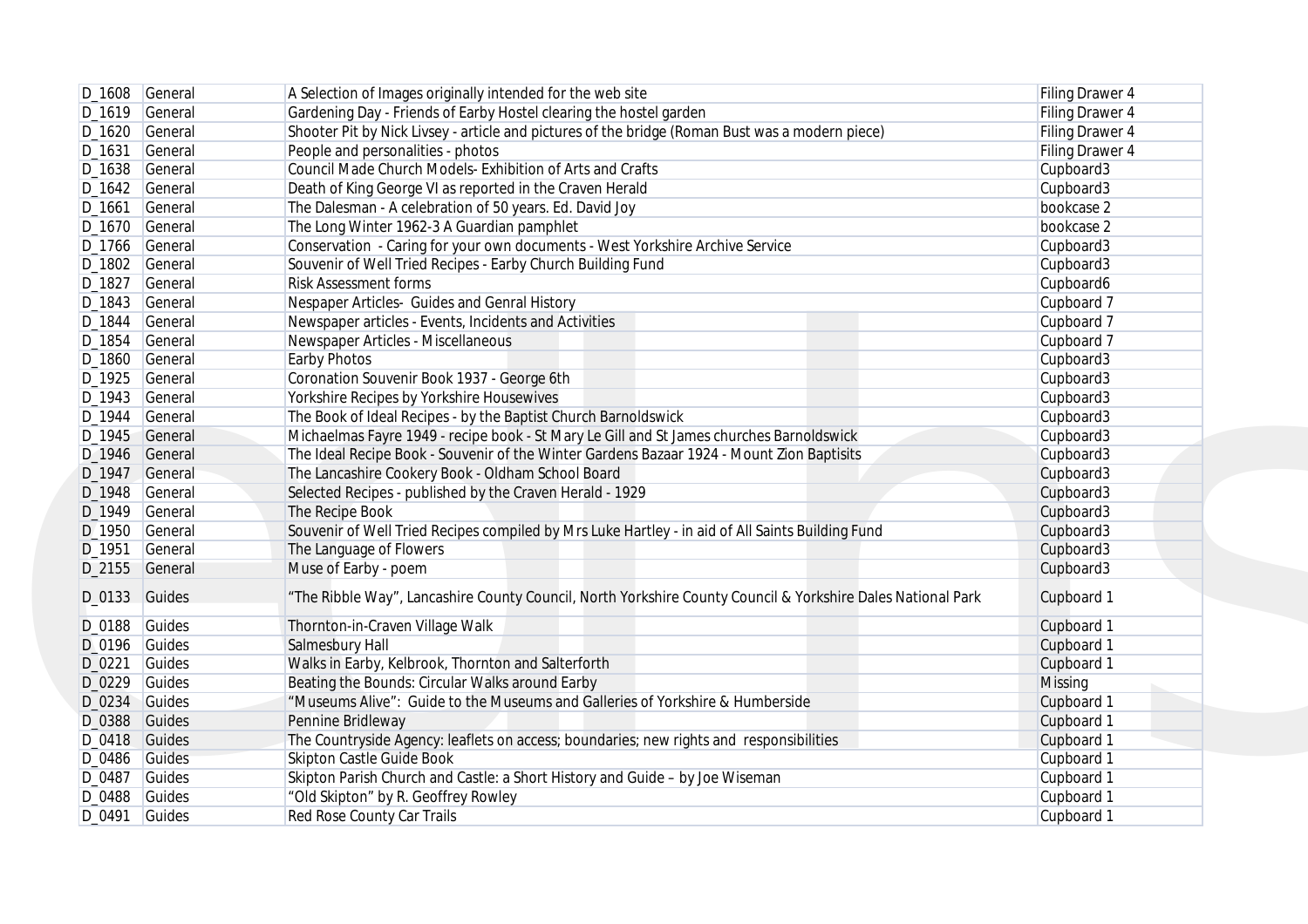| | | | |
|---|---|---|---|
| D_1608 | General | A Selection of Images originally intended for the web site | Filing Drawer 4 |
| D_1619 | General | Gardening Day - Friends of Earby Hostel clearing the hostel garden | Filing Drawer 4 |
| D_1620 | General | Shooter Pit by Nick Livsey - article and pictures of the bridge (Roman Bust was a modern piece) | Filing Drawer 4 |
| D_1631 | General | People and personalities - photos | Filing Drawer 4 |
| D_1638 | General | Council Made Church Models- Exhibition of Arts and Crafts | Cupboard3 |
| D_1642 | General | Death of King George VI as reported in the Craven Herald | Cupboard3 |
| D_1661 | General | The Dalesman - A celebration of 50 years. Ed. David Joy | bookcase 2 |
| D_1670 | General | The Long Winter 1962-3 A Guardian pamphlet | bookcase 2 |
| D_1766 | General | Conservation - Caring for your own documents - West Yorkshire Archive Service | Cupboard3 |
| D_1802 | General | Souvenir of Well Tried Recipes - Earby Church Building Fund | Cupboard3 |
| D_1827 | General | Risk Assessment forms | Cupboard6 |
| D_1843 | General | Nespaper Articles- Guides and Genral History | Cupboard 7 |
| D_1844 | General | Newspaper articles - Events, Incidents and Activities | Cupboard 7 |
| D_1854 | General | Newspaper Articles - Miscellaneous | Cupboard 7 |
| D_1860 | General | Earby Photos | Cupboard3 |
| D_1925 | General | Coronation Souvenir Book 1937 - George 6th | Cupboard3 |
| D_1943 | General | Yorkshire Recipes by Yorkshire Housewives | Cupboard3 |
| D_1944 | General | The Book of Ideal Recipes - by the Baptist Church Barnoldswick | Cupboard3 |
| D_1945 | General | Michaelmas Fayre 1949 - recipe book - St Mary Le Gill and St James churches Barnoldswick | Cupboard3 |
| D_1946 | General | The Ideal Recipe Book - Souvenir of the Winter Gardens Bazaar 1924 - Mount Zion Baptisits | Cupboard3 |
| D_1947 | General | The Lancashire Cookery Book - Oldham School Board | Cupboard3 |
| D_1948 | General | Selected Recipes - published by the Craven Herald - 1929 | Cupboard3 |
| D_1949 | General | The Recipe Book | Cupboard3 |
| D_1950 | General | Souvenir of Well Tried Recipes compiled by Mrs Luke Hartley - in aid of All Saints Building Fund | Cupboard3 |
| D_1951 | General | The Language of Flowers | Cupboard3 |
| D_2155 | General | Muse of Earby - poem | Cupboard3 |
| D_0133 | Guides | "The Ribble Way", Lancashire County Council, North Yorkshire County Council & Yorkshire Dales National Park | Cupboard 1 |
| D_0188 | Guides | Thornton-in-Craven Village Walk | Cupboard 1 |
| D_0196 | Guides | Salmesbury Hall | Cupboard 1 |
| D_0221 | Guides | Walks in Earby, Kelbrook, Thornton and Salterforth | Cupboard 1 |
| D_0229 | Guides | Beating the Bounds: Circular Walks around Earby | Missing |
| D_0234 | Guides | "Museums Alive": Guide to the Museums and Galleries of Yorkshire & Humberside | Cupboard 1 |
| D_0388 | Guides | Pennine Bridleway | Cupboard 1 |
| D_0418 | Guides | The Countryside Agency: leaflets on access; boundaries; new rights and responsibilities | Cupboard 1 |
| D_0486 | Guides | Skipton Castle Guide Book | Cupboard 1 |
| D_0487 | Guides | Skipton Parish Church and Castle: a Short History and Guide – by Joe Wiseman | Cupboard 1 |
| D_0488 | Guides | "Old Skipton" by R. Geoffrey Rowley | Cupboard 1 |
| D_0491 | Guides | Red Rose County Car Trails | Cupboard 1 |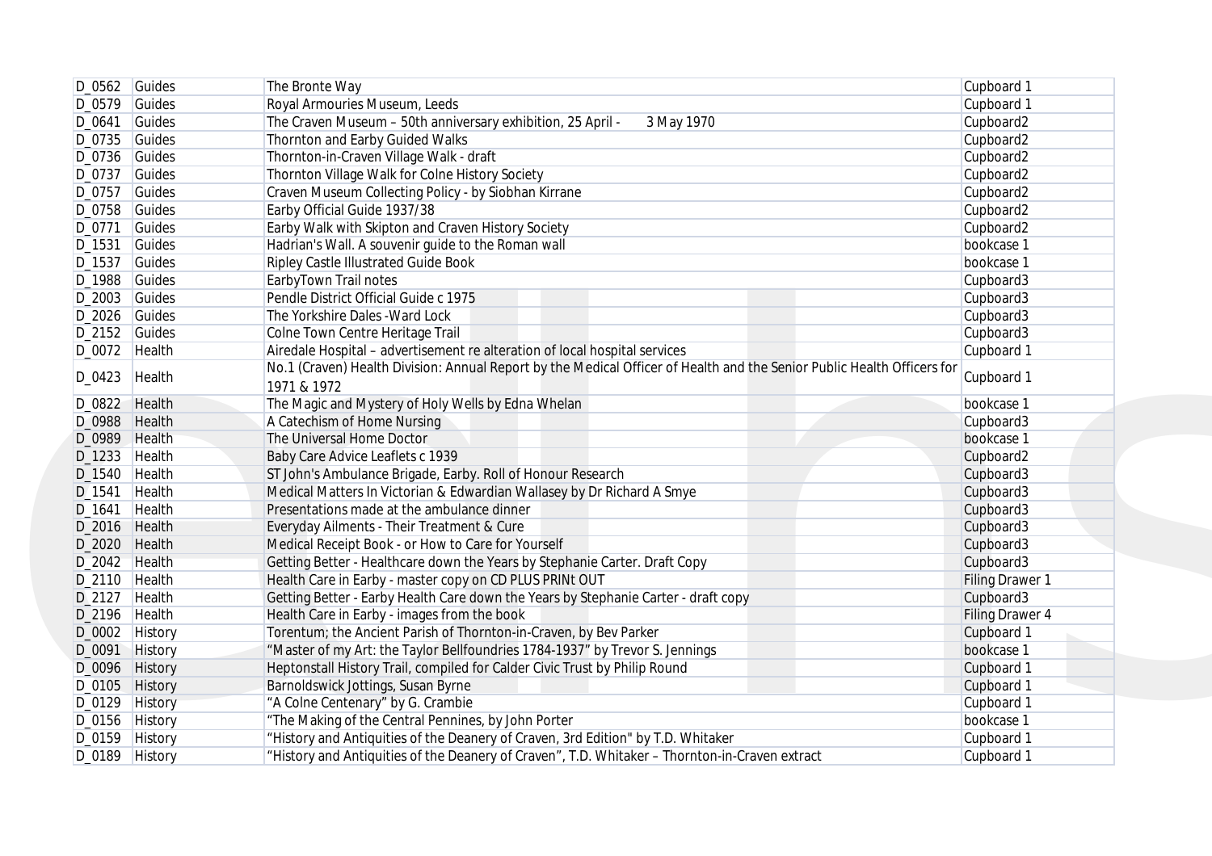| D_0562 | Guides | The Bronte Way | Cupboard 1 |
|---|---|---|---|
| D_0579 | Guides | Royal Armouries Museum, Leeds | Cupboard 1 |
| D_0641 | Guides | The Craven Museum – 50th anniversary exhibition, 25 April - 3 May 1970 | Cupboard2 |
| D_0735 | Guides | Thornton and Earby Guided Walks | Cupboard2 |
| D_0736 | Guides | Thornton-in-Craven Village Walk - draft | Cupboard2 |
| D_0737 | Guides | Thornton Village Walk for Colne History Society | Cupboard2 |
| D_0757 | Guides | Craven Museum Collecting Policy - by Siobhan Kirrane | Cupboard2 |
| D_0758 | Guides | Earby Official Guide 1937/38 | Cupboard2 |
| D_0771 | Guides | Earby Walk with Skipton and Craven History Society | Cupboard2 |
| D_1531 | Guides | Hadrian's Wall. A souvenir guide to the Roman wall | bookcase 1 |
| D_1537 | Guides | Ripley Castle Illustrated Guide Book | bookcase 1 |
| D_1988 | Guides | EarbyTown Trail notes | Cupboard3 |
| D_2003 | Guides | Pendle District Official Guide c 1975 | Cupboard3 |
| D_2026 | Guides | The Yorkshire Dales -Ward Lock | Cupboard3 |
| D_2152 | Guides | Colne Town Centre Heritage Trail | Cupboard3 |
| D_0072 | Health | Airedale Hospital – advertisement re alteration of local hospital services | Cupboard 1 |
| D_0423 | Health | No.1 (Craven) Health Division: Annual Report by the Medical Officer of Health and the Senior Public Health Officers for 1971 & 1972 | Cupboard 1 |
| D_0822 | Health | The Magic and Mystery of Holy Wells by Edna Whelan | bookcase 1 |
| D_0988 | Health | A Catechism of Home Nursing | Cupboard3 |
| D_0989 | Health | The Universal Home Doctor | bookcase 1 |
| D_1233 | Health | Baby Care Advice Leaflets c 1939 | Cupboard2 |
| D_1540 | Health | ST John's Ambulance Brigade, Earby. Roll of Honour Research | Cupboard3 |
| D_1541 | Health | Medical Matters In Victorian & Edwardian Wallasey by Dr Richard A Smye | Cupboard3 |
| D_1641 | Health | Presentations made at the ambulance dinner | Cupboard3 |
| D_2016 | Health | Everyday Ailments - Their Treatment & Cure | Cupboard3 |
| D_2020 | Health | Medical Receipt Book - or How to Care for Yourself | Cupboard3 |
| D_2042 | Health | Getting Better - Healthcare down the Years by Stephanie Carter. Draft Copy | Cupboard3 |
| D_2110 | Health | Health Care in Earby - master copy on CD PLUS PRINt OUT | Filing Drawer 1 |
| D_2127 | Health | Getting Better - Earby Health Care down the Years by Stephanie Carter - draft copy | Cupboard3 |
| D_2196 | Health | Health Care in Earby - images from the book | Filing Drawer 4 |
| D_0002 | History | Torentum; the Ancient Parish of Thornton-in-Craven, by Bev Parker | Cupboard 1 |
| D_0091 | History | "Master of my Art: the Taylor Bellfoundries 1784-1937" by Trevor S. Jennings | bookcase 1 |
| D_0096 | History | Heptonstall History Trail, compiled for Calder Civic Trust by Philip Round | Cupboard 1 |
| D_0105 | History | Barnoldswick Jottings, Susan Byrne | Cupboard 1 |
| D_0129 | History | "A Colne Centenary" by G. Crambie | Cupboard 1 |
| D_0156 | History | "The Making of the Central Pennines, by John Porter | bookcase 1 |
| D_0159 | History | "History and Antiquities of the Deanery of Craven, 3rd Edition" by T.D. Whitaker | Cupboard 1 |
| D_0189 | History | "History and Antiquities of the Deanery of Craven", T.D. Whitaker – Thornton-in-Craven extract | Cupboard 1 |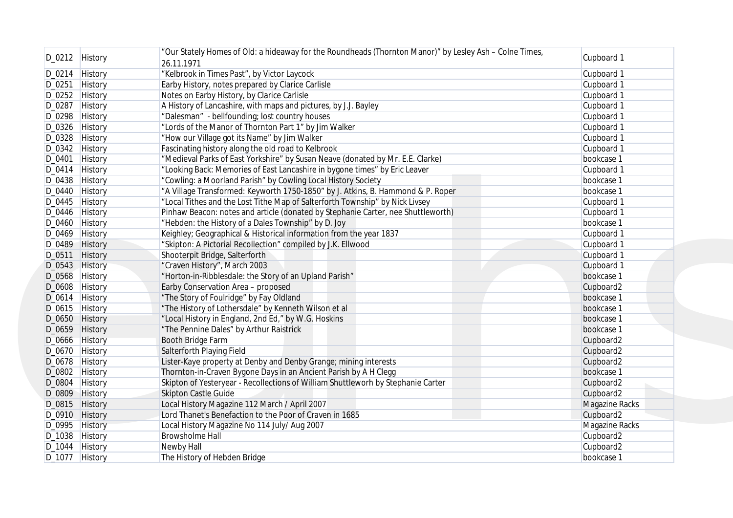| D_0212 | History | "Our Stately Homes of Old: a hideaway for the Roundheads (Thornton Manor)" by Lesley Ash – Colne Times, 26.11.1971 | Cupboard 1 |
|---|---|---|---|
| D_0214 | History | "Kelbrook in Times Past", by Victor Laycock | Cupboard 1 |
| D_0251 | History | Earby History, notes prepared by Clarice Carlisle | Cupboard 1 |
| D_0252 | History | Notes on Earby History, by Clarice Carlisle | Cupboard 1 |
| D_0287 | History | A History of Lancashire, with maps and pictures, by J.J. Bayley | Cupboard 1 |
| D_0298 | History | "Dalesman" - bellfounding; lost country houses | Cupboard 1 |
| D_0326 | History | "Lords of the Manor of Thornton Part 1" by Jim Walker | Cupboard 1 |
| D_0328 | History | "How our Village got its Name" by Jim Walker | Cupboard 1 |
| D_0342 | History | Fascinating history along the old road to Kelbrook | Cupboard 1 |
| D_0401 | History | "Medieval Parks of East Yorkshire" by Susan Neave (donated by Mr. E.E. Clarke) | bookcase 1 |
| D_0414 | History | "Looking Back: Memories of East Lancashire in bygone times" by Eric Leaver | Cupboard 1 |
| D_0438 | History | "Cowling: a Moorland Parish" by Cowling Local History Society | bookcase 1 |
| D_0440 | History | "A Village Transformed: Keyworth 1750-1850" by J. Atkins, B. Hammond & P. Roper | bookcase 1 |
| D_0445 | History | "Local Tithes and the Lost Tithe Map of Salterforth Township" by Nick Livsey | Cupboard 1 |
| D_0446 | History | Pinhaw Beacon: notes and article (donated by Stephanie Carter, nee Shuttleworth) | Cupboard 1 |
| D_0460 | History | "Hebden: the History of a Dales Township" by D. Joy | bookcase 1 |
| D_0469 | History | Keighley; Geographical & Historical information from the year 1837 | Cupboard 1 |
| D_0489 | History | "Skipton: A Pictorial Recollection" compiled by J.K. Ellwood | Cupboard 1 |
| D_0511 | History | Shooterpit Bridge, Salterforth | Cupboard 1 |
| D_0543 | History | "Craven History", March 2003 | Cupboard 1 |
| D_0568 | History | "Horton-in-Ribblesdale: the Story of an Upland Parish" | bookcase 1 |
| D_0608 | History | Earby Conservation Area – proposed | Cupboard2 |
| D_0614 | History | "The Story of Foulridge" by Fay Oldland | bookcase 1 |
| D_0615 | History | "The History of Lothersdale" by Kenneth Wilson et al | bookcase 1 |
| D_0650 | History | "Local History in England, 2nd Ed," by W.G. Hoskins | bookcase 1 |
| D_0659 | History | "The Pennine Dales" by Arthur Raistrick | bookcase 1 |
| D_0666 | History | Booth Bridge Farm | Cupboard2 |
| D_0670 | History | Salterforth Playing Field | Cupboard2 |
| D_0678 | History | Lister-Kaye property at Denby and Denby Grange; mining interests | Cupboard2 |
| D_0802 | History | Thornton-in-Craven Bygone Days in an Ancient Parish by A H Clegg | bookcase 1 |
| D_0804 | History | Skipton of Yesteryear - Recollections of William Shuttleworh by Stephanie Carter | Cupboard2 |
| D_0809 | History | Skipton Castle Guide | Cupboard2 |
| D_0815 | History | Local History Magazine 112 March / April 2007 | Magazine Racks |
| D_0910 | History | Lord Thanet's Benefaction to the Poor of Craven in 1685 | Cupboard2 |
| D_0995 | History | Local History Magazine No 114 July/ Aug 2007 | Magazine Racks |
| D_1038 | History | Browsholme Hall | Cupboard2 |
| D_1044 | History | Newby Hall | Cupboard2 |
| D_1077 | History | The History of Hebden Bridge | bookcase 1 |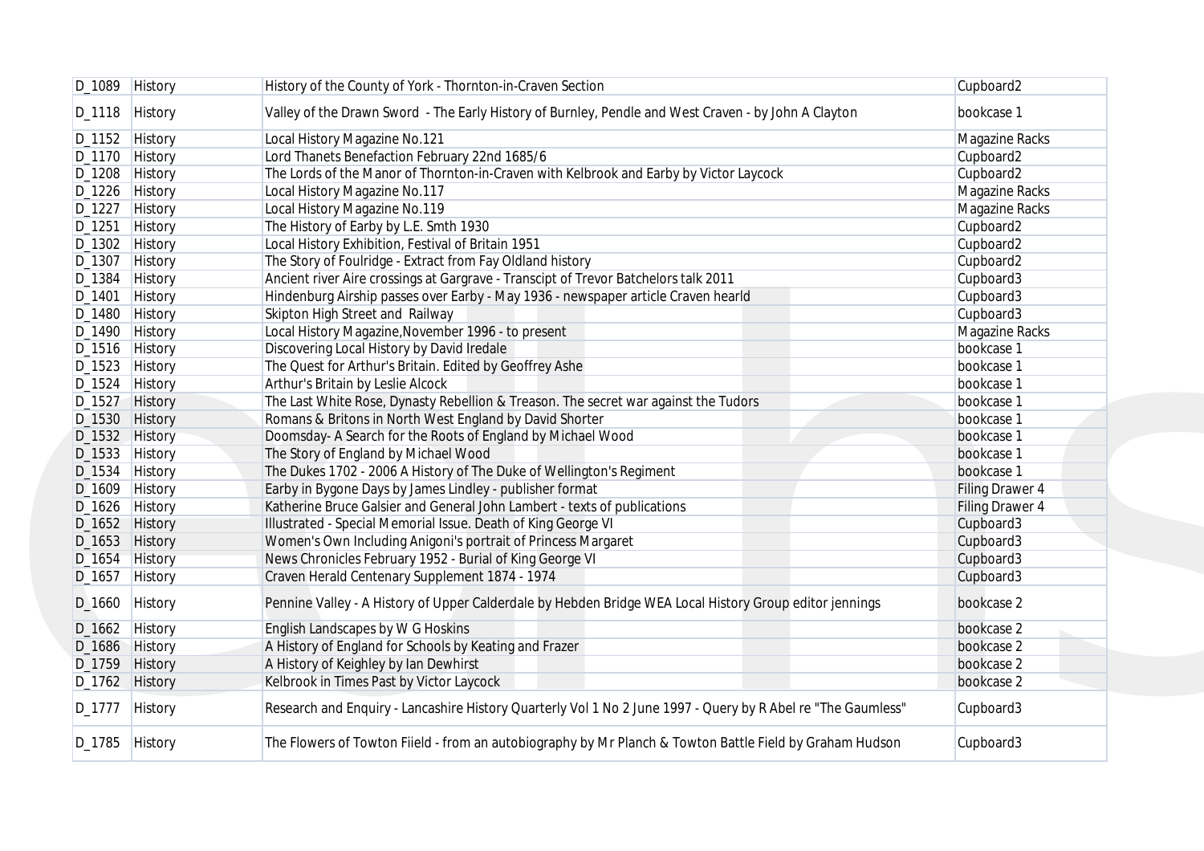| D_1089 | History | History of the County of York - Thornton-in-Craven Section | Cupboard2 |
|---|---|---|---|
| D_1118 | History | Valley of the Drawn Sword - The Early History of Burnley, Pendle and West Craven - by John A Clayton | bookcase 1 |
| D_1152 | History | Local History Magazine No.121 | Magazine Racks |
| D_1170 | History | Lord Thanets Benefaction February 22nd 1685/6 | Cupboard2 |
| D_1208 | History | The Lords of the Manor of Thornton-in-Craven with Kelbrook and Earby by Victor Laycock | Cupboard2 |
| D_1226 | History | Local History Magazine No.117 | Magazine Racks |
| D_1227 | History | Local History Magazine No.119 | Magazine Racks |
| D_1251 | History | The History of Earby by L.E. Smth 1930 | Cupboard2 |
| D_1302 | History | Local History Exhibition, Festival of Britain 1951 | Cupboard2 |
| D_1307 | History | The Story of Foulridge - Extract from Fay Oldland history | Cupboard2 |
| D_1384 | History | Ancient river Aire crossings at Gargrave - Transcipt of Trevor Batchelors talk 2011 | Cupboard3 |
| D_1401 | History | Hindenburg Airship passes over Earby - May 1936 - newspaper article Craven hearld | Cupboard3 |
| D_1480 | History | Skipton High Street and Railway | Cupboard3 |
| D_1490 | History | Local History Magazine,November 1996 - to present | Magazine Racks |
| D_1516 | History | Discovering Local History by David Iredale | bookcase 1 |
| D_1523 | History | The Quest for Arthur's Britain. Edited by Geoffrey Ashe | bookcase 1 |
| D_1524 | History | Arthur's Britain by Leslie Alcock | bookcase 1 |
| D_1527 | History | The Last White Rose, Dynasty Rebellion & Treason. The secret war against the Tudors | bookcase 1 |
| D_1530 | History | Romans & Britons in North West England by David Shorter | bookcase 1 |
| D_1532 | History | Doomsday- A Search for the Roots of England by Michael Wood | bookcase 1 |
| D_1533 | History | The Story of England by Michael Wood | bookcase 1 |
| D_1534 | History | The Dukes 1702 - 2006 A History of The Duke of Wellington's Regiment | bookcase 1 |
| D_1609 | History | Earby in Bygone Days by James Lindley - publisher format | Filing Drawer 4 |
| D_1626 | History | Katherine Bruce Galsier and General John Lambert - texts of publications | Filing Drawer 4 |
| D_1652 | History | Illustrated - Special Memorial Issue. Death of King George VI | Cupboard3 |
| D_1653 | History | Women's Own Including Anigoni's portrait of Princess Margaret | Cupboard3 |
| D_1654 | History | News Chronicles February 1952 - Burial of King George VI | Cupboard3 |
| D_1657 | History | Craven Herald Centenary Supplement 1874 - 1974 | Cupboard3 |
| D_1660 | History | Pennine Valley - A History of Upper Calderdale by Hebden Bridge WEA Local History Group editor jennings | bookcase 2 |
| D_1662 | History | English Landscapes by W G Hoskins | bookcase 2 |
| D_1686 | History | A History of England for Schools by Keating and Frazer | bookcase 2 |
| D_1759 | History | A History of Keighley by Ian Dewhirst | bookcase 2 |
| D_1762 | History | Kelbrook in Times Past by Victor Laycock | bookcase 2 |
| D_1777 | History | Research and Enquiry - Lancashire History Quarterly Vol 1 No 2 June 1997 - Query by R Abel re "The Gaumless" | Cupboard3 |
| D_1785 | History | The Flowers of Towton Fiield - from an autobiography by Mr Planch & Towton Battle Field by Graham Hudson | Cupboard3 |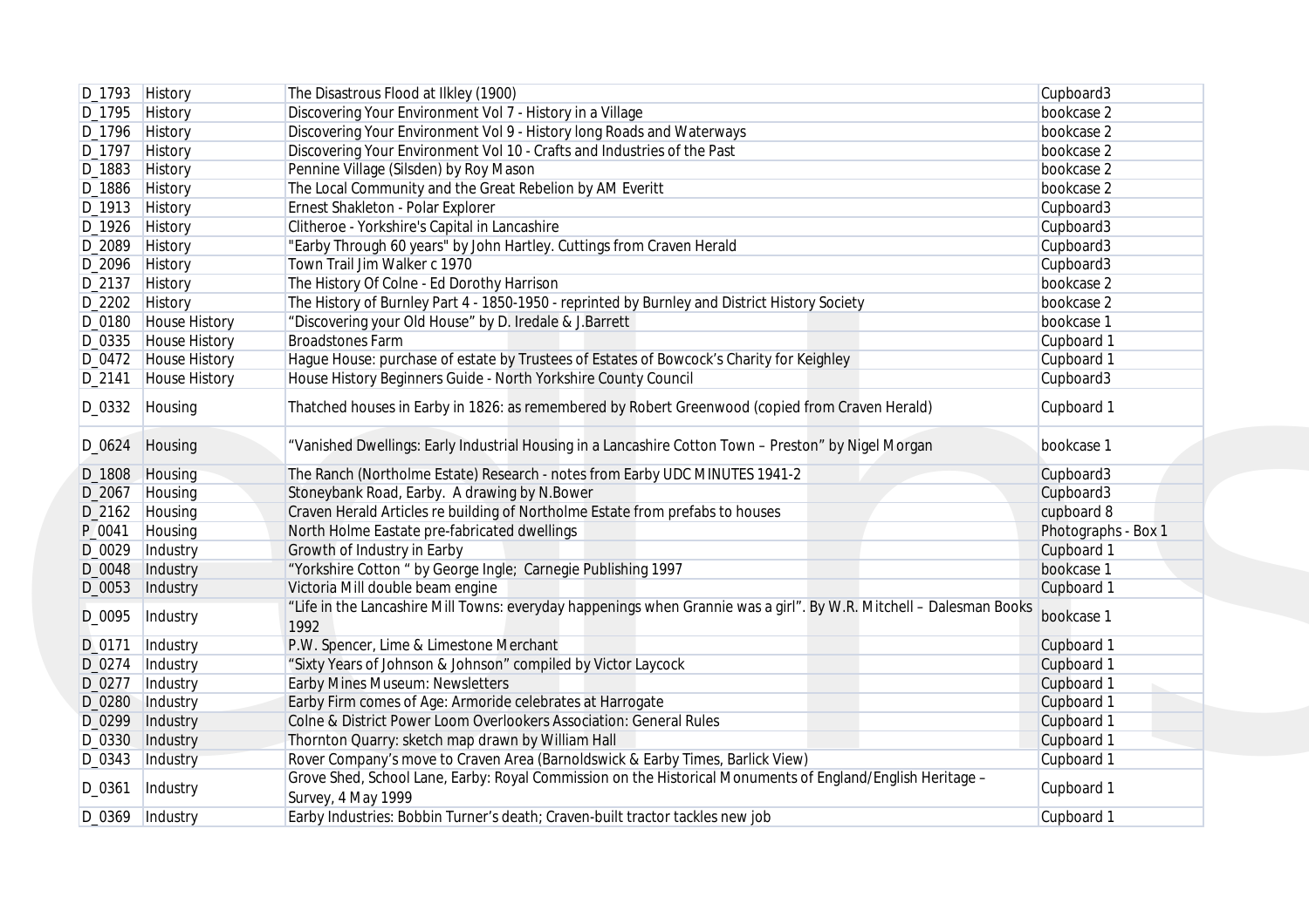| | | | |
|---|---|---|---|
| D_1793 | History | The Disastrous Flood at Ilkley (1900) | Cupboard3 |
| D_1795 | History | Discovering Your Environment Vol 7 - History in a Village | bookcase 2 |
| D_1796 | History | Discovering Your Environment Vol 9 - History long Roads and Waterways | bookcase 2 |
| D_1797 | History | Discovering Your Environment Vol 10 - Crafts and Industries of the Past | bookcase 2 |
| D_1883 | History | Pennine Village (Silsden) by Roy Mason | bookcase 2 |
| D_1886 | History | The Local Community and the Great Rebelion by AM Everitt | bookcase 2 |
| D_1913 | History | Ernest Shakleton - Polar Explorer | Cupboard3 |
| D_1926 | History | Clitheroe - Yorkshire's Capital in Lancashire | Cupboard3 |
| D_2089 | History | "Earby Through 60 years" by John Hartley. Cuttings from Craven Herald | Cupboard3 |
| D_2096 | History | Town Trail Jim Walker c 1970 | Cupboard3 |
| D_2137 | History | The History Of Colne - Ed Dorothy Harrison | bookcase 2 |
| D_2202 | History | The History of Burnley Part 4 - 1850-1950 - reprinted by Burnley and District History Society | bookcase 2 |
| D_0180 | House History | "Discovering your Old House" by D. Iredale & J.Barrett | bookcase 1 |
| D_0335 | House History | Broadstones Farm | Cupboard 1 |
| D_0472 | House History | Hague House: purchase of estate by Trustees of Estates of Bowcock's Charity for Keighley | Cupboard 1 |
| D_2141 | House History | House History Beginners Guide - North Yorkshire County Council | Cupboard3 |
| D_0332 | Housing | Thatched houses in Earby in 1826: as remembered by Robert Greenwood (copied from Craven Herald) | Cupboard 1 |
| D_0624 | Housing | "Vanished Dwellings: Early Industrial Housing in a Lancashire Cotton Town – Preston" by Nigel Morgan | bookcase 1 |
| D_1808 | Housing | The Ranch (Northolme Estate) Research - notes from Earby UDC MINUTES 1941-2 | Cupboard3 |
| D_2067 | Housing | Stoneybank Road, Earby. A drawing by N.Bower | Cupboard3 |
| D_2162 | Housing | Craven Herald Articles re building of Northolme Estate from prefabs to houses | cupboard 8 |
| P_0041 | Housing | North Holme Eastate pre-fabricated dwellings | Photographs - Box 1 |
| D_0029 | Industry | Growth of Industry in Earby | Cupboard 1 |
| D_0048 | Industry | "Yorkshire Cotton " by George Ingle; Carnegie Publishing 1997 | bookcase 1 |
| D_0053 | Industry | Victoria Mill double beam engine | Cupboard 1 |
| D_0095 | Industry | "Life in the Lancashire Mill Towns: everyday happenings when Grannie was a girl". By W.R. Mitchell – Dalesman Books 1992 | bookcase 1 |
| D_0171 | Industry | P.W. Spencer, Lime & Limestone Merchant | Cupboard 1 |
| D_0274 | Industry | "Sixty Years of Johnson & Johnson" compiled by Victor Laycock | Cupboard 1 |
| D_0277 | Industry | Earby Mines Museum: Newsletters | Cupboard 1 |
| D_0280 | Industry | Earby Firm comes of Age: Armoride celebrates at Harrogate | Cupboard 1 |
| D_0299 | Industry | Colne & District Power Loom Overlookers Association: General Rules | Cupboard 1 |
| D_0330 | Industry | Thornton Quarry: sketch map drawn by William Hall | Cupboard 1 |
| D_0343 | Industry | Rover Company's move to Craven Area (Barnoldswick & Earby Times, Barlick View) | Cupboard 1 |
| D_0361 | Industry | Grove Shed, School Lane, Earby: Royal Commission on the Historical Monuments of England/English Heritage – Survey, 4 May 1999 | Cupboard 1 |
| D_0369 | Industry | Earby Industries: Bobbin Turner's death; Craven-built tractor tackles new job | Cupboard 1 |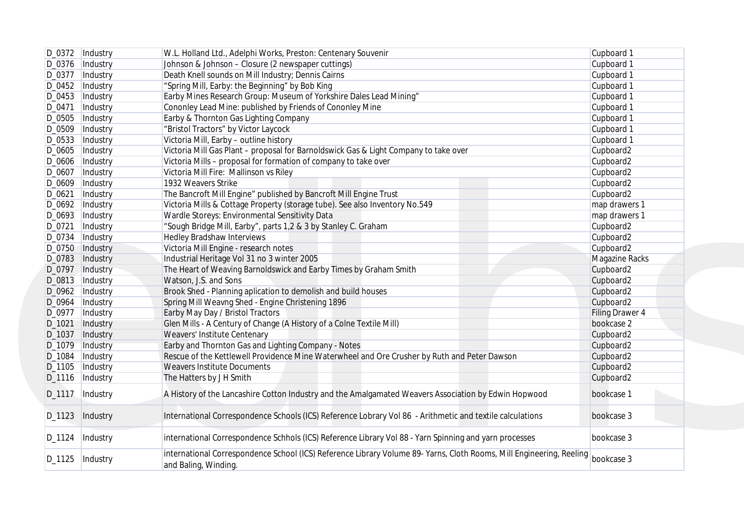| D_0372 | Industry | W.L. Holland Ltd., Adelphi Works, Preston: Centenary Souvenir | Cupboard 1 |
|---|---|---|---|
| D_0376 | Industry | Johnson & Johnson – Closure (2 newspaper cuttings) | Cupboard 1 |
| D_0377 | Industry | Death Knell sounds on Mill Industry; Dennis Cairns | Cupboard 1 |
| D_0452 | Industry | "Spring Mill, Earby: the Beginning" by Bob King | Cupboard 1 |
| D_0453 | Industry | Earby Mines Research Group: Museum of Yorkshire Dales Lead Mining" | Cupboard 1 |
| D_0471 | Industry | Cononley Lead Mine: published by Friends of Cononley Mine | Cupboard 1 |
| D_0505 | Industry | Earby & Thornton Gas Lighting Company | Cupboard 1 |
| D_0509 | Industry | "Bristol Tractors" by Victor Laycock | Cupboard 1 |
| D_0533 | Industry | Victoria Mill, Earby – outline history | Cupboard 1 |
| D_0605 | Industry | Victoria Mill Gas Plant – proposal for Barnoldswick Gas & Light Company to take over | Cupboard2 |
| D_0606 | Industry | Victoria Mills – proposal for formation of company to take over | Cupboard2 |
| D_0607 | Industry | Victoria Mill Fire: Mallinson vs Riley | Cupboard2 |
| D_0609 | Industry | 1932 Weavers Strike | Cupboard2 |
| D_0621 | Industry | The Bancroft Mill Engine" published by Bancroft Mill Engine Trust | Cupboard2 |
| D_0692 | Industry | Victoria Mills & Cottage Property (storage tube). See also Inventory No.549 | map drawers 1 |
| D_0693 | Industry | Wardle Storeys: Environmental Sensitivity Data | map drawers 1 |
| D_0721 | Industry | "Sough Bridge Mill, Earby", parts 1,2 & 3 by Stanley C. Graham | Cupboard2 |
| D_0734 | Industry | Hedley Bradshaw Interviews | Cupboard2 |
| D_0750 | Industry | Victoria Mill Engine - research notes | Cupboard2 |
| D_0783 | Industry | Industrial Heritage Vol 31 no 3 winter 2005 | Magazine Racks |
| D_0797 | Industry | The Heart of Weaving Barnoldswick and Earby Times by Graham Smith | Cupboard2 |
| D_0813 | Industry | Watson, J.S. and Sons | Cupboard2 |
| D_0962 | Industry | Brook Shed - Planning aplication to demolish and build houses | Cupboard2 |
| D_0964 | Industry | Spring Mill Weavng Shed - Engine Christening 1896 | Cupboard2 |
| D_0977 | Industry | Earby May Day / Bristol Tractors | Filing Drawer 4 |
| D_1021 | Industry | Glen Mills - A Century of Change (A History of a Colne Textile Mill) | bookcase 2 |
| D_1037 | Industry | Weavers' Institute Centenary | Cupboard2 |
| D_1079 | Industry | Earby and Thornton Gas and Lighting Company - Notes | Cupboard2 |
| D_1084 | Industry | Rescue of the Kettlewell Providence Mine Waterwheel and Ore Crusher by Ruth and Peter Dawson | Cupboard2 |
| D_1105 | Industry | Weavers Institute Documents | Cupboard2 |
| D_1116 | Industry | The Hatters by J H Smith | Cupboard2 |
| D_1117 | Industry | A History of the Lancashire Cotton Industry and the Amalgamated Weavers Association by Edwin Hopwood | bookcase 1 |
| D_1123 | Industry | International Correspondence Schools (ICS) Reference Lobrary Vol 86 - Arithmetic and textile calculations | bookcase 3 |
| D_1124 | Industry | international Correspondence Schhols (ICS) Reference Library Vol 88 - Yarn Spinning and yarn processes | bookcase 3 |
| D_1125 | Industry | international Correspondence School (ICS) Reference Library Volume 89- Yarns, Cloth Rooms, Mill Engineering, Reeling and Baling, Winding. | bookcase 3 |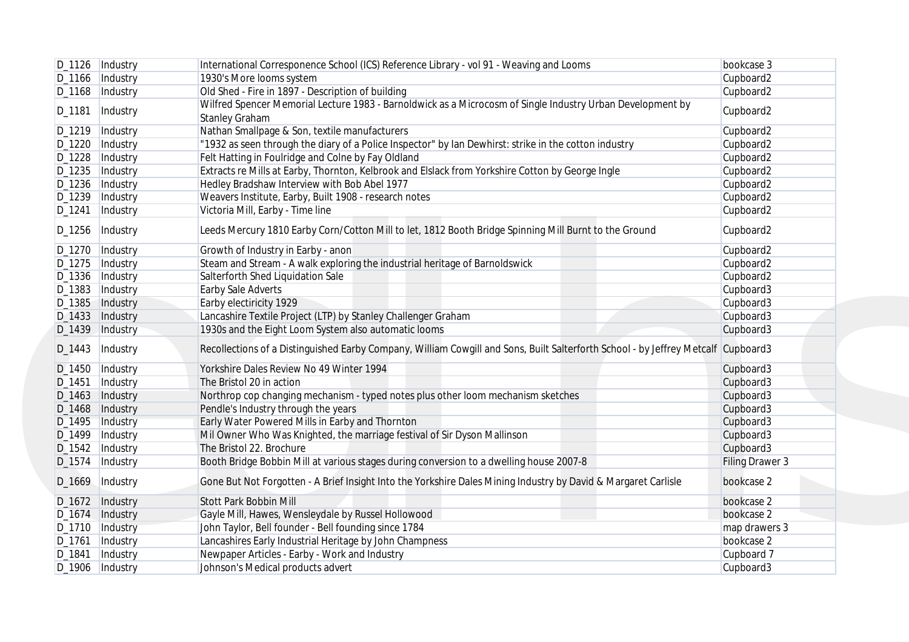| | | | |
|---|---|---|---|
| D_1126 | Industry | International Corresponence School (ICS) Reference Library - vol 91 - Weaving and Looms | bookcase 3 |
| D_1166 | Industry | 1930's More looms system | Cupboard2 |
| D_1168 | Industry | Old Shed - Fire in 1897 - Description of building | Cupboard2 |
| D_1181 | Industry | Wilfred Spencer Memorial Lecture 1983 - Barnoldwick as a Microcosm of Single Industry Urban Development by Stanley Graham | Cupboard2 |
| D_1219 | Industry | Nathan Smallpage & Son, textile manufacturers | Cupboard2 |
| D_1220 | Industry | "1932 as seen through the diary of a Police Inspector" by Ian Dewhirst: strike in the cotton industry | Cupboard2 |
| D_1228 | Industry | Felt Hatting in Foulridge and Colne by Fay Oldland | Cupboard2 |
| D_1235 | Industry | Extracts re Mills at Earby, Thornton, Kelbrook and Elslack from Yorkshire Cotton by George Ingle | Cupboard2 |
| D_1236 | Industry | Hedley Bradshaw Interview with Bob Abel 1977 | Cupboard2 |
| D_1239 | Industry | Weavers Institute, Earby, Built 1908 - research notes | Cupboard2 |
| D_1241 | Industry | Victoria Mill, Earby - Time line | Cupboard2 |
| D_1256 | Industry | Leeds Mercury 1810 Earby Corn/Cotton Mill to let, 1812 Booth Bridge Spinning Mill Burnt to the Ground | Cupboard2 |
| D_1270 | Industry | Growth of Industry in Earby - anon | Cupboard2 |
| D_1275 | Industry | Steam and Stream - A walk exploring the industrial heritage of Barnoldswick | Cupboard2 |
| D_1336 | Industry | Salterforth Shed Liquidation Sale | Cupboard2 |
| D_1383 | Industry | Earby Sale Adverts | Cupboard3 |
| D_1385 | Industry | Earby electiricity 1929 | Cupboard3 |
| D_1433 | Industry | Lancashire Textile Project (LTP) by Stanley Challenger Graham | Cupboard3 |
| D_1439 | Industry | 1930s and the Eight Loom System also automatic looms | Cupboard3 |
| D_1443 | Industry | Recollections of a Distinguished Earby Company, William Cowgill and Sons, Built Salterforth School - by Jeffrey Metcalf | Cupboard3 |
| D_1450 | Industry | Yorkshire Dales Review No 49 Winter 1994 | Cupboard3 |
| D_1451 | Industry | The Bristol 20 in action | Cupboard3 |
| D_1463 | Industry | Northrop cop changing mechanism - typed notes plus other loom mechanism sketches | Cupboard3 |
| D_1468 | Industry | Pendle's Industry through the years | Cupboard3 |
| D_1495 | Industry | Early Water Powered Mills in Earby and Thornton | Cupboard3 |
| D_1499 | Industry | Mil Owner Who Was Knighted, the marriage festival of Sir Dyson Mallinson | Cupboard3 |
| D_1542 | Industry | The Bristol 22. Brochure | Cupboard3 |
| D_1574 | Industry | Booth Bridge Bobbin Mill at various stages during conversion to a dwelling house 2007-8 | Filing Drawer 3 |
| D_1669 | Industry | Gone But Not Forgotten - A Brief Insight Into the Yorkshire Dales Mining Industry by David & Margaret Carlisle | bookcase 2 |
| D_1672 | Industry | Stott Park Bobbin Mill | bookcase 2 |
| D_1674 | Industry | Gayle Mill, Hawes, Wensleydale by Russel Hollowood | bookcase 2 |
| D_1710 | Industry | John Taylor, Bell founder - Bell founding since 1784 | map drawers 3 |
| D_1761 | Industry | Lancashires Early Industrial Heritage by John Champness | bookcase 2 |
| D_1841 | Industry | Newpaper Articles - Earby - Work and Industry | Cupboard 7 |
| D_1906 | Industry | Johnson's Medical products advert | Cupboard3 |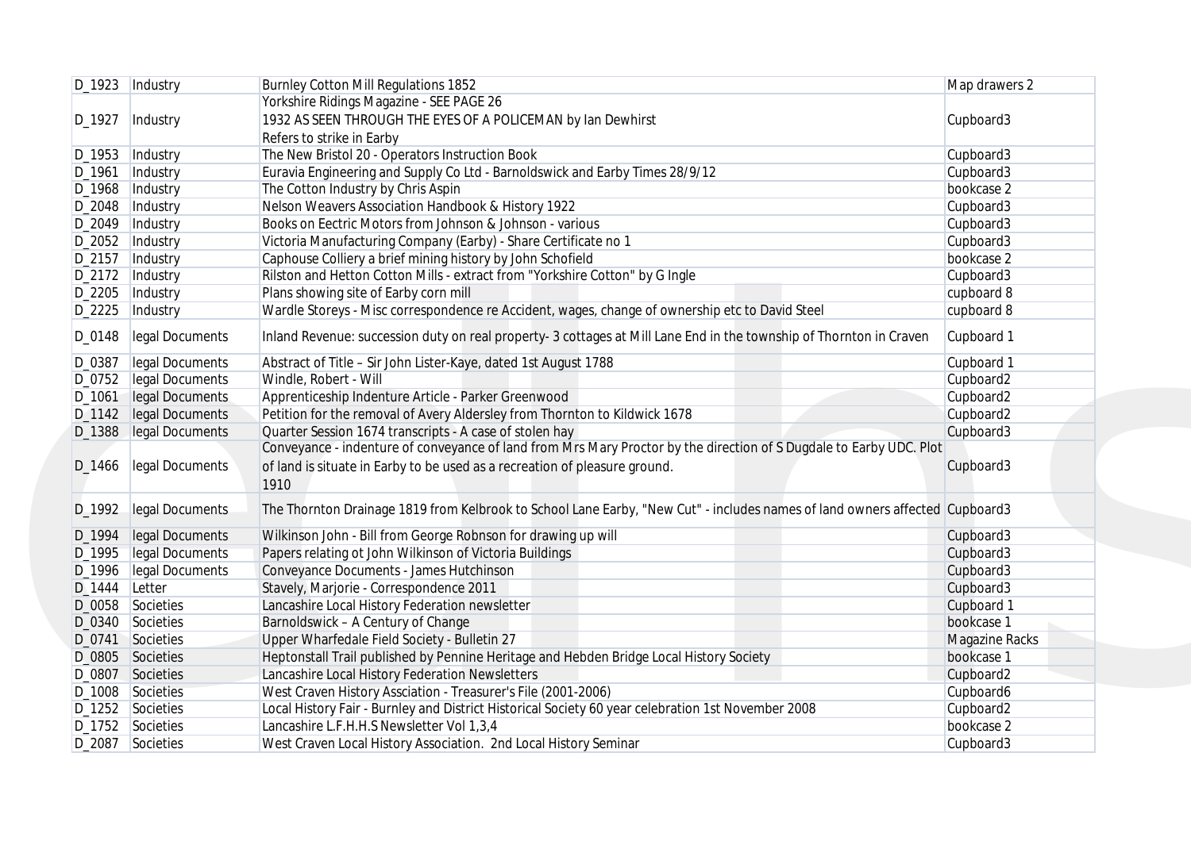| D_1923 | Industry | Burnley Cotton Mill Regulations 1852 | Map drawers 2 |
|---|---|---|---|
| D_1927 | Industry | Yorkshire Ridings Magazine - SEE PAGE 26<br>1932 AS SEEN THROUGH THE EYES OF A POLICEMAN by Ian Dewhirst<br>Refers to strike in Earby | Cupboard3 |
| D_1953 | Industry | The New Bristol 20 - Operators Instruction Book | Cupboard3 |
| D_1961 | Industry | Euravia Engineering and Supply Co Ltd - Barnoldswick and Earby Times 28/9/12 | Cupboard3 |
| D_1968 | Industry | The Cotton Industry by Chris Aspin | bookcase 2 |
| D_2048 | Industry | Nelson Weavers Association Handbook & History 1922 | Cupboard3 |
| D_2049 | Industry | Books on Eectric Motors from Johnson & Johnson - various | Cupboard3 |
| D_2052 | Industry | Victoria Manufacturing Company (Earby) - Share Certificate no 1 | Cupboard3 |
| D_2157 | Industry | Caphouse Colliery a brief mining history by John Schofield | bookcase 2 |
| D_2172 | Industry | Rilston and Hetton Cotton Mills - extract from "Yorkshire Cotton" by G Ingle | Cupboard3 |
| D_2205 | Industry | Plans showing site of Earby corn mill | cupboard 8 |
| D_2225 | Industry | Wardle Storeys - Misc correspondence re Accident, wages, change of ownership etc to David Steel | cupboard 8 |
| D_0148 | legal Documents | Inland Revenue: succession duty on real property- 3 cottages at Mill Lane End in the township of Thornton in Craven | Cupboard 1 |
| D_0387 | legal Documents | Abstract of Title – Sir John Lister-Kaye, dated 1st August 1788 | Cupboard 1 |
| D_0752 | legal Documents | Windle, Robert - Will | Cupboard2 |
| D_1061 | legal Documents | Apprenticeship Indenture Article - Parker Greenwood | Cupboard2 |
| D_1142 | legal Documents | Petition for the removal of Avery Aldersley from Thornton to Kildwick 1678 | Cupboard2 |
| D_1388 | legal Documents | Quarter Session 1674 transcripts - A case of stolen hay | Cupboard3 |
| D_1466 | legal Documents | Conveyance - indenture of conveyance of land from Mrs Mary Proctor by the direction of S Dugdale to Earby UDC. Plot of land is situate in Earby to be used as a recreation of pleasure ground.<br>1910 | Cupboard3 |
| D_1992 | legal Documents | The Thornton Drainage 1819 from Kelbrook to School Lane Earby, "New Cut" - includes names of land owners affected | Cupboard3 |
| D_1994 | legal Documents | Wilkinson John - Bill from George Robnson for drawing up will | Cupboard3 |
| D_1995 | legal Documents | Papers relating ot John Wilkinson of Victoria Buildings | Cupboard3 |
| D_1996 | legal Documents | Conveyance Documents - James Hutchinson | Cupboard3 |
| D_1444 | Letter | Stavely, Marjorie - Correspondence 2011 | Cupboard3 |
| D_0058 | Societies | Lancashire Local History Federation newsletter | Cupboard 1 |
| D_0340 | Societies | Barnoldswick – A Century of Change | bookcase 1 |
| D_0741 | Societies | Upper Wharfedale Field Society - Bulletin 27 | Magazine Racks |
| D_0805 | Societies | Heptonstall Trail published by Pennine Heritage and Hebden Bridge Local History Society | bookcase 1 |
| D_0807 | Societies | Lancashire Local History Federation Newsletters | Cupboard2 |
| D_1008 | Societies | West Craven History Assciation - Treasurer's File (2001-2006) | Cupboard6 |
| D_1252 | Societies | Local History Fair - Burnley and District Historical Society 60 year celebration 1st November 2008 | Cupboard2 |
| D_1752 | Societies | Lancashire L.F.H.H.S Newsletter Vol 1,3,4 | bookcase 2 |
| D_2087 | Societies | West Craven Local History Association. 2nd Local History Seminar | Cupboard3 |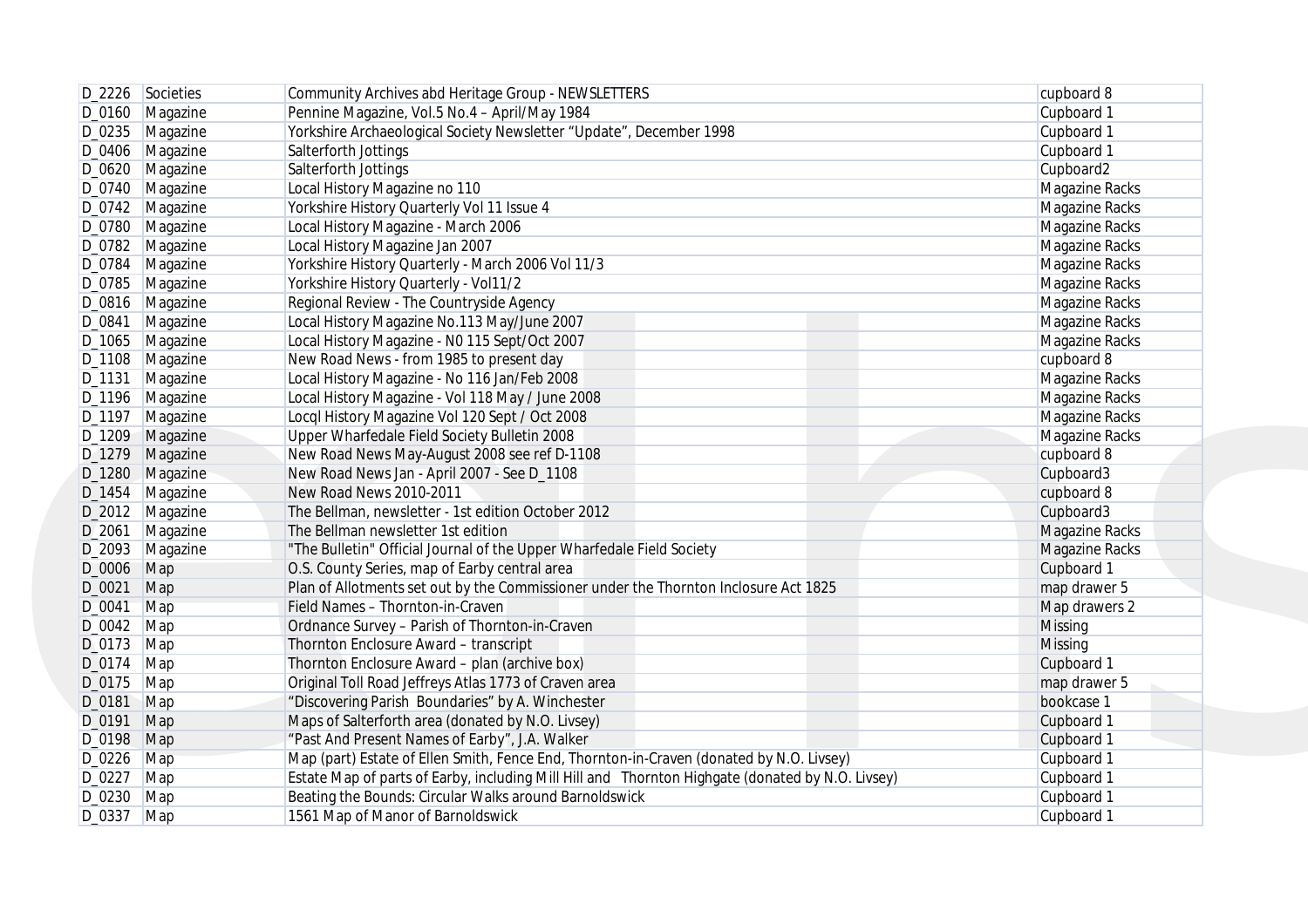| D_2226 | Societies | Community Archives abd Heritage Group - NEWSLETTERS | cupboard 8 |
|---|---|---|---|
| D_0160 | Magazine | Pennine Magazine, Vol.5 No.4 – April/May 1984 | Cupboard 1 |
| D_0235 | Magazine | Yorkshire Archaeological Society Newsletter “Update”, December 1998 | Cupboard 1 |
| D_0406 | Magazine | Salterforth Jottings | Cupboard 1 |
| D_0620 | Magazine | Salterforth Jottings | Cupboard2 |
| D_0740 | Magazine | Local History Magazine no 110 | Magazine Racks |
| D_0742 | Magazine | Yorkshire History Quarterly Vol 11 Issue 4 | Magazine Racks |
| D_0780 | Magazine | Local History Magazine - March 2006 | Magazine Racks |
| D_0782 | Magazine | Local History Magazine Jan 2007 | Magazine Racks |
| D_0784 | Magazine | Yorkshire History Quarterly - March 2006 Vol 11/3 | Magazine Racks |
| D_0785 | Magazine | Yorkshire History Quarterly - Vol11/2 | Magazine Racks |
| D_0816 | Magazine | Regional Review - The Countryside Agency | Magazine Racks |
| D_0841 | Magazine | Local History Magazine No.113 May/June 2007 | Magazine Racks |
| D_1065 | Magazine | Local History Magazine - N0 115 Sept/Oct 2007 | Magazine Racks |
| D_1108 | Magazine | New Road News - from 1985 to present day | cupboard 8 |
| D_1131 | Magazine | Local History Magazine - No 116 Jan/Feb 2008 | Magazine Racks |
| D_1196 | Magazine | Local History Magazine - Vol 118 May / June 2008 | Magazine Racks |
| D_1197 | Magazine | Locql History Magazine Vol 120 Sept / Oct 2008 | Magazine Racks |
| D_1209 | Magazine | Upper Wharfedale Field Society Bulletin 2008 | Magazine Racks |
| D_1279 | Magazine | New Road News May-August 2008 see ref D-1108 | cupboard 8 |
| D_1280 | Magazine | New Road News Jan - April 2007 - See D_1108 | Cupboard3 |
| D_1454 | Magazine | New Road News 2010-2011 | cupboard 8 |
| D_2012 | Magazine | The Bellman, newsletter - 1st edition October 2012 | Cupboard3 |
| D_2061 | Magazine | The Bellman newsletter 1st edition | Magazine Racks |
| D_2093 | Magazine | "The Bulletin" Official Journal of the Upper Wharfedale Field Society | Magazine Racks |
| D_0006 | Map | O.S. County Series, map of Earby central area | Cupboard 1 |
| D_0021 | Map | Plan of Allotments set out by the Commissioner under the Thornton Inclosure Act 1825 | map drawer 5 |
| D_0041 | Map | Field Names – Thornton-in-Craven | Map drawers 2 |
| D_0042 | Map | Ordnance Survey – Parish of Thornton-in-Craven | Missing |
| D_0173 | Map | Thornton Enclosure Award – transcript | Missing |
| D_0174 | Map | Thornton Enclosure Award – plan (archive box) | Cupboard 1 |
| D_0175 | Map | Original Toll Road Jeffreys Atlas 1773 of Craven area | map drawer 5 |
| D_0181 | Map | “Discovering Parish Boundaries” by A. Winchester | bookcase 1 |
| D_0191 | Map | Maps of Salterforth area (donated by N.O. Livsey) | Cupboard 1 |
| D_0198 | Map | “Past And Present Names of Earby”, J.A. Walker | Cupboard 1 |
| D_0226 | Map | Map (part) Estate of Ellen Smith, Fence End, Thornton-in-Craven (donated by N.O. Livsey) | Cupboard 1 |
| D_0227 | Map | Estate Map of parts of Earby, including Mill Hill and Thornton Highgate (donated by N.O. Livsey) | Cupboard 1 |
| D_0230 | Map | Beating the Bounds: Circular Walks around Barnoldswick | Cupboard 1 |
| D_0337 | Map | 1561 Map of Manor of Barnoldswick | Cupboard 1 |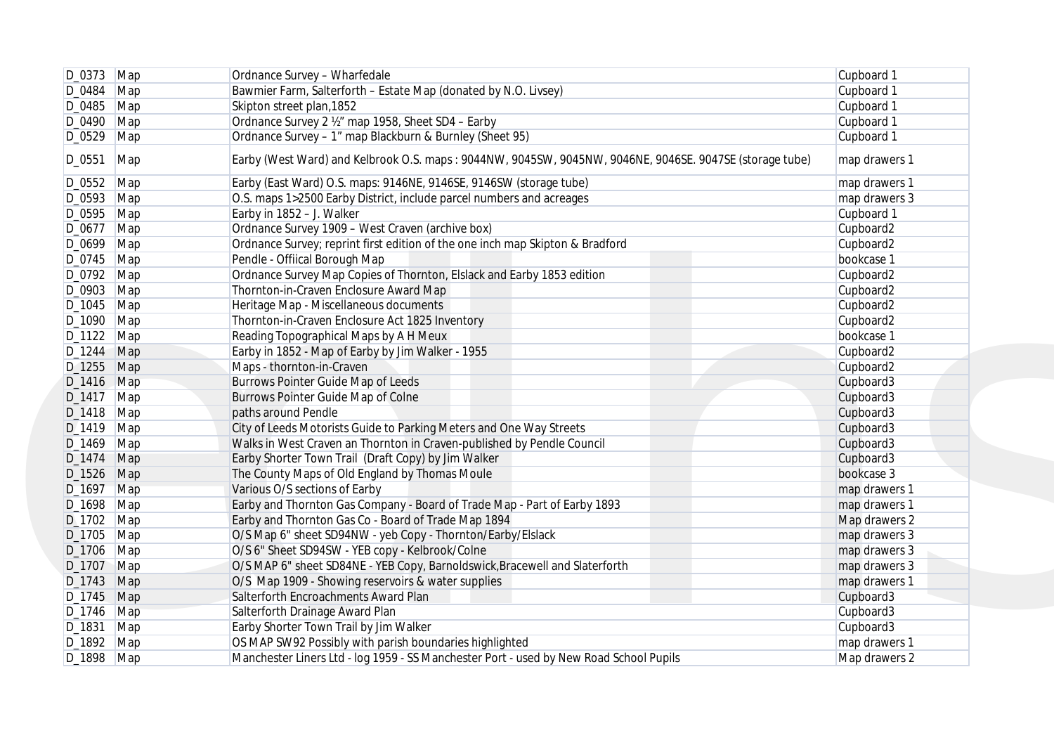| D_0373 | Map | Ordnance Survey – Wharfedale | Cupboard 1 |
|---|---|---|---|
| D_0484 | Map | Bawmier Farm, Salterforth – Estate Map (donated by N.O. Livsey) | Cupboard 1 |
| D_0485 | Map | Skipton street plan,1852 | Cupboard 1 |
| D_0490 | Map | Ordnance Survey 2 ½" map 1958, Sheet SD4 – Earby | Cupboard 1 |
| D_0529 | Map | Ordnance Survey – 1" map Blackburn & Burnley (Sheet 95) | Cupboard 1 |
| D_0551 | Map | Earby (West Ward) and Kelbrook O.S. maps : 9044NW, 9045SW, 9045NW, 9046NE, 9046SE. 9047SE (storage tube) | map drawers 1 |
| D_0552 | Map | Earby (East Ward) O.S. maps: 9146NE, 9146SE, 9146SW (storage tube) | map drawers 1 |
| D_0593 | Map | O.S. maps 1>2500 Earby District, include parcel numbers and acreages | map drawers 3 |
| D_0595 | Map | Earby in 1852 – J. Walker | Cupboard 1 |
| D_0677 | Map | Ordnance Survey 1909 – West Craven (archive box) | Cupboard2 |
| D_0699 | Map | Ordnance Survey; reprint first edition of the one inch map Skipton & Bradford | Cupboard2 |
| D_0745 | Map | Pendle - Offiical Borough Map | bookcase 1 |
| D_0792 | Map | Ordnance Survey Map Copies of Thornton, Elslack and Earby 1853 edition | Cupboard2 |
| D_0903 | Map | Thornton-in-Craven Enclosure Award Map | Cupboard2 |
| D_1045 | Map | Heritage Map - Miscellaneous documents | Cupboard2 |
| D_1090 | Map | Thornton-in-Craven Enclosure Act 1825 Inventory | Cupboard2 |
| D_1122 | Map | Reading Topographical Maps by A H Meux | bookcase 1 |
| D_1244 | Map | Earby in 1852 - Map of Earby by Jim Walker - 1955 | Cupboard2 |
| D_1255 | Map | Maps - thornton-in-Craven | Cupboard2 |
| D_1416 | Map | Burrows Pointer Guide Map of Leeds | Cupboard3 |
| D_1417 | Map | Burrows Pointer Guide Map of Colne | Cupboard3 |
| D_1418 | Map | paths around Pendle | Cupboard3 |
| D_1419 | Map | City of Leeds Motorists Guide to Parking Meters and One Way Streets | Cupboard3 |
| D_1469 | Map | Walks in West Craven an Thornton in Craven-published by Pendle Council | Cupboard3 |
| D_1474 | Map | Earby Shorter Town Trail (Draft Copy) by Jim Walker | Cupboard3 |
| D_1526 | Map | The County Maps of Old England by Thomas Moule | bookcase 3 |
| D_1697 | Map | Various O/S sections of Earby | map drawers 1 |
| D_1698 | Map | Earby and Thornton Gas Company - Board of Trade Map - Part of Earby 1893 | map drawers 1 |
| D_1702 | Map | Earby and Thornton Gas Co - Board of Trade Map 1894 | Map drawers 2 |
| D_1705 | Map | O/S Map 6" sheet SD94NW - yeb Copy - Thornton/Earby/Elslack | map drawers 3 |
| D_1706 | Map | O/S 6" Sheet SD94SW - YEB copy - Kelbrook/Colne | map drawers 3 |
| D_1707 | Map | O/S MAP 6" sheet SD84NE - YEB Copy, Barnoldswick,Bracewell and Slaterforth | map drawers 3 |
| D_1743 | Map | O/S Map 1909 - Showing reservoirs & water supplies | map drawers 1 |
| D_1745 | Map | Salterforth Encroachments Award Plan | Cupboard3 |
| D_1746 | Map | Salterforth Drainage Award Plan | Cupboard3 |
| D_1831 | Map | Earby Shorter Town Trail by Jim Walker | Cupboard3 |
| D_1892 | Map | OS MAP SW92 Possibly with parish boundaries highlighted | map drawers 1 |
| D_1898 | Map | Manchester Liners Ltd - log 1959 - SS Manchester Port - used by New Road School Pupils | Map drawers 2 |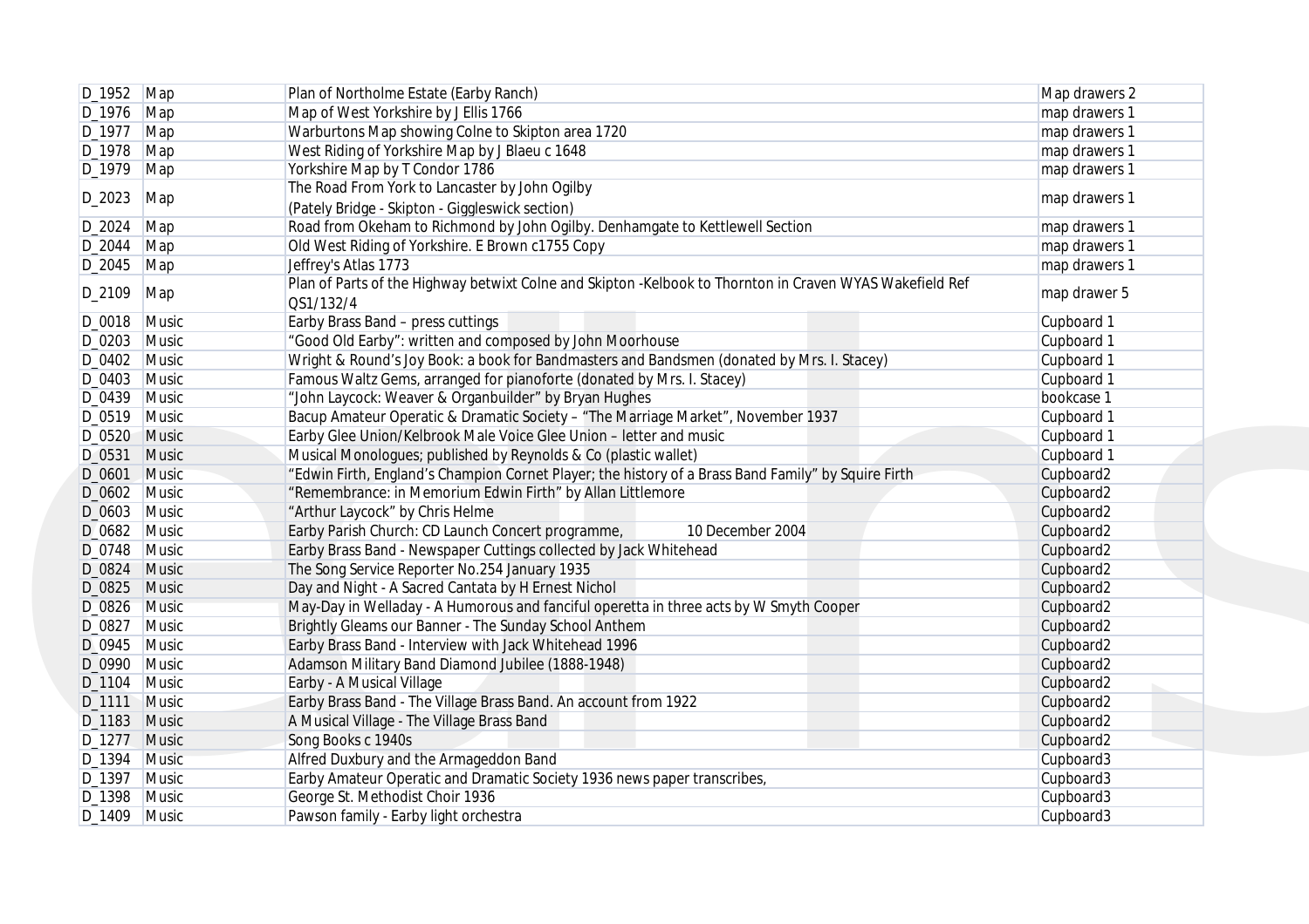| | | | |
|---|---|---|---|
| D_1952 | Map | Plan of Northolme Estate (Earby Ranch) | Map drawers 2 |
| D_1976 | Map | Map of West Yorkshire by J Ellis 1766 | map drawers 1 |
| D_1977 | Map | Warburtons Map showing Colne to Skipton area 1720 | map drawers 1 |
| D_1978 | Map | West Riding of Yorkshire Map by J Blaeu c 1648 | map drawers 1 |
| D_1979 | Map | Yorkshire Map by T Condor 1786 | map drawers 1 |
| D_2023 | Map | The Road From York to Lancaster by John Ogilby (Pately Bridge - Skipton - Giggleswick section) | map drawers 1 |
| D_2024 | Map | Road from Okeham to Richmond by John Ogilby. Denhamgate to Kettlewell Section | map drawers 1 |
| D_2044 | Map | Old West Riding of Yorkshire. E Brown c1755 Copy | map drawers 1 |
| D_2045 | Map | Jeffrey's Atlas 1773 | map drawers 1 |
| D_2109 | Map | Plan of Parts of the Highway betwixt Colne and Skipton -Kelbook to Thornton in Craven WYAS Wakefield Ref QS1/132/4 | map drawer 5 |
| D_0018 | Music | Earby Brass Band – press cuttings | Cupboard 1 |
| D_0203 | Music | “Good Old Earby”: written and composed by John Moorhouse | Cupboard 1 |
| D_0402 | Music | Wright & Round’s Joy Book: a book for Bandmasters and Bandsmen (donated by Mrs. I. Stacey) | Cupboard 1 |
| D_0403 | Music | Famous Waltz Gems, arranged for pianoforte (donated by Mrs. I. Stacey) | Cupboard 1 |
| D_0439 | Music | “John Laycock: Weaver & Organbuilder” by Bryan Hughes | bookcase 1 |
| D_0519 | Music | Bacup Amateur Operatic & Dramatic Society – “The Marriage Market”, November 1937 | Cupboard 1 |
| D_0520 | Music | Earby Glee Union/Kelbrook Male Voice Glee Union – letter and music | Cupboard 1 |
| D_0531 | Music | Musical Monologues; published by Reynolds & Co (plastic wallet) | Cupboard 1 |
| D_0601 | Music | “Edwin Firth, England’s Champion Cornet Player; the history of a Brass Band Family” by Squire Firth | Cupboard2 |
| D_0602 | Music | “Remembrance: in Memorium Edwin Firth” by Allan Littlemore | Cupboard2 |
| D_0603 | Music | “Arthur Laycock” by Chris Helme | Cupboard2 |
| D_0682 | Music | Earby Parish Church: CD Launch Concert programme, 10 December 2004 | Cupboard2 |
| D_0748 | Music | Earby Brass Band - Newspaper Cuttings collected by Jack Whitehead | Cupboard2 |
| D_0824 | Music | The Song Service Reporter No.254 January 1935 | Cupboard2 |
| D_0825 | Music | Day and Night - A Sacred Cantata by H Ernest Nichol | Cupboard2 |
| D_0826 | Music | May-Day in Welladay - A Humorous and fanciful operetta in three acts by W Smyth Cooper | Cupboard2 |
| D_0827 | Music | Brightly Gleams our Banner - The Sunday School Anthem | Cupboard2 |
| D_0945 | Music | Earby Brass Band - Interview with Jack Whitehead 1996 | Cupboard2 |
| D_0990 | Music | Adamson Military Band Diamond Jubilee (1888-1948) | Cupboard2 |
| D_1104 | Music | Earby - A Musical Village | Cupboard2 |
| D_1111 | Music | Earby Brass Band - The Village Brass Band. An account from 1922 | Cupboard2 |
| D_1183 | Music | A Musical Village - The Village Brass Band | Cupboard2 |
| D_1277 | Music | Song Books c 1940s | Cupboard2 |
| D_1394 | Music | Alfred Duxbury and the Armageddon Band | Cupboard3 |
| D_1397 | Music | Earby Amateur Operatic and Dramatic Society 1936 news paper transcribes, | Cupboard3 |
| D_1398 | Music | George St. Methodist Choir 1936 | Cupboard3 |
| D_1409 | Music | Pawson family - Earby light orchestra | Cupboard3 |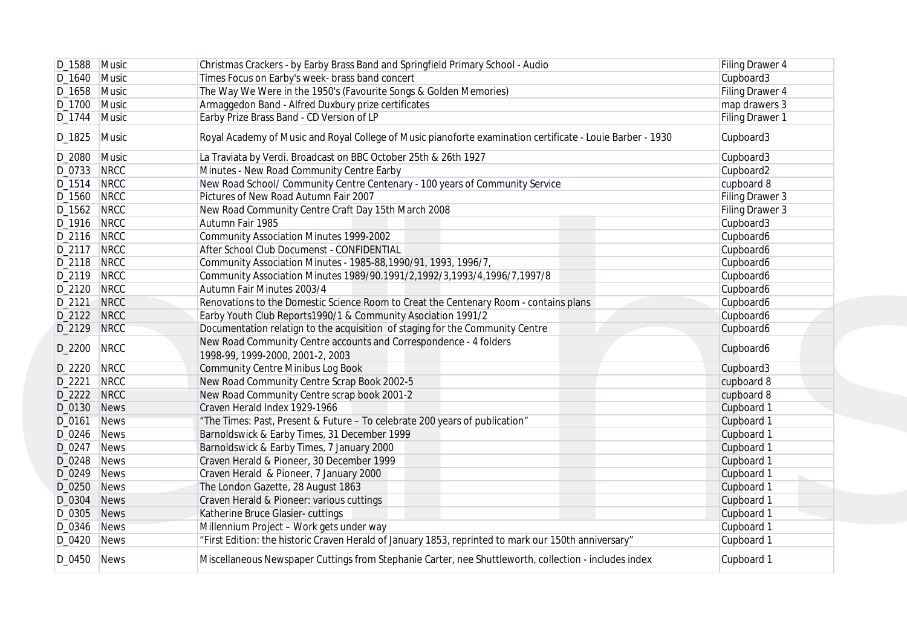| D_1588 | Music | Christmas Crackers - by Earby Brass Band and Springfield Primary School - Audio | Filing Drawer 4 |
|---|---|---|---|
| D_1640 | Music | Times Focus on Earby's week- brass band concert | Cupboard3 |
| D_1658 | Music | The Way We Were in the 1950's (Favourite Songs & Golden Memories) | Filing Drawer 4 |
| D_1700 | Music | Armaggedon Band - Alfred Duxbury prize certificates | map drawers 3 |
| D_1744 | Music | Earby Prize Brass Band - CD Version of LP | Filing Drawer 1 |
| D_1825 | Music | Royal Academy of Music and Royal College of Music pianoforte examination certificate - Louie Barber - 1930 | Cupboard3 |
| D_2080 | Music | La Traviata by Verdi. Broadcast on BBC October 25th & 26th 1927 | Cupboard3 |
| D_0733 | NRCC | Minutes - New Road Community Centre Earby | Cupboard2 |
| D_1514 | NRCC | New Road School/ Community Centre Centenary - 100 years of Community Service | cupboard 8 |
| D_1560 | NRCC | Pictures of New Road Autumn Fair 2007 | Filing Drawer 3 |
| D_1562 | NRCC | New Road Community Centre Craft Day 15th March 2008 | Filing Drawer 3 |
| D_1916 | NRCC | Autumn Fair 1985 | Cupboard3 |
| D_2116 | NRCC | Community Association Minutes 1999-2002 | Cupboard6 |
| D_2117 | NRCC | After School Club Documenst - CONFIDENTIAL | Cupboard6 |
| D_2118 | NRCC | Community Association Minutes - 1985-88,1990/91, 1993, 1996/7, | Cupboard6 |
| D_2119 | NRCC | Community Association Minutes 1989/90.1991/2,1992/3,1993/4,1996/7,1997/8 | Cupboard6 |
| D_2120 | NRCC | Autumn Fair Minutes 2003/4 | Cupboard6 |
| D_2121 | NRCC | Renovations to the Domestic Science Room to Creat the Centenary Room - contains plans | Cupboard6 |
| D_2122 | NRCC | Earby Youth Club Reports1990/1 & Community Asociation 1991/2 | Cupboard6 |
| D_2129 | NRCC | Documentation relatign to the acquisition of staging for the Community Centre | Cupboard6 |
| D_2200 | NRCC | New Road Community Centre accounts and Correspondence - 4 folders 1998-99, 1999-2000, 2001-2, 2003 | Cupboard6 |
| D_2220 | NRCC | Community Centre Minibus Log Book | Cupboard3 |
| D_2221 | NRCC | New Road Community Centre Scrap Book 2002-5 | cupboard 8 |
| D_2222 | NRCC | New Road Community Centre scrap book 2001-2 | cupboard 8 |
| D_0130 | News | Craven Herald Index 1929-1966 | Cupboard 1 |
| D_0161 | News | "The Times: Past, Present & Future – To celebrate 200 years of publication" | Cupboard 1 |
| D_0246 | News | Barnoldswick & Earby Times, 31 December 1999 | Cupboard 1 |
| D_0247 | News | Barnoldswick & Earby Times, 7 January 2000 | Cupboard 1 |
| D_0248 | News | Craven Herald & Pioneer, 30 December 1999 | Cupboard 1 |
| D_0249 | News | Craven Herald & Pioneer, 7 January 2000 | Cupboard 1 |
| D_0250 | News | The London Gazette, 28 August 1863 | Cupboard 1 |
| D_0304 | News | Craven Herald & Pioneer: various cuttings | Cupboard 1 |
| D_0305 | News | Katherine Bruce Glasier- cuttings | Cupboard 1 |
| D_0346 | News | Millennium Project – Work gets under way | Cupboard 1 |
| D_0420 | News | "First Edition: the historic Craven Herald of January 1853, reprinted to mark our 150th anniversary" | Cupboard 1 |
| D_0450 | News | Miscellaneous Newspaper Cuttings from Stephanie Carter, nee Shuttleworth, collection - includes index | Cupboard 1 |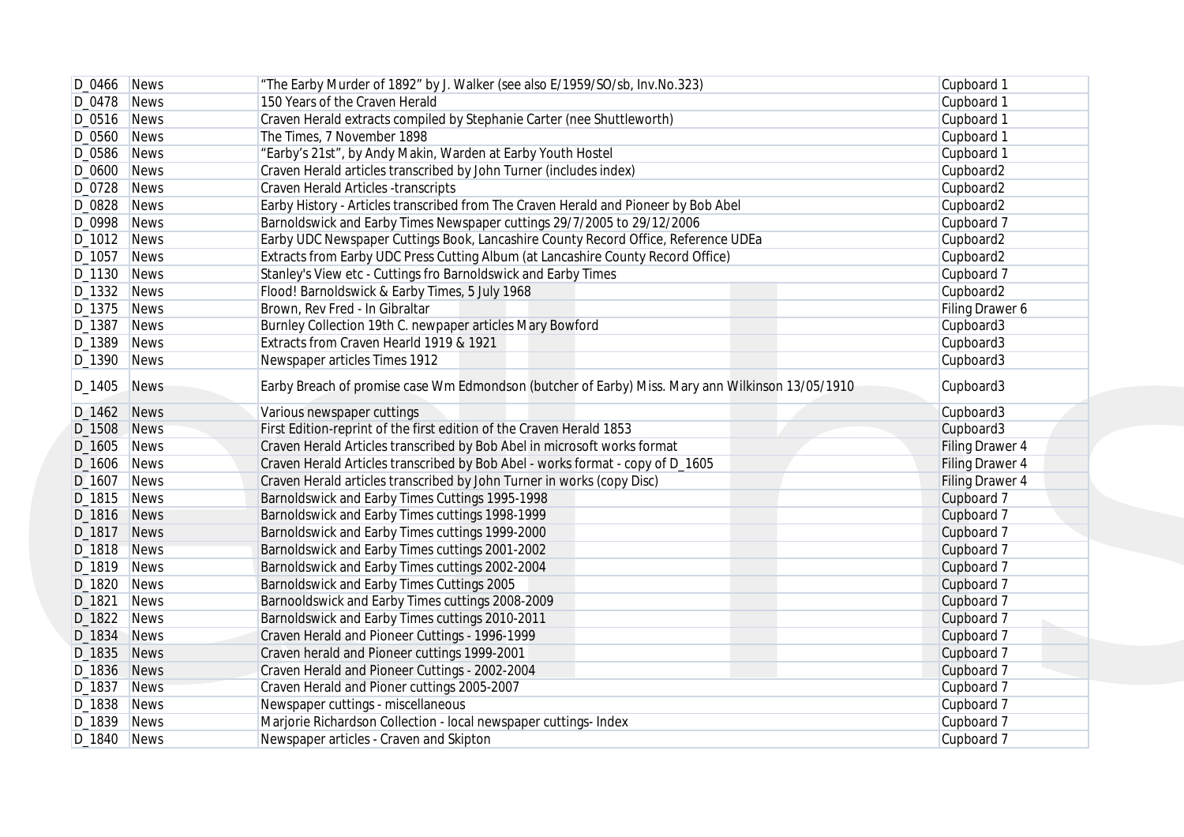| D_0466 | News | "The Earby Murder of 1892" by J. Walker (see also E/1959/SO/sb, Inv.No.323) | Cupboard 1 |
|---|---|---|---|
| D_0478 | News | 150 Years of the Craven Herald | Cupboard 1 |
| D_0516 | News | Craven Herald extracts compiled by Stephanie Carter (nee Shuttleworth) | Cupboard 1 |
| D_0560 | News | The Times, 7 November 1898 | Cupboard 1 |
| D_0586 | News | "Earby's 21st", by Andy Makin, Warden at Earby Youth Hostel | Cupboard 1 |
| D_0600 | News | Craven Herald articles transcribed by John Turner (includes index) | Cupboard2 |
| D_0728 | News | Craven Herald Articles -transcripts | Cupboard2 |
| D_0828 | News | Earby History - Articles transcribed from The Craven Herald and Pioneer by Bob Abel | Cupboard2 |
| D_0998 | News | Barnoldswick and Earby Times Newspaper cuttings 29/7/2005 to 29/12/2006 | Cupboard 7 |
| D_1012 | News | Earby UDC Newspaper Cuttings Book, Lancashire County Record Office, Reference UDEa | Cupboard2 |
| D_1057 | News | Extracts from Earby UDC Press Cutting Album (at Lancashire County Record Office) | Cupboard2 |
| D_1130 | News | Stanley's View etc - Cuttings fro Barnoldswick and Earby Times | Cupboard 7 |
| D_1332 | News | Flood! Barnoldswick & Earby Times, 5 July 1968 | Cupboard2 |
| D_1375 | News | Brown, Rev Fred - In Gibraltar | Filing Drawer 6 |
| D_1387 | News | Burnley Collection 19th C. newpaper articles Mary Bowford | Cupboard3 |
| D_1389 | News | Extracts from Craven Hearld 1919 & 1921 | Cupboard3 |
| D_1390 | News | Newspaper articles Times 1912 | Cupboard3 |
| D_1405 | News | Earby Breach of promise case Wm Edmondson (butcher of Earby) Miss. Mary ann Wilkinson 13/05/1910 | Cupboard3 |
| D_1462 | News | Various newspaper cuttings | Cupboard3 |
| D_1508 | News | First Edition-reprint of the first edition of the Craven Herald 1853 | Cupboard3 |
| D_1605 | News | Craven Herald Articles transcribed by Bob Abel in microsoft works format | Filing Drawer 4 |
| D_1606 | News | Craven Herald Articles transcribed by Bob Abel - works format - copy of D_1605 | Filing Drawer 4 |
| D_1607 | News | Craven Herald articles transcribed by John Turner in works (copy Disc) | Filing Drawer 4 |
| D_1815 | News | Barnoldswick and Earby Times Cuttings 1995-1998 | Cupboard 7 |
| D_1816 | News | Barnoldswick and Earby Times cuttings 1998-1999 | Cupboard 7 |
| D_1817 | News | Barnoldswick and Earby Times cuttings 1999-2000 | Cupboard 7 |
| D_1818 | News | Barnoldswick and Earby Times cuttings 2001-2002 | Cupboard 7 |
| D_1819 | News | Barnoldswick and Earby Times cuttings 2002-2004 | Cupboard 7 |
| D_1820 | News | Barnoldswick and Earby Times Cuttings 2005 | Cupboard 7 |
| D_1821 | News | Barnooldswick and Earby Times cuttings 2008-2009 | Cupboard 7 |
| D_1822 | News | Barnoldswick and Earby Times cuttings 2010-2011 | Cupboard 7 |
| D_1834 | News | Craven Herald and Pioneer Cuttings - 1996-1999 | Cupboard 7 |
| D_1835 | News | Craven herald and Pioneer cuttings 1999-2001 | Cupboard 7 |
| D_1836 | News | Craven Herald and Pioneer Cuttings - 2002-2004 | Cupboard 7 |
| D_1837 | News | Craven Herald and Pioner cuttings 2005-2007 | Cupboard 7 |
| D_1838 | News | Newspaper cuttings - miscellaneous | Cupboard 7 |
| D_1839 | News | Marjorie Richardson Collection - local newspaper cuttings- Index | Cupboard 7 |
| D_1840 | News | Newspaper articles - Craven and Skipton | Cupboard 7 |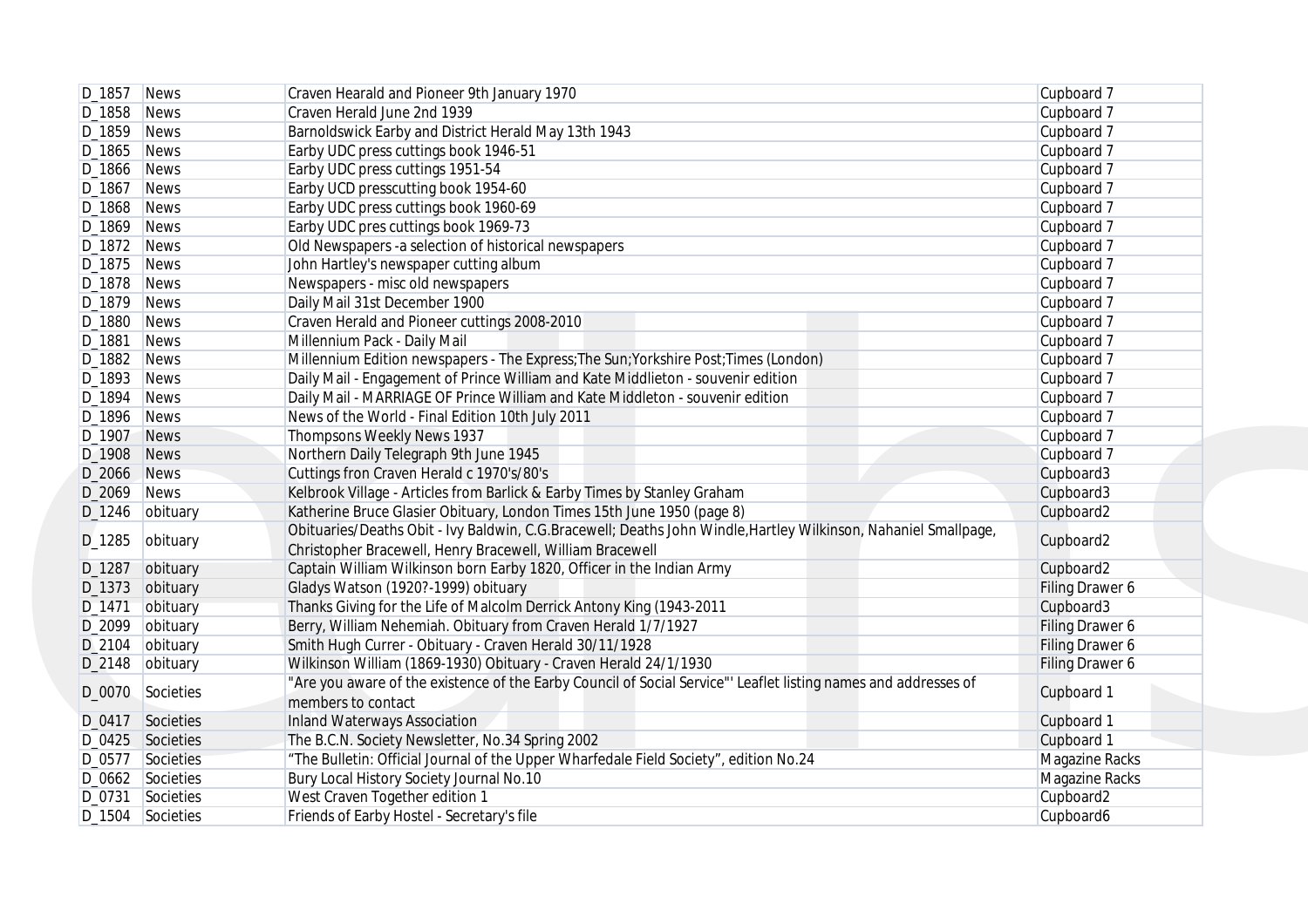| | | | |
|---|---|---|---|
| D_1857 | News | Craven Hearald and Pioneer 9th January 1970 | Cupboard 7 |
| D_1858 | News | Craven Herald June 2nd 1939 | Cupboard 7 |
| D_1859 | News | Barnoldswick Earby and District Herald May 13th 1943 | Cupboard 7 |
| D_1865 | News | Earby UDC press cuttings book 1946-51 | Cupboard 7 |
| D_1866 | News | Earby UDC press cuttings 1951-54 | Cupboard 7 |
| D_1867 | News | Earby UCD presscutting book 1954-60 | Cupboard 7 |
| D_1868 | News | Earby UDC press cuttings book 1960-69 | Cupboard 7 |
| D_1869 | News | Earby UDC pres cuttings book 1969-73 | Cupboard 7 |
| D_1872 | News | Old Newspapers -a selection of historical newspapers | Cupboard 7 |
| D_1875 | News | John Hartley's newspaper cutting album | Cupboard 7 |
| D_1878 | News | Newspapers - misc old newspapers | Cupboard 7 |
| D_1879 | News | Daily Mail 31st December 1900 | Cupboard 7 |
| D_1880 | News | Craven Herald and Pioneer cuttings 2008-2010 | Cupboard 7 |
| D_1881 | News | Millennium Pack - Daily Mail | Cupboard 7 |
| D_1882 | News | Millennium Edition newspapers - The Express;The Sun;Yorkshire Post;Times (London) | Cupboard 7 |
| D_1893 | News | Daily Mail - Engagement of Prince William and Kate Middlieton - souvenir edition | Cupboard 7 |
| D_1894 | News | Daily Mail - MARRIAGE OF Prince William and Kate Middleton - souvenir edition | Cupboard 7 |
| D_1896 | News | News of the World - Final Edition 10th July 2011 | Cupboard 7 |
| D_1907 | News | Thompsons Weekly News 1937 | Cupboard 7 |
| D_1908 | News | Northern Daily Telegraph 9th June 1945 | Cupboard 7 |
| D_2066 | News | Cuttings fron Craven Herald c 1970's/80's | Cupboard3 |
| D_2069 | News | Kelbrook Village - Articles from Barlick & Earby Times by Stanley Graham | Cupboard3 |
| D_1246 | obituary | Katherine Bruce Glasier Obituary, London Times 15th June 1950 (page 8) | Cupboard2 |
| D_1285 | obituary | Obituaries/Deaths Obit - Ivy Baldwin, C.G.Bracewell; Deaths John Windle,Hartley Wilkinson, Nahaniel Smallpage, Christopher Bracewell, Henry Bracewell, William Bracewell | Cupboard2 |
| D_1287 | obituary | Captain William Wilkinson born Earby 1820, Officer in the Indian Army | Cupboard2 |
| D_1373 | obituary | Gladys Watson (1920?-1999) obituary | Filing Drawer 6 |
| D_1471 | obituary | Thanks Giving for the Life of Malcolm Derrick Antony King (1943-2011 | Cupboard3 |
| D_2099 | obituary | Berry, William Nehemiah. Obituary from Craven Herald 1/7/1927 | Filing Drawer 6 |
| D_2104 | obituary | Smith Hugh Currer - Obituary - Craven Herald 30/11/1928 | Filing Drawer 6 |
| D_2148 | obituary | Wilkinson William (1869-1930) Obituary - Craven Herald 24/1/1930 | Filing Drawer 6 |
| D_0070 | Societies | "Are you aware of the existence of the Earby Council of Social Service"' Leaflet listing names and addresses of members to contact | Cupboard 1 |
| D_0417 | Societies | Inland Waterways Association | Cupboard 1 |
| D_0425 | Societies | The B.C.N. Society Newsletter, No.34 Spring 2002 | Cupboard 1 |
| D_0577 | Societies | "The Bulletin: Official Journal of the Upper Wharfedale Field Society", edition No.24 | Magazine Racks |
| D_0662 | Societies | Bury Local History Society Journal No.10 | Magazine Racks |
| D_0731 | Societies | West Craven Together edition 1 | Cupboard2 |
| D_1504 | Societies | Friends of Earby Hostel - Secretary's file | Cupboard6 |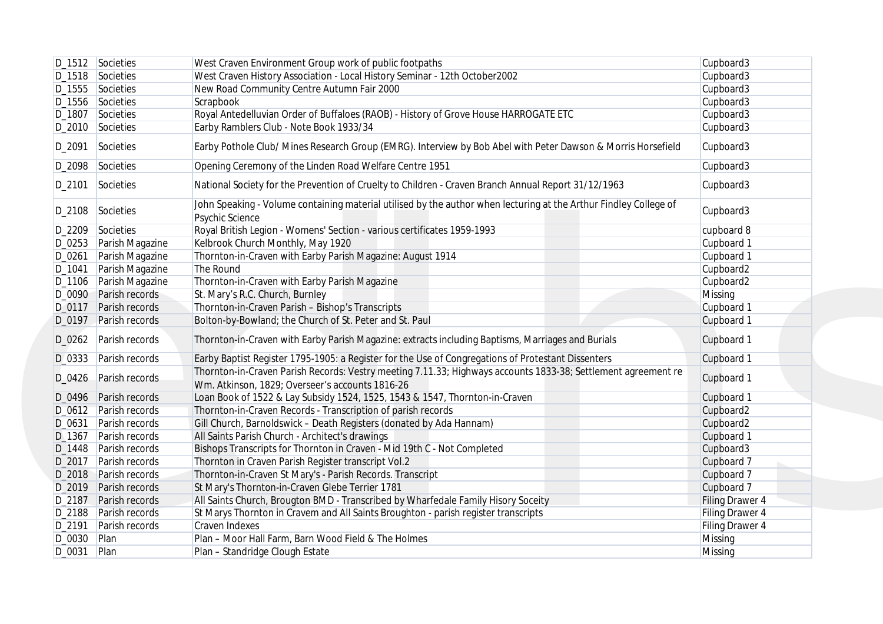| D_1512 | Societies | West Craven Environment Group work of public footpaths | Cupboard3 |
|---|---|---|---|
| D_1518 | Societies | West Craven History Association - Local History Seminar - 12th October2002 | Cupboard3 |
| D_1555 | Societies | New Road Community Centre Autumn Fair 2000 | Cupboard3 |
| D_1556 | Societies | Scrapbook | Cupboard3 |
| D_1807 | Societies | Royal Antedelluvian Order of Buffaloes (RAOB) - History of Grove House HARROGATE ETC | Cupboard3 |
| D_2010 | Societies | Earby Ramblers Club - Note Book 1933/34 | Cupboard3 |
| D_2091 | Societies | Earby Pothole Club/ Mines Research Group (EMRG). Interview by Bob Abel with Peter Dawson & Morris Horsefield | Cupboard3 |
| D_2098 | Societies | Opening Ceremony of the Linden Road Welfare Centre 1951 | Cupboard3 |
| D_2101 | Societies | National Society for the Prevention of Cruelty to Children - Craven Branch Annual Report 31/12/1963 | Cupboard3 |
| D_2108 | Societies | John Speaking - Volume containing material utilised by the author when lecturing at the Arthur Findley College of Psychic Science | Cupboard3 |
| D_2209 | Societies | Royal British Legion - Womens' Section - various certificates 1959-1993 | cupboard 8 |
| D_0253 | Parish Magazine | Kelbrook Church Monthly, May 1920 | Cupboard 1 |
| D_0261 | Parish Magazine | Thornton-in-Craven with Earby Parish Magazine: August 1914 | Cupboard 1 |
| D_1041 | Parish Magazine | The Round | Cupboard2 |
| D_1106 | Parish Magazine | Thornton-in-Craven with Earby Parish Magazine | Cupboard2 |
| D_0090 | Parish records | St. Mary's R.C. Church, Burnley | Missing |
| D_0117 | Parish records | Thornton-in-Craven Parish – Bishop's Transcripts | Cupboard 1 |
| D_0197 | Parish records | Bolton-by-Bowland; the Church of St. Peter and St. Paul | Cupboard 1 |
| D_0262 | Parish records | Thornton-in-Craven with Earby Parish Magazine: extracts including Baptisms, Marriages and Burials | Cupboard 1 |
| D_0333 | Parish records | Earby Baptist Register 1795-1905: a Register for the Use of Congregations of Protestant Dissenters | Cupboard 1 |
| D_0426 | Parish records | Thornton-in-Craven Parish Records: Vestry meeting 7.11.33; Highways accounts 1833-38; Settlement agreement re Wm. Atkinson, 1829; Overseer's accounts 1816-26 | Cupboard 1 |
| D_0496 | Parish records | Loan Book of 1522 & Lay Subsidy 1524, 1525, 1543 & 1547, Thornton-in-Craven | Cupboard 1 |
| D_0612 | Parish records | Thornton-in-Craven Records - Transcription of parish records | Cupboard2 |
| D_0631 | Parish records | Gill Church, Barnoldswick – Death Registers (donated by Ada Hannam) | Cupboard2 |
| D_1367 | Parish records | All Saints Parish Church - Architect's drawings | Cupboard 1 |
| D_1448 | Parish records | Bishops Transcripts for Thornton in Craven - Mid 19th C - Not Completed | Cupboard3 |
| D_2017 | Parish records | Thornton in Craven Parish Register transcript Vol.2 | Cupboard 7 |
| D_2018 | Parish records | Thornton-in-Craven St Mary's - Parish Records. Transcript | Cupboard 7 |
| D_2019 | Parish records | St Mary's Thornton-in-Craven Glebe Terrier 1781 | Cupboard 7 |
| D_2187 | Parish records | All Saints Church, Brougton BMD - Transcribed by Wharfedale Family Hisory Soceity | Filing Drawer 4 |
| D_2188 | Parish records | St Marys Thornton in Cravem and All Saints Broughton - parish register transcripts | Filing Drawer 4 |
| D_2191 | Parish records | Craven Indexes | Filing Drawer 4 |
| D_0030 | Plan | Plan – Moor Hall Farm, Barn Wood Field & The Holmes | Missing |
| D_0031 | Plan | Plan – Standridge Clough Estate | Missing |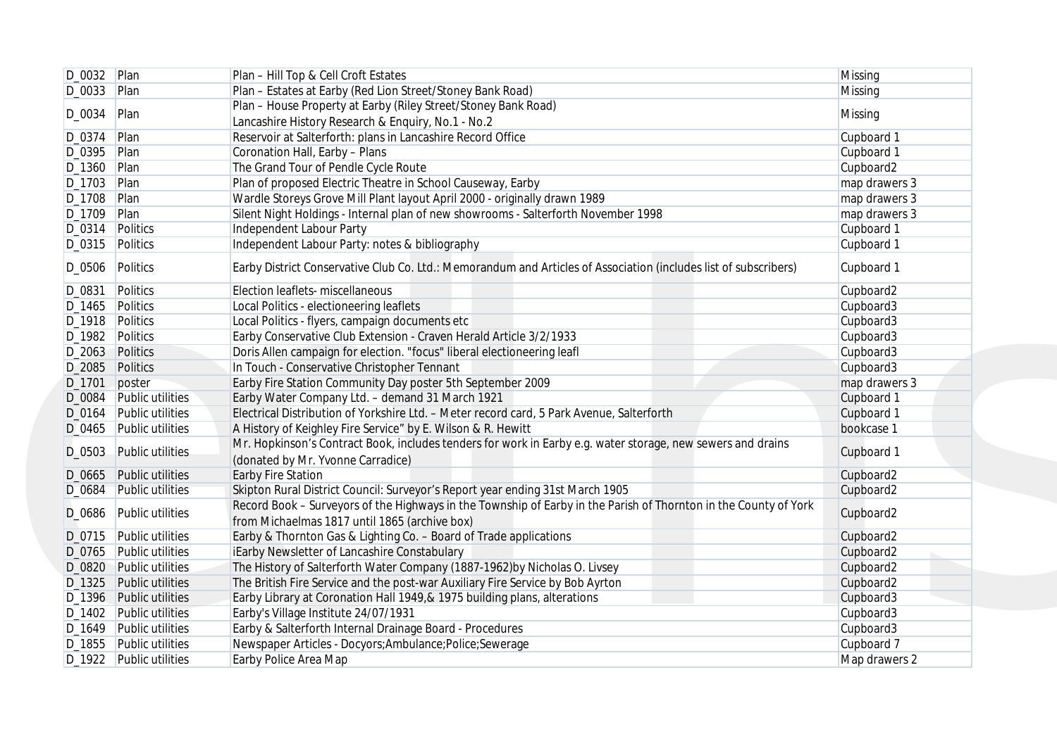| D_0032 | Plan | Plan – Hill Top & Cell Croft Estates | Missing |
|---|---|---|---|
| D_0033 | Plan | Plan – Estates at Earby (Red Lion Street/Stoney Bank Road) | Missing |
| D_0034 | Plan | Plan – House Property at Earby (Riley Street/Stoney Bank Road) Lancashire History Research & Enquiry, No.1 - No.2 | Missing |
| D_0374 | Plan | Reservoir at Salterforth: plans in Lancashire Record Office | Cupboard 1 |
| D_0395 | Plan | Coronation Hall, Earby – Plans | Cupboard 1 |
| D_1360 | Plan | The Grand Tour of Pendle Cycle Route | Cupboard2 |
| D_1703 | Plan | Plan of proposed Electric Theatre in School Causeway, Earby | map drawers 3 |
| D_1708 | Plan | Wardle Storeys Grove Mill Plant layout April 2000 - originally drawn 1989 | map drawers 3 |
| D_1709 | Plan | Silent Night Holdings - Internal plan of new showrooms - Salterforth November 1998 | map drawers 3 |
| D_0314 | Politics | Independent Labour Party | Cupboard 1 |
| D_0315 | Politics | Independent Labour Party: notes & bibliography | Cupboard 1 |
| D_0506 | Politics | Earby District Conservative Club Co. Ltd.: Memorandum and Articles of Association (includes list of subscribers) | Cupboard 1 |
| D_0831 | Politics | Election leaflets- miscellaneous | Cupboard2 |
| D_1465 | Politics | Local Politics - electioneering leaflets | Cupboard3 |
| D_1918 | Politics | Local Politics - flyers, campaign documents etc | Cupboard3 |
| D_1982 | Politics | Earby Conservative Club Extension - Craven Herald Article 3/2/1933 | Cupboard3 |
| D_2063 | Politics | Doris Allen campaign for election. "focus" liberal electioneering leafl | Cupboard3 |
| D_2085 | Politics | In Touch - Conservative Christopher Tennant | Cupboard3 |
| D_1701 | poster | Earby Fire Station Community Day poster 5th September 2009 | map drawers 3 |
| D_0084 | Public utilities | Earby Water Company Ltd. – demand 31 March 1921 | Cupboard 1 |
| D_0164 | Public utilities | Electrical Distribution of Yorkshire Ltd. – Meter record card, 5 Park Avenue, Salterforth | Cupboard 1 |
| D_0465 | Public utilities | A History of Keighley Fire Service" by E. Wilson & R. Hewitt | bookcase 1 |
| D_0503 | Public utilities | Mr. Hopkinson's Contract Book, includes tenders for work in Earby e.g. water storage, new sewers and drains (donated by Mr. Yvonne Carradice) | Cupboard 1 |
| D_0665 | Public utilities | Earby Fire Station | Cupboard2 |
| D_0684 | Public utilities | Skipton Rural District Council: Surveyor's Report year ending 31st March 1905 | Cupboard2 |
| D_0686 | Public utilities | Record Book – Surveyors of the Highways in the Township of Earby in the Parish of Thornton in the County of York from Michaelmas 1817 until 1865 (archive box) | Cupboard2 |
| D_0715 | Public utilities | Earby & Thornton Gas & Lighting Co. – Board of Trade applications | Cupboard2 |
| D_0765 | Public utilities | iEarby Newsletter of Lancashire Constabulary | Cupboard2 |
| D_0820 | Public utilities | The History of Salterforth Water Company (1887-1962)by Nicholas O. Livsey | Cupboard2 |
| D_1325 | Public utilities | The British Fire Service and the post-war Auxiliary Fire Service by Bob Ayrton | Cupboard2 |
| D_1396 | Public utilities | Earby Library at Coronation Hall 1949,& 1975 building plans, alterations | Cupboard3 |
| D_1402 | Public utilities | Earby's Village Institute 24/07/1931 | Cupboard3 |
| D_1649 | Public utilities | Earby & Salterforth Internal Drainage Board - Procedures | Cupboard3 |
| D_1855 | Public utilities | Newspaper Articles - Docyors;Ambulance;Police;Sewerage | Cupboard 7 |
| D_1922 | Public utilities | Earby Police Area Map | Map drawers 2 |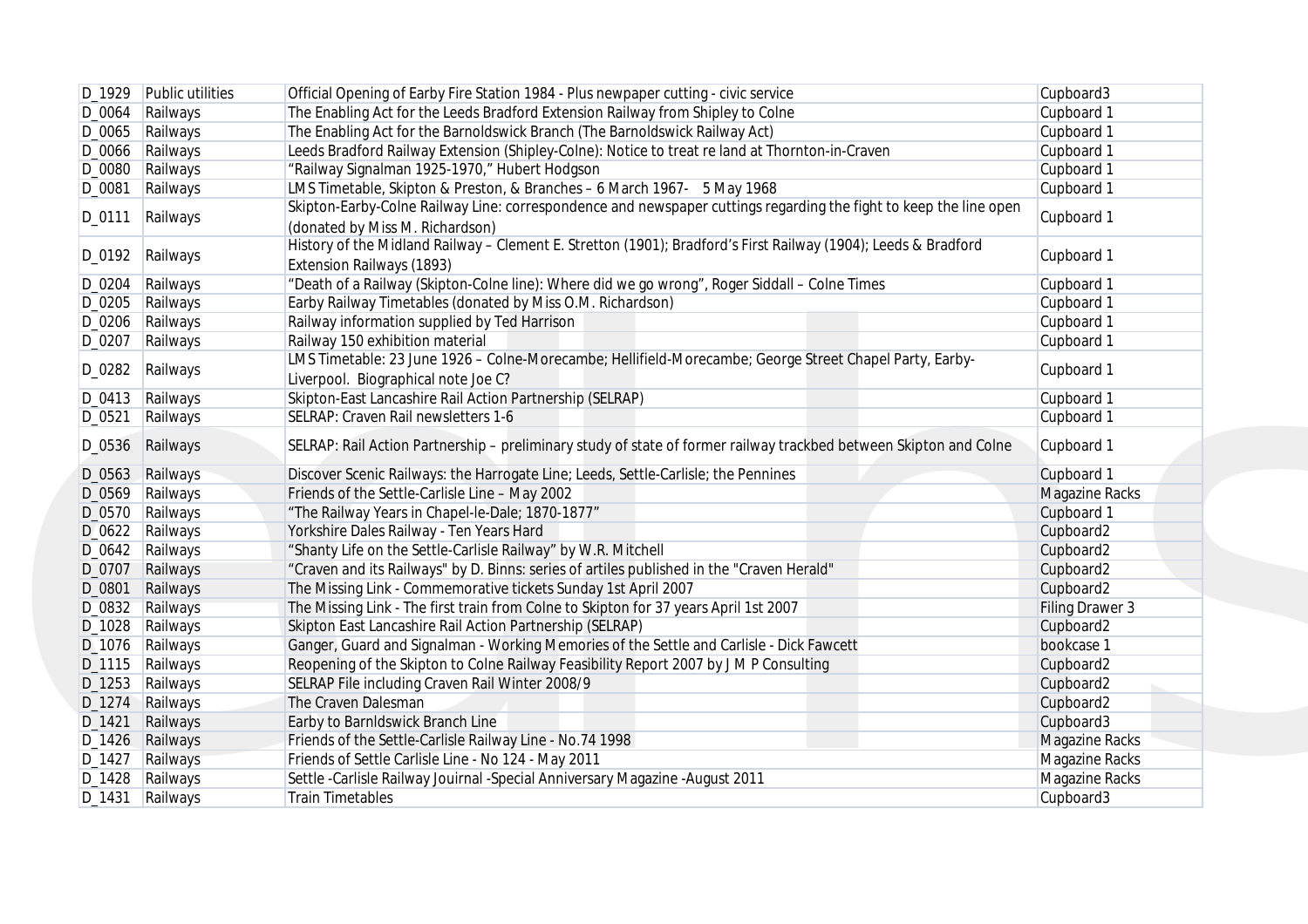| D_1929 | Public utilities | Official Opening of Earby Fire Station 1984 - Plus newpaper cutting - civic service | Cupboard3 |
|---|---|---|---|
| D_0064 | Railways | The Enabling Act for the Leeds Bradford Extension Railway from Shipley to Colne | Cupboard 1 |
| D_0065 | Railways | The Enabling Act for the Barnoldswick Branch (The Barnoldswick Railway Act) | Cupboard 1 |
| D_0066 | Railways | Leeds Bradford Railway Extension (Shipley-Colne): Notice to treat re land at Thornton-in-Craven | Cupboard 1 |
| D_0080 | Railways | "Railway Signalman 1925-1970," Hubert Hodgson | Cupboard 1 |
| D_0081 | Railways | LMS Timetable, Skipton & Preston, & Branches – 6 March 1967- 5 May 1968 | Cupboard 1 |
| D_0111 | Railways | Skipton-Earby-Colne Railway Line: correspondence and newspaper cuttings regarding the fight to keep the line open (donated by Miss M. Richardson) | Cupboard 1 |
| D_0192 | Railways | History of the Midland Railway – Clement E. Stretton (1901); Bradford's First Railway (1904); Leeds & Bradford Extension Railways (1893) | Cupboard 1 |
| D_0204 | Railways | "Death of a Railway (Skipton-Colne line): Where did we go wrong", Roger Siddall – Colne Times | Cupboard 1 |
| D_0205 | Railways | Earby Railway Timetables (donated by Miss O.M. Richardson) | Cupboard 1 |
| D_0206 | Railways | Railway information supplied by Ted Harrison | Cupboard 1 |
| D_0207 | Railways | Railway 150 exhibition material | Cupboard 1 |
| D_0282 | Railways | LMS Timetable: 23 June 1926 – Colne-Morecambe; Hellifield-Morecambe; George Street Chapel Party, Earby-Liverpool. Biographical note Joe C? | Cupboard 1 |
| D_0413 | Railways | Skipton-East Lancashire Rail Action Partnership (SELRAP) | Cupboard 1 |
| D_0521 | Railways | SELRAP: Craven Rail newsletters 1-6 | Cupboard 1 |
| D_0536 | Railways | SELRAP: Rail Action Partnership – preliminary study of state of former railway trackbed between Skipton and Colne | Cupboard 1 |
| D_0563 | Railways | Discover Scenic Railways: the Harrogate Line; Leeds, Settle-Carlisle; the Pennines | Cupboard 1 |
| D_0569 | Railways | Friends of the Settle-Carlisle Line – May 2002 | Magazine Racks |
| D_0570 | Railways | "The Railway Years in Chapel-le-Dale; 1870-1877" | Cupboard 1 |
| D_0622 | Railways | Yorkshire Dales Railway - Ten Years Hard | Cupboard2 |
| D_0642 | Railways | "Shanty Life on the Settle-Carlisle Railway" by W.R. Mitchell | Cupboard2 |
| D_0707 | Railways | "Craven and its Railways" by D. Binns: series of artiles published in the "Craven Herald" | Cupboard2 |
| D_0801 | Railways | The Missing Link - Commemorative tickets Sunday 1st April 2007 | Cupboard2 |
| D_0832 | Railways | The Missing Link - The first train from Colne to Skipton for 37 years April 1st 2007 | Filing Drawer 3 |
| D_1028 | Railways | Skipton East Lancashire Rail Action Partnership (SELRAP) | Cupboard2 |
| D_1076 | Railways | Ganger, Guard and Signalman - Working Memories of the Settle and Carlisle - Dick Fawcett | bookcase 1 |
| D_1115 | Railways | Reopening of the Skipton to Colne Railway Feasibility Report 2007 by J M P Consulting | Cupboard2 |
| D_1253 | Railways | SELRAP File including Craven Rail Winter 2008/9 | Cupboard2 |
| D_1274 | Railways | The Craven Dalesman | Cupboard2 |
| D_1421 | Railways | Earby to Barnldswick Branch Line | Cupboard3 |
| D_1426 | Railways | Friends of the Settle-Carlisle Railway Line - No.74 1998 | Magazine Racks |
| D_1427 | Railways | Friends of Settle Carlisle Line - No 124 - May 2011 | Magazine Racks |
| D_1428 | Railways | Settle -Carlisle Railway Jouirnal -Special Anniversary Magazine -August 2011 | Magazine Racks |
| D_1431 | Railways | Train Timetables | Cupboard3 |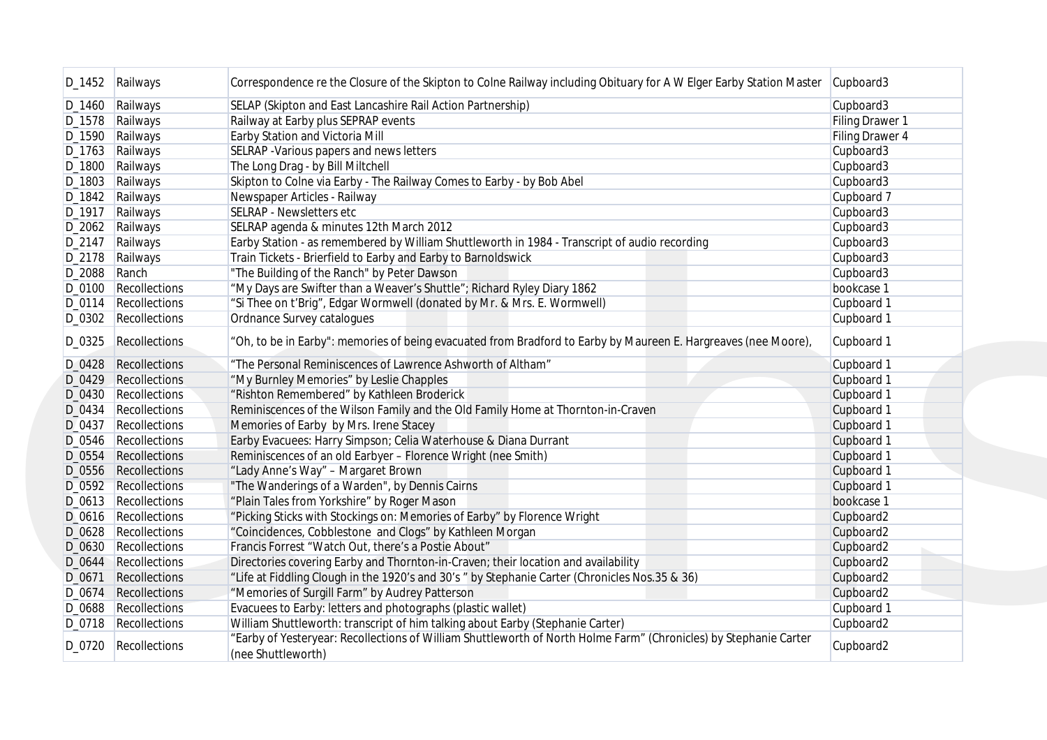| D_1452 | Railways | Correspondence re the Closure of the Skipton to Colne Railway including Obituary for A W Elger Earby Station Master | Cupboard3 |
|---|---|---|---|
| D_1460 | Railways | SELAP (Skipton and East Lancashire Rail Action Partnership) | Cupboard3 |
| D_1578 | Railways | Railway at Earby plus SEPRAP events | Filing Drawer 1 |
| D_1590 | Railways | Earby Station and Victoria Mill | Filing Drawer 4 |
| D_1763 | Railways | SELRAP -Various papers and news letters | Cupboard3 |
| D_1800 | Railways | The Long Drag - by Bill Miltchell | Cupboard3 |
| D_1803 | Railways | Skipton to Colne via Earby - The Railway Comes to Earby - by Bob Abel | Cupboard3 |
| D_1842 | Railways | Newspaper Articles - Railway | Cupboard 7 |
| D_1917 | Railways | SELRAP - Newsletters etc | Cupboard3 |
| D_2062 | Railways | SELRAP agenda & minutes 12th March 2012 | Cupboard3 |
| D_2147 | Railways | Earby Station - as remembered by William Shuttleworth in 1984 - Transcript of audio recording | Cupboard3 |
| D_2178 | Railways | Train Tickets - Brierfield to Earby and Earby to Barnoldswick | Cupboard3 |
| D_2088 | Ranch | "The Building of the Ranch" by Peter Dawson | Cupboard3 |
| D_0100 | Recollections | "My Days are Swifter than a Weaver's Shuttle"; Richard Ryley Diary 1862 | bookcase 1 |
| D_0114 | Recollections | "Si Thee on t'Brig", Edgar Wormwell (donated by Mr. & Mrs. E. Wormwell) | Cupboard 1 |
| D_0302 | Recollections | Ordnance Survey catalogues | Cupboard 1 |
| D_0325 | Recollections | "Oh, to be in Earby": memories of being evacuated from Bradford to Earby by Maureen E. Hargreaves (nee Moore), | Cupboard 1 |
| D_0428 | Recollections | "The Personal Reminiscences of Lawrence Ashworth of Altham" | Cupboard 1 |
| D_0429 | Recollections | "My Burnley Memories" by Leslie Chapples | Cupboard 1 |
| D_0430 | Recollections | "Rishton Remembered" by Kathleen Broderick | Cupboard 1 |
| D_0434 | Recollections | Reminiscences of the Wilson Family and the Old Family Home at Thornton-in-Craven | Cupboard 1 |
| D_0437 | Recollections | Memories of Earby by Mrs. Irene Stacey | Cupboard 1 |
| D_0546 | Recollections | Earby Evacuees: Harry Simpson; Celia Waterhouse & Diana Durrant | Cupboard 1 |
| D_0554 | Recollections | Reminiscences of an old Earbyer – Florence Wright (nee Smith) | Cupboard 1 |
| D_0556 | Recollections | "Lady Anne's Way" – Margaret Brown | Cupboard 1 |
| D_0592 | Recollections | "The Wanderings of a Warden", by Dennis Cairns | Cupboard 1 |
| D_0613 | Recollections | "Plain Tales from Yorkshire" by Roger Mason | bookcase 1 |
| D_0616 | Recollections | "Picking Sticks with Stockings on: Memories of Earby" by Florence Wright | Cupboard2 |
| D_0628 | Recollections | "Coincidences, Cobblestone and Clogs" by Kathleen Morgan | Cupboard2 |
| D_0630 | Recollections | Francis Forrest "Watch Out, there's a Postie About" | Cupboard2 |
| D_0644 | Recollections | Directories covering Earby and Thornton-in-Craven; their location and availability | Cupboard2 |
| D_0671 | Recollections | "Life at Fiddling Clough in the 1920's and 30's " by Stephanie Carter (Chronicles Nos.35 & 36) | Cupboard2 |
| D_0674 | Recollections | "Memories of Surgill Farm" by Audrey Patterson | Cupboard2 |
| D_0688 | Recollections | Evacuees to Earby: letters and photographs (plastic wallet) | Cupboard 1 |
| D_0718 | Recollections | William Shuttleworth: transcript of him talking about Earby (Stephanie Carter) | Cupboard2 |
| D_0720 | Recollections | "Earby of Yesteryear: Recollections of William Shuttleworth of North Holme Farm" (Chronicles) by Stephanie Carter (nee Shuttleworth) | Cupboard2 |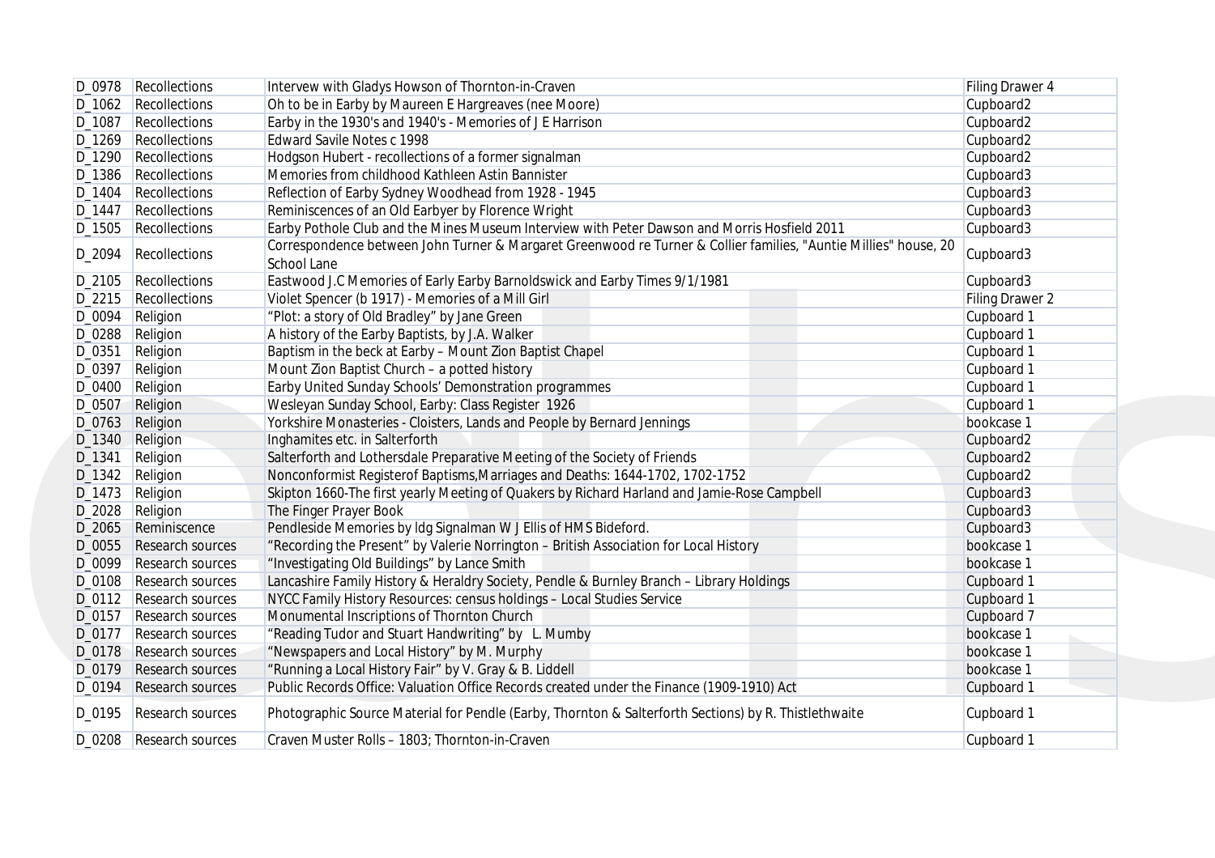| D_0978 | Recollections | Intervew with Gladys Howson of Thornton-in-Craven | Filing Drawer 4 |
|---|---|---|---|
| D_1062 | Recollections | Oh to be in Earby by Maureen E Hargreaves (nee Moore) | Cupboard2 |
| D_1087 | Recollections | Earby in the 1930's and 1940's - Memories of J E Harrison | Cupboard2 |
| D_1269 | Recollections | Edward Savile Notes c 1998 | Cupboard2 |
| D_1290 | Recollections | Hodgson Hubert - recollections of a former signalman | Cupboard2 |
| D_1386 | Recollections | Memories from childhood Kathleen Astin Bannister | Cupboard3 |
| D_1404 | Recollections | Reflection of Earby Sydney Woodhead from 1928 - 1945 | Cupboard3 |
| D_1447 | Recollections | Reminiscences of an Old Earbyer by Florence Wright | Cupboard3 |
| D_1505 | Recollections | Earby Pothole Club and the Mines Museum Interview with Peter Dawson and Morris Hosfield 2011 | Cupboard3 |
| D_2094 | Recollections | Correspondence between John Turner & Margaret Greenwood re Turner & Collier families, "Auntie Millies" house, 20 School Lane | Cupboard3 |
| D_2105 | Recollections | Eastwood J.C Memories of Early Earby Barnoldswick and Earby Times 9/1/1981 | Cupboard3 |
| D_2215 | Recollections | Violet Spencer (b 1917) - Memories of a Mill Girl | Filing Drawer 2 |
| D_0094 | Religion | "Plot: a story of Old Bradley" by Jane Green | Cupboard 1 |
| D_0288 | Religion | A history of the Earby Baptists, by J.A. Walker | Cupboard 1 |
| D_0351 | Religion | Baptism in the beck at Earby – Mount Zion Baptist Chapel | Cupboard 1 |
| D_0397 | Religion | Mount Zion Baptist Church – a potted history | Cupboard 1 |
| D_0400 | Religion | Earby United Sunday Schools' Demonstration programmes | Cupboard 1 |
| D_0507 | Religion | Wesleyan Sunday School, Earby: Class Register 1926 | Cupboard 1 |
| D_0763 | Religion | Yorkshire Monasteries - Cloisters, Lands and People by Bernard Jennings | bookcase 1 |
| D_1340 | Religion | Inghamites etc. in Salterforth | Cupboard2 |
| D_1341 | Religion | Salterforth and Lothersdale Preparative Meeting of the Society of Friends | Cupboard2 |
| D_1342 | Religion | Nonconformist Registerof Baptisms,Marriages and Deaths: 1644-1702, 1702-1752 | Cupboard2 |
| D_1473 | Religion | Skipton 1660-The first yearly Meeting of Quakers by Richard Harland and Jamie-Rose Campbell | Cupboard3 |
| D_2028 | Religion | The Finger Prayer Book | Cupboard3 |
| D_2065 | Reminiscence | Pendleside Memories by ldg Signalman W J Ellis of HMS Bideford. | Cupboard3 |
| D_0055 | Research sources | "Recording the Present" by Valerie Norrington – British Association for Local History | bookcase 1 |
| D_0099 | Research sources | "Investigating Old Buildings" by Lance Smith | bookcase 1 |
| D_0108 | Research sources | Lancashire Family History & Heraldry Society, Pendle & Burnley Branch – Library Holdings | Cupboard 1 |
| D_0112 | Research sources | NYCC Family History Resources: census holdings – Local Studies Service | Cupboard 1 |
| D_0157 | Research sources | Monumental Inscriptions of Thornton Church | Cupboard 7 |
| D_0177 | Research sources | "Reading Tudor and Stuart Handwriting" by L. Mumby | bookcase 1 |
| D_0178 | Research sources | "Newspapers and Local History" by M. Murphy | bookcase 1 |
| D_0179 | Research sources | "Running a Local History Fair" by V. Gray & B. Liddell | bookcase 1 |
| D_0194 | Research sources | Public Records Office: Valuation Office Records created under the Finance (1909-1910) Act | Cupboard 1 |
| D_0195 | Research sources | Photographic Source Material for Pendle (Earby, Thornton & Salterforth Sections) by R. Thistlethwaite | Cupboard 1 |
| D_0208 | Research sources | Craven Muster Rolls – 1803; Thornton-in-Craven | Cupboard 1 |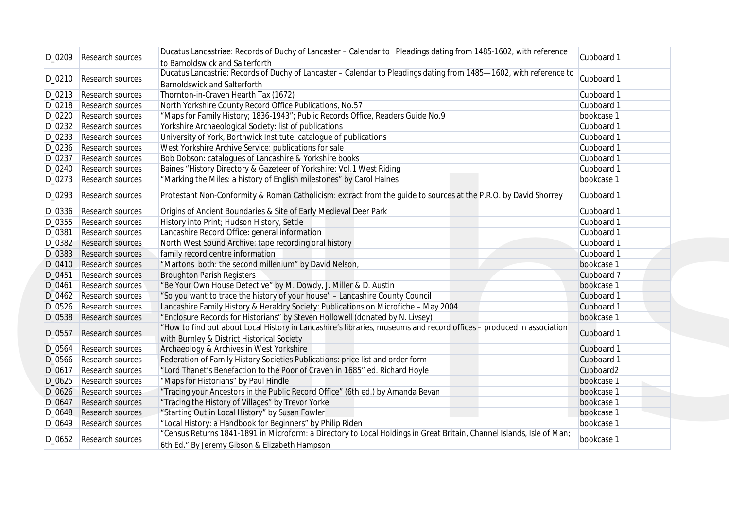| D_0209 | Research sources | Ducatus Lancastriae: Records of Duchy of Lancaster – Calendar to Pleadings dating from 1485-1602, with reference to Barnoldswick and Salterforth | Cupboard 1 |
|---|---|---|---|
| D_0210 | Research sources | Ducatus Lancastrie: Records of Duchy of Lancaster – Calendar to Pleadings dating from 1485—1602, with reference to Barnoldswick and Salterforth | Cupboard 1 |
| D_0213 | Research sources | Thornton-in-Craven Hearth Tax (1672) | Cupboard 1 |
| D_0218 | Research sources | North Yorkshire County Record Office Publications, No.57 | Cupboard 1 |
| D_0220 | Research sources | "Maps for Family History; 1836-1943"; Public Records Office, Readers Guide No.9 | bookcase 1 |
| D_0232 | Research sources | Yorkshire Archaeological Society: list of publications | Cupboard 1 |
| D_0233 | Research sources | University of York, Borthwick Institute: catalogue of publications | Cupboard 1 |
| D_0236 | Research sources | West Yorkshire Archive Service: publications for sale | Cupboard 1 |
| D_0237 | Research sources | Bob Dobson: catalogues of Lancashire & Yorkshire books | Cupboard 1 |
| D_0240 | Research sources | Baines "History Directory & Gazeteer of Yorkshire: Vol.1 West Riding | Cupboard 1 |
| D_0273 | Research sources | "Marking the Miles: a history of English milestones" by Carol Haines | bookcase 1 |
| D_0293 | Research sources | Protestant Non-Conformity & Roman Catholicism: extract from the guide to sources at the P.R.O. by David Shorrey | Cupboard 1 |
| D_0336 | Research sources | Origins of Ancient Boundaries & Site of Early Medieval Deer Park | Cupboard 1 |
| D_0355 | Research sources | History into Print; Hudson History, Settle | Cupboard 1 |
| D_0381 | Research sources | Lancashire Record Office: general information | Cupboard 1 |
| D_0382 | Research sources | North West Sound Archive: tape recording oral history | Cupboard 1 |
| D_0383 | Research sources | family record centre information | Cupboard 1 |
| D_0410 | Research sources | "Martons both: the second millenium" by David Nelson, | bookcase 1 |
| D_0451 | Research sources | Broughton Parish Registers | Cupboard 7 |
| D_0461 | Research sources | "Be Your Own House Detective" by M. Dowdy, J. Miller & D. Austin | bookcase 1 |
| D_0462 | Research sources | "So you want to trace the history of your house" – Lancashire County Council | Cupboard 1 |
| D_0526 | Research sources | Lancashire Family History & Heraldry Society: Publications on Microfiche – May 2004 | Cupboard 1 |
| D_0538 | Research sources | "Enclosure Records for Historians" by Steven Hollowell (donated by N. Livsey) | bookcase 1 |
| D_0557 | Research sources | "How to find out about Local History in Lancashire's libraries, museums and record offices – produced in association with Burnley & District Historical Society | Cupboard 1 |
| D_0564 | Research sources | Archaeology & Archives in West Yorkshire | Cupboard 1 |
| D_0566 | Research sources | Federation of Family History Societies Publications: price list and order form | Cupboard 1 |
| D_0617 | Research sources | "Lord Thanet's Benefaction to the Poor of Craven in 1685" ed. Richard Hoyle | Cupboard2 |
| D_0625 | Research sources | "Maps for Historians" by Paul Hindle | bookcase 1 |
| D_0626 | Research sources | "Tracing your Ancestors in the Public Record Office" (6th ed.) by Amanda Bevan | bookcase 1 |
| D_0647 | Research sources | "Tracing the History of Villages" by Trevor Yorke | bookcase 1 |
| D_0648 | Research sources | "Starting Out in Local History" by Susan Fowler | bookcase 1 |
| D_0649 | Research sources | "Local History: a Handbook for Beginners" by Philip Riden | bookcase 1 |
| D_0652 | Research sources | "Census Returns 1841-1891 in Microform: a Directory to Local Holdings in Great Britain, Channel Islands, Isle of Man; 6th Ed." By Jeremy Gibson & Elizabeth Hampson | bookcase 1 |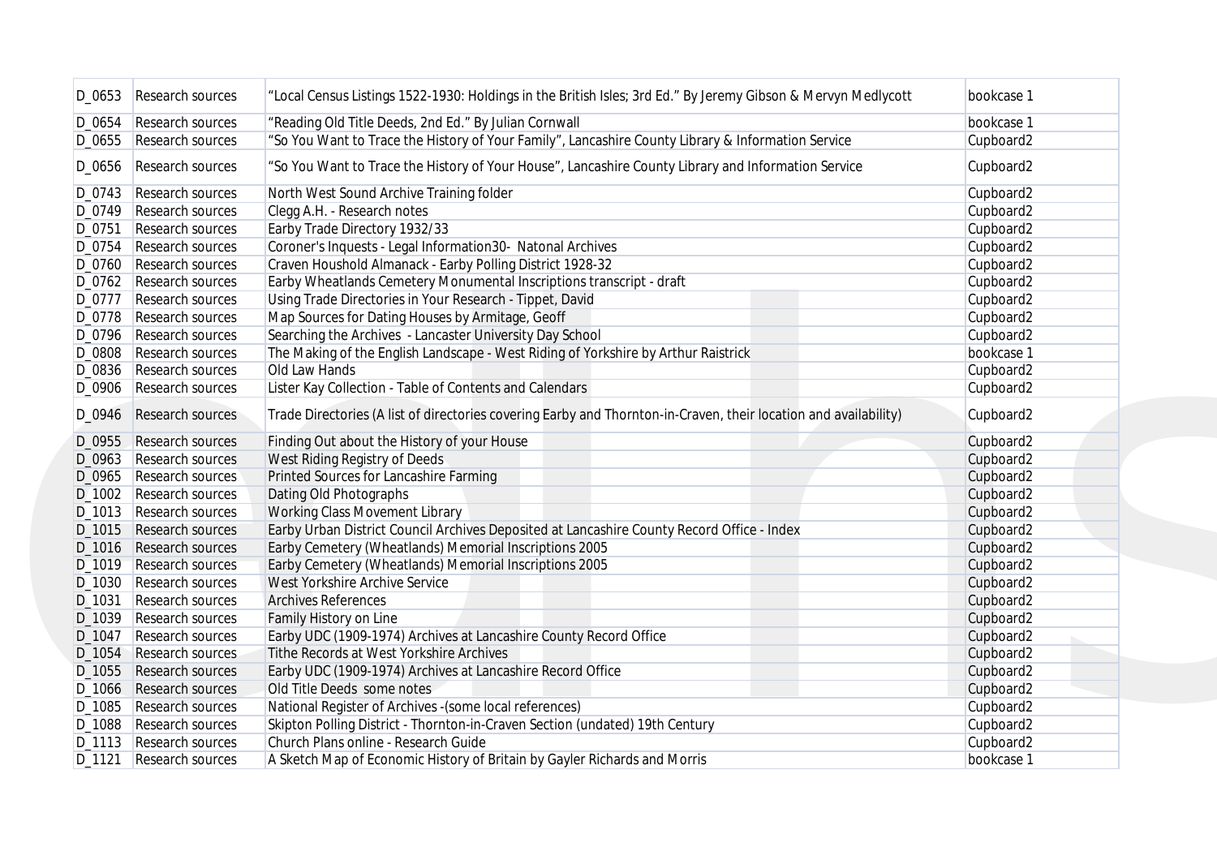| D_0653 | Research sources | "Local Census Listings 1522-1930: Holdings in the British Isles; 3rd Ed." By Jeremy Gibson & Mervyn Medlycott | bookcase 1 |
|---|---|---|---|
| D_0654 | Research sources | "Reading Old Title Deeds, 2nd Ed." By Julian Cornwall | bookcase 1 |
| D_0655 | Research sources | "So You Want to Trace the History of Your Family", Lancashire County Library & Information Service | Cupboard2 |
| D_0656 | Research sources | "So You Want to Trace the History of Your House", Lancashire County Library and Information Service | Cupboard2 |
| D_0743 | Research sources | North West Sound Archive Training folder | Cupboard2 |
| D_0749 | Research sources | Clegg A.H. - Research notes | Cupboard2 |
| D_0751 | Research sources | Earby Trade Directory 1932/33 | Cupboard2 |
| D_0754 | Research sources | Coroner's Inquests - Legal Information30- Natonal Archives | Cupboard2 |
| D_0760 | Research sources | Craven Houshold Almanack - Earby Polling District 1928-32 | Cupboard2 |
| D_0762 | Research sources | Earby Wheatlands Cemetery Monumental Inscriptions transcript - draft | Cupboard2 |
| D_0777 | Research sources | Using Trade Directories in Your Research - Tippet, David | Cupboard2 |
| D_0778 | Research sources | Map Sources for Dating Houses by Armitage, Geoff | Cupboard2 |
| D_0796 | Research sources | Searching the Archives - Lancaster University Day School | Cupboard2 |
| D_0808 | Research sources | The Making of the English Landscape - West Riding of Yorkshire by Arthur Raistrick | bookcase 1 |
| D_0836 | Research sources | Old Law Hands | Cupboard2 |
| D_0906 | Research sources | Lister Kay Collection - Table of Contents and Calendars | Cupboard2 |
| D_0946 | Research sources | Trade Directories (A list of directories covering Earby and Thornton-in-Craven, their location and availability) | Cupboard2 |
| D_0955 | Research sources | Finding Out about the History of your House | Cupboard2 |
| D_0963 | Research sources | West Riding Registry of Deeds | Cupboard2 |
| D_0965 | Research sources | Printed Sources for Lancashire Farming | Cupboard2 |
| D_1002 | Research sources | Dating Old Photographs | Cupboard2 |
| D_1013 | Research sources | Working Class Movement Library | Cupboard2 |
| D_1015 | Research sources | Earby Urban District Council Archives Deposited at Lancashire County Record Office - Index | Cupboard2 |
| D_1016 | Research sources | Earby Cemetery (Wheatlands) Memorial Inscriptions 2005 | Cupboard2 |
| D_1019 | Research sources | Earby Cemetery (Wheatlands) Memorial Inscriptions 2005 | Cupboard2 |
| D_1030 | Research sources | West Yorkshire Archive Service | Cupboard2 |
| D_1031 | Research sources | Archives References | Cupboard2 |
| D_1039 | Research sources | Family History on Line | Cupboard2 |
| D_1047 | Research sources | Earby UDC (1909-1974) Archives at Lancashire County Record Office | Cupboard2 |
| D_1054 | Research sources | Tithe Records at West Yorkshire Archives | Cupboard2 |
| D_1055 | Research sources | Earby UDC (1909-1974) Archives at Lancashire Record Office | Cupboard2 |
| D_1066 | Research sources | Old Title Deeds some notes | Cupboard2 |
| D_1085 | Research sources | National Register of Archives -(some local references) | Cupboard2 |
| D_1088 | Research sources | Skipton Polling District - Thornton-in-Craven Section (undated) 19th Century | Cupboard2 |
| D_1113 | Research sources | Church Plans online - Research Guide | Cupboard2 |
| D_1121 | Research sources | A Sketch Map of Economic History of Britain by Gayler Richards and Morris | bookcase 1 |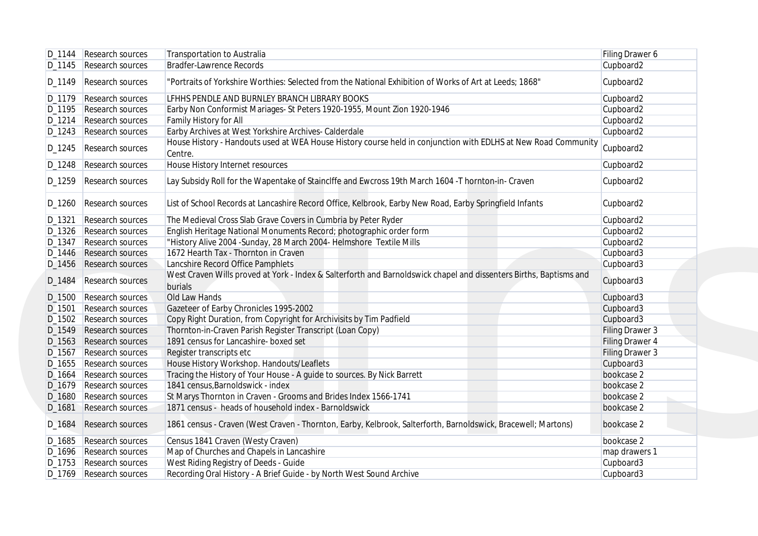| | | | |
|---|---|---|---|
| D_1144 | Research sources | Transportation to Australia | Filing Drawer 6 |
| D_1145 | Research sources | Bradfer-Lawrence Records | Cupboard2 |
| D_1149 | Research sources | "Portraits of Yorkshire Worthies: Selected from the National Exhibition of Works of Art at Leeds; 1868" | Cupboard2 |
| D_1179 | Research sources | LFHHS PENDLE AND BURNLEY BRANCH LIBRARY BOOKS | Cupboard2 |
| D_1195 | Research sources | Earby Non Conformist Mariages- St Peters 1920-1955, Mount Zion 1920-1946 | Cupboard2 |
| D_1214 | Research sources | Family History for All | Cupboard2 |
| D_1243 | Research sources | Earby Archives at West Yorkshire Archives- Calderdale | Cupboard2 |
| D_1245 | Research sources | House History - Handouts used at WEA House History course held in conjunction with EDLHS at New Road Community Centre. | Cupboard2 |
| D_1248 | Research sources | House History Internet resources | Cupboard2 |
| D_1259 | Research sources | Lay Subsidy Roll for the Wapentake of Stainclffe and Ewcross 19th March 1604 -T hornton-in- Craven | Cupboard2 |
| D_1260 | Research sources | List of School Records at Lancashire Record Office, Kelbrook, Earby New Road, Earby Springfield Infants | Cupboard2 |
| D_1321 | Research sources | The Medieval Cross Slab Grave Covers in Cumbria by Peter Ryder | Cupboard2 |
| D_1326 | Research sources | English Heritage National Monuments Record; photographic order form | Cupboard2 |
| D_1347 | Research sources | "History Alive 2004 -Sunday, 28 March 2004- Helmshore Textile Mills | Cupboard2 |
| D_1446 | Research sources | 1672 Hearth Tax - Thornton in Craven | Cupboard3 |
| D_1456 | Research sources | Lancshire Record Office Pamphlets | Cupboard3 |
| D_1484 | Research sources | West Craven Wills proved at York - Index & Salterforth and Barnoldswick chapel and dissenters Births, Baptisms and burials | Cupboard3 |
| D_1500 | Research sources | Old Law Hands | Cupboard3 |
| D_1501 | Research sources | Gazeteer of Earby Chronicles 1995-2002 | Cupboard3 |
| D_1502 | Research sources | Copy Right Duration, from Copyright for Archivisits by Tim Padfield | Cupboard3 |
| D_1549 | Research sources | Thornton-in-Craven Parish Register Transcript (Loan Copy) | Filing Drawer 3 |
| D_1563 | Research sources | 1891 census for Lancashire- boxed set | Filing Drawer 4 |
| D_1567 | Research sources | Register transcripts etc | Filing Drawer 3 |
| D_1655 | Research sources | House History Workshop. Handouts/Leaflets | Cupboard3 |
| D_1664 | Research sources | Tracing the History of Your House - A guide to sources. By Nick Barrett | bookcase 2 |
| D_1679 | Research sources | 1841 census,Barnoldswick - index | bookcase 2 |
| D_1680 | Research sources | St Marys Thornton in Craven - Grooms and Brides Index 1566-1741 | bookcase 2 |
| D_1681 | Research sources | 1871 census - heads of household index - Barnoldswick | bookcase 2 |
| D_1684 | Research sources | 1861 census - Craven (West Craven - Thornton, Earby, Kelbrook, Salterforth, Barnoldswick, Bracewell; Martons) | bookcase 2 |
| D_1685 | Research sources | Census 1841 Craven (Westy Craven) | bookcase 2 |
| D_1696 | Research sources | Map of Churches and Chapels in Lancashire | map drawers 1 |
| D_1753 | Research sources | West Riding Registry of Deeds - Guide | Cupboard3 |
| D_1769 | Research sources | Recording Oral History - A Brief Guide - by North West Sound Archive | Cupboard3 |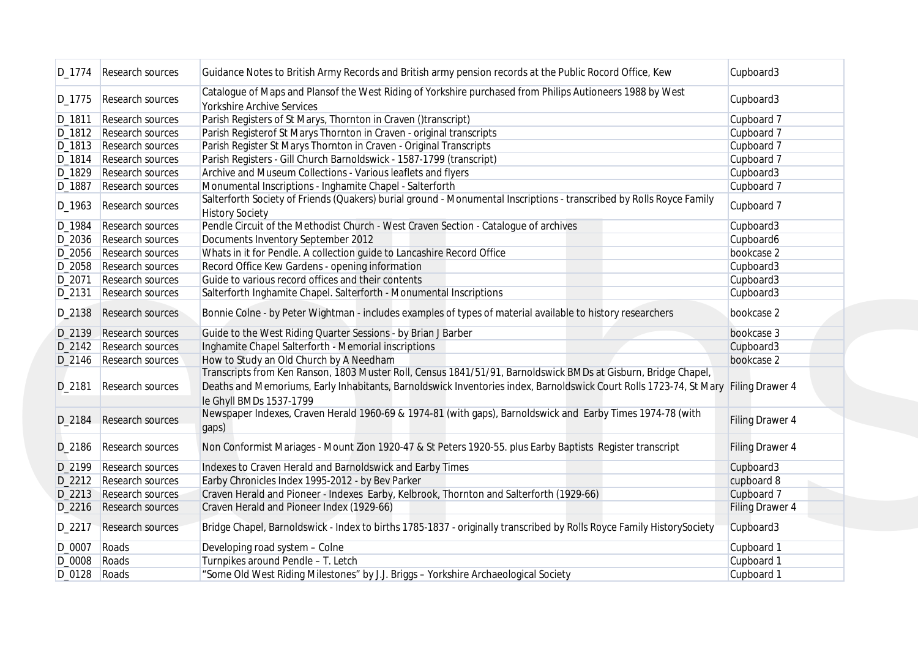| D_1774 | Research sources | Guidance Notes to British Army Records and British army pension records at the Public Rocord Office, Kew | Cupboard3 |
|---|---|---|---|
| D_1775 | Research sources | Catalogue of Maps and Plansof the West Riding of Yorkshire purchased from Philips Autioneers 1988 by West Yorkshire Archive Services | Cupboard3 |
| D_1811 | Research sources | Parish Registers of St Marys, Thornton in Craven ()transcript) | Cupboard 7 |
| D_1812 | Research sources | Parish Registerof St Marys Thornton in Craven - original transcripts | Cupboard 7 |
| D_1813 | Research sources | Parish Register St Marys Thornton in Craven - Original Transcripts | Cupboard 7 |
| D_1814 | Research sources | Parish Registers - Gill Church Barnoldswick - 1587-1799 (transcript) | Cupboard 7 |
| D_1829 | Research sources | Archive and Museum Collections - Various leaflets and flyers | Cupboard3 |
| D_1887 | Research sources | Monumental Inscriptions - Inghamite Chapel - Salterforth | Cupboard 7 |
| D_1963 | Research sources | Salterforth Society of Friends (Quakers) burial ground - Monumental Inscriptions - transcribed by Rolls Royce Family History Society | Cupboard 7 |
| D_1984 | Research sources | Pendle Circuit of the Methodist Church - West Craven Section - Catalogue of archives | Cupboard3 |
| D_2036 | Research sources | Documents Inventory September 2012 | Cupboard6 |
| D_2056 | Research sources | Whats in it for Pendle. A collection guide to Lancashire Record Office | bookcase 2 |
| D_2058 | Research sources | Record Office Kew Gardens - opening information | Cupboard3 |
| D_2071 | Research sources | Guide to various record offices and their contents | Cupboard3 |
| D_2131 | Research sources | Salterforth Inghamite Chapel. Salterforth - Monumental Inscriptions | Cupboard3 |
| D_2138 | Research sources | Bonnie Colne - by Peter Wightman - includes examples of types of material available to history researchers | bookcase 2 |
| D_2139 | Research sources | Guide to the West Riding Quarter Sessions - by Brian J Barber | bookcase 3 |
| D_2142 | Research sources | Inghamite Chapel Salterforth - Memorial inscriptions | Cupboard3 |
| D_2146 | Research sources | How to Study an Old Church by A Needham | bookcase 2 |
| D_2181 | Research sources | Transcripts from Ken Ranson, 1803 Muster Roll, Census 1841/51/91, Barnoldswick BMDs at Gisburn, Bridge Chapel, Deaths and Memoriums, Early Inhabitants, Barnoldswick Inventories index, Barnoldswick Court Rolls 1723-74, St Mary le Ghyll BMDs 1537-1799 | Filing Drawer 4 |
| D_2184 | Research sources | Newspaper Indexes, Craven Herald 1960-69 & 1974-81 (with gaps), Barnoldswick and Earby Times 1974-78 (with gaps) | Filing Drawer 4 |
| D_2186 | Research sources | Non Conformist Mariages - Mount Zion 1920-47 & St Peters 1920-55. plus Earby Baptists Register transcript | Filing Drawer 4 |
| D_2199 | Research sources | Indexes to Craven Herald and Barnoldswick and Earby Times | Cupboard3 |
| D_2212 | Research sources | Earby Chronicles Index 1995-2012 - by Bev Parker | cupboard 8 |
| D_2213 | Research sources | Craven Herald and Pioneer - Indexes Earby, Kelbrook, Thornton and Salterforth (1929-66) | Cupboard 7 |
| D_2216 | Research sources | Craven Herald and Pioneer Index (1929-66) | Filing Drawer 4 |
| D_2217 | Research sources | Bridge Chapel, Barnoldswick - Index to births 1785-1837 - originally transcribed by Rolls Royce Family HistorySociety | Cupboard3 |
| D_0007 | Roads | Developing road system – Colne | Cupboard 1 |
| D_0008 | Roads | Turnpikes around Pendle – T. Letch | Cupboard 1 |
| D_0128 | Roads | "Some Old West Riding Milestones" by J.J. Briggs – Yorkshire Archaeological Society | Cupboard 1 |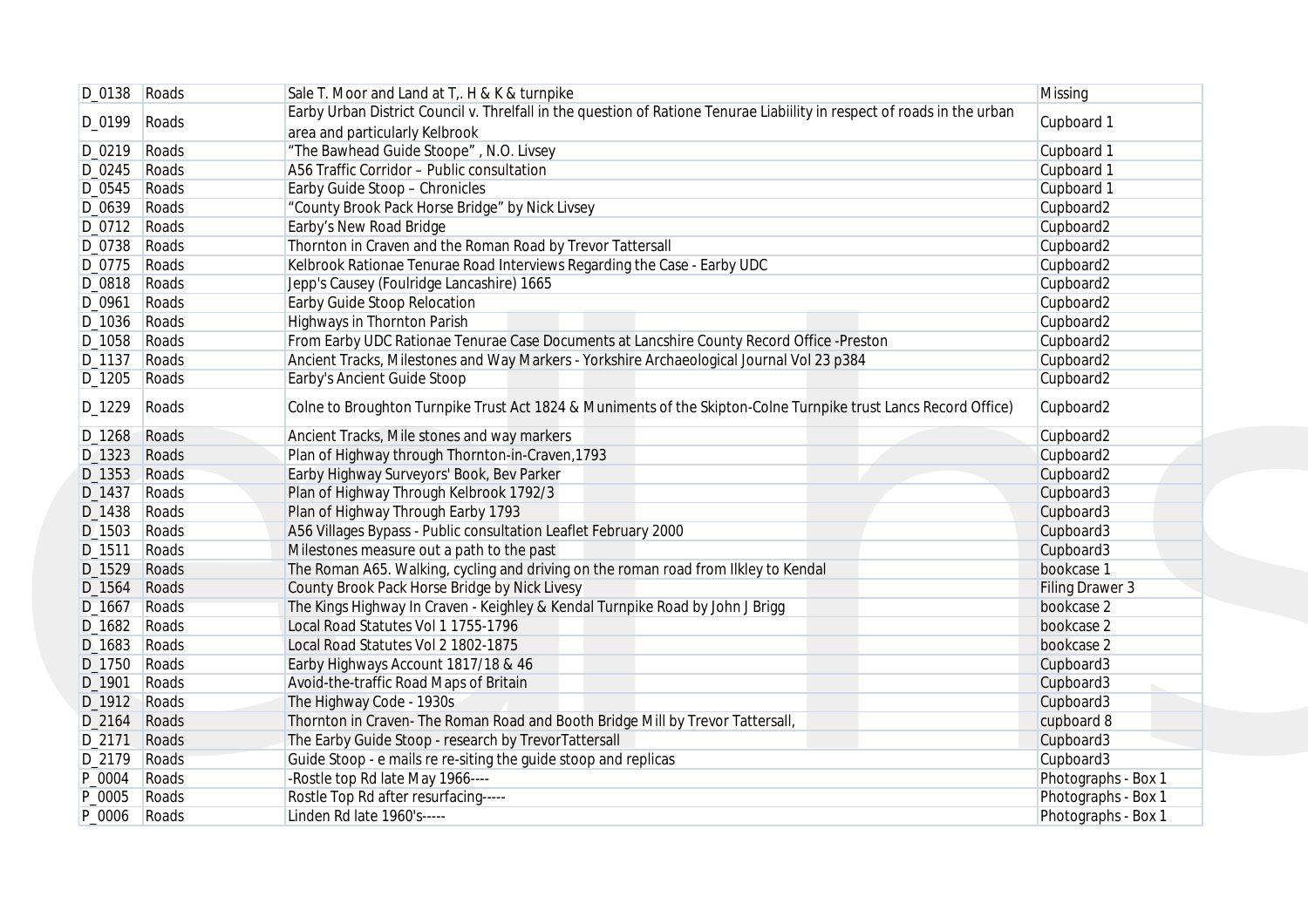| | | | |
|---|---|---|---|
| D_0138 | Roads | Sale T. Moor and Land at T,. H & K & turnpike | Missing |
| D_0199 | Roads | Earby Urban District Council v. Threlfall in the question of Ratione Tenurae Liability in respect of roads in the urban area and particularly Kelbrook | Cupboard 1 |
| D_0219 | Roads | "The Bawhead Guide Stoope" , N.O. Livsey | Cupboard 1 |
| D_0245 | Roads | A56 Traffic Corridor – Public consultation | Cupboard 1 |
| D_0545 | Roads | Earby Guide Stoop – Chronicles | Cupboard 1 |
| D_0639 | Roads | "County Brook Pack Horse Bridge" by Nick Livsey | Cupboard2 |
| D_0712 | Roads | Earby's New Road Bridge | Cupboard2 |
| D_0738 | Roads | Thornton in Craven and the Roman Road by Trevor Tattersall | Cupboard2 |
| D_0775 | Roads | Kelbrook Rationae Tenurae Road Interviews Regarding the Case - Earby UDC | Cupboard2 |
| D_0818 | Roads | Jepp's Causey (Foulridge Lancashire) 1665 | Cupboard2 |
| D_0961 | Roads | Earby Guide Stoop Relocation | Cupboard2 |
| D_1036 | Roads | Highways in Thornton Parish | Cupboard2 |
| D_1058 | Roads | From Earby UDC Rationae Tenurae Case Documents at Lancshire County Record Office -Preston | Cupboard2 |
| D_1137 | Roads | Ancient Tracks, Milestones and Way Markers - Yorkshire Archaeological Journal Vol 23 p384 | Cupboard2 |
| D_1205 | Roads | Earby's Ancient Guide Stoop | Cupboard2 |
| D_1229 | Roads | Colne to Broughton Turnpike Trust Act 1824 & Muniments of the Skipton-Colne Turnpike trust Lancs Record Office) | Cupboard2 |
| D_1268 | Roads | Ancient Tracks, Mile stones and way markers | Cupboard2 |
| D_1323 | Roads | Plan of Highway through Thornton-in-Craven,1793 | Cupboard2 |
| D_1353 | Roads | Earby Highway Surveyors' Book, Bev Parker | Cupboard2 |
| D_1437 | Roads | Plan of Highway Through Kelbrook 1792/3 | Cupboard3 |
| D_1438 | Roads | Plan of Highway Through Earby 1793 | Cupboard3 |
| D_1503 | Roads | A56 Villages Bypass - Public consultation Leaflet February 2000 | Cupboard3 |
| D_1511 | Roads | Milestones measure out a path to the past | Cupboard3 |
| D_1529 | Roads | The Roman A65. Walking, cycling and driving on the roman road from Ilkley to Kendal | bookcase 1 |
| D_1564 | Roads | County Brook Pack Horse Bridge by Nick Livesy | Filing Drawer 3 |
| D_1667 | Roads | The Kings Highway In Craven - Keighley & Kendal Turnpike Road by John J Brigg | bookcase 2 |
| D_1682 | Roads | Local Road Statutes Vol 1 1755-1796 | bookcase 2 |
| D_1683 | Roads | Local Road Statutes Vol 2 1802-1875 | bookcase 2 |
| D_1750 | Roads | Earby Highways Account 1817/18 & 46 | Cupboard3 |
| D_1901 | Roads | Avoid-the-traffic Road Maps of Britain | Cupboard3 |
| D_1912 | Roads | The Highway Code - 1930s | Cupboard3 |
| D_2164 | Roads | Thornton in Craven- The Roman Road and Booth Bridge Mill by Trevor Tattersall, | cupboard 8 |
| D_2171 | Roads | The Earby Guide Stoop - research by TrevorTattersall | Cupboard3 |
| D_2179 | Roads | Guide Stoop - e mails re re-siting the guide stoop and replicas | Cupboard3 |
| P_0004 | Roads | -Rostle top Rd late May 1966---- | Photographs - Box 1 |
| P_0005 | Roads | Rostle Top Rd after resurfacing----- | Photographs - Box 1 |
| P_0006 | Roads | Linden Rd late 1960's----- | Photographs - Box 1 |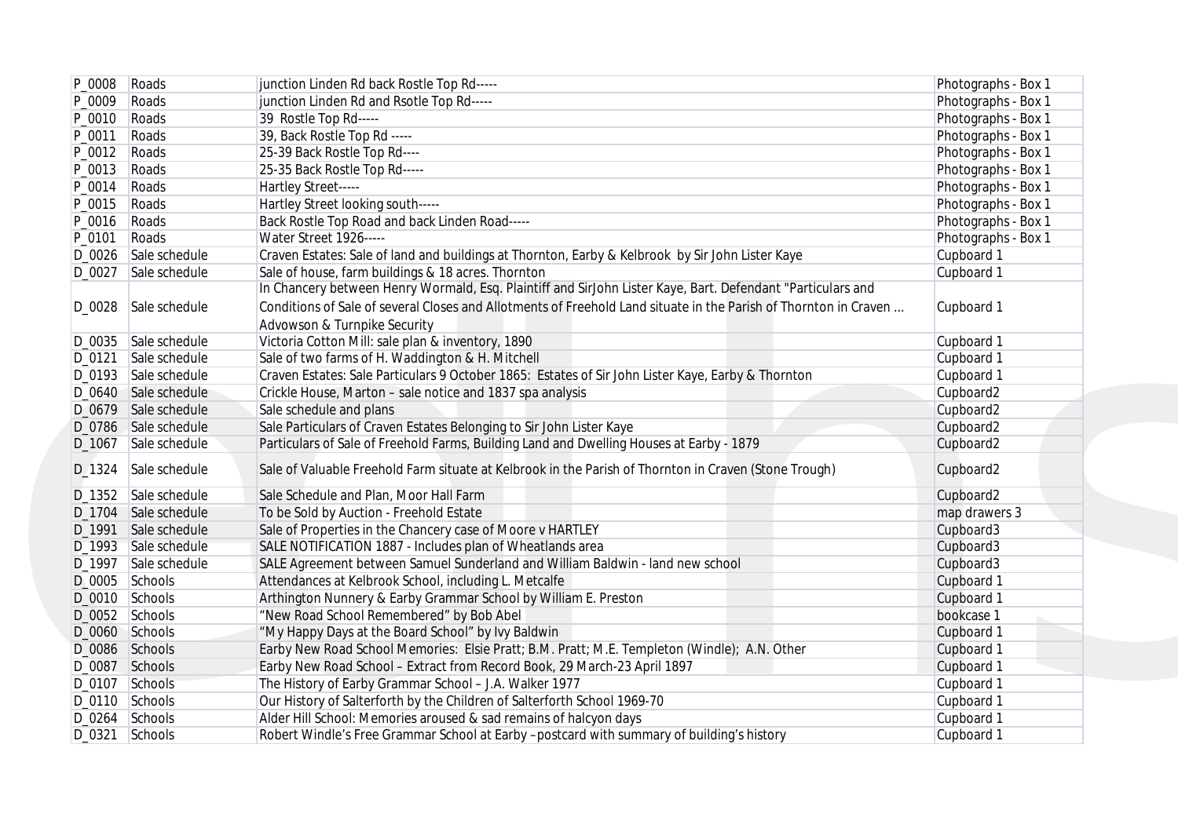| | | | |
|---|---|---|---|
| P_0008 | Roads | junction Linden Rd back Rostle Top Rd----- | Photographs - Box 1 |
| P_0009 | Roads | junction Linden Rd and Rsotle Top Rd----- | Photographs - Box 1 |
| P_0010 | Roads | 39 Rostle Top Rd----- | Photographs - Box 1 |
| P_0011 | Roads | 39, Back Rostle Top Rd ----- | Photographs - Box 1 |
| P_0012 | Roads | 25-39 Back Rostle Top Rd---- | Photographs - Box 1 |
| P_0013 | Roads | 25-35 Back Rostle Top Rd----- | Photographs - Box 1 |
| P_0014 | Roads | Hartley Street----- | Photographs - Box 1 |
| P_0015 | Roads | Hartley Street looking south----- | Photographs - Box 1 |
| P_0016 | Roads | Back Rostle Top Road and back Linden Road----- | Photographs - Box 1 |
| P_0101 | Roads | Water Street 1926----- | Photographs - Box 1 |
| D_0026 | Sale schedule | Craven Estates: Sale of land and buildings at Thornton, Earby & Kelbrook by Sir John Lister Kaye | Cupboard 1 |
| D_0027 | Sale schedule | Sale of house, farm buildings & 18 acres. Thornton | Cupboard 1 |
| D_0028 | Sale schedule | In Chancery between Henry Wormald, Esq. Plaintiff and SirJohn Lister Kaye, Bart. Defendant "Particulars and Conditions of Sale of several Closes and Allotments of Freehold Land situate in the Parish of Thornton in Craven ... Advowson & Turnpike Security | Cupboard 1 |
| D_0035 | Sale schedule | Victoria Cotton Mill: sale plan & inventory, 1890 | Cupboard 1 |
| D_0121 | Sale schedule | Sale of two farms of H. Waddington & H. Mitchell | Cupboard 1 |
| D_0193 | Sale schedule | Craven Estates: Sale Particulars 9 October 1865: Estates of Sir John Lister Kaye, Earby & Thornton | Cupboard 1 |
| D_0640 | Sale schedule | Crickle House, Marton – sale notice and 1837 spa analysis | Cupboard2 |
| D_0679 | Sale schedule | Sale schedule and plans | Cupboard2 |
| D_0786 | Sale schedule | Sale Particulars of Craven Estates Belonging to Sir John Lister Kaye | Cupboard2 |
| D_1067 | Sale schedule | Particulars of Sale of Freehold Farms, Building Land and Dwelling Houses at Earby - 1879 | Cupboard2 |
| D_1324 | Sale schedule | Sale of Valuable Freehold Farm situate at Kelbrook in the Parish of Thornton in Craven (Stone Trough) | Cupboard2 |
| D_1352 | Sale schedule | Sale Schedule and Plan, Moor Hall Farm | Cupboard2 |
| D_1704 | Sale schedule | To be Sold by Auction - Freehold Estate | map drawers 3 |
| D_1991 | Sale schedule | Sale of Properties in the Chancery case of Moore v HARTLEY | Cupboard3 |
| D_1993 | Sale schedule | SALE NOTIFICATION 1887 - Includes plan of Wheatlands area | Cupboard3 |
| D_1997 | Sale schedule | SALE Agreement between Samuel Sunderland and William Baldwin - land new school | Cupboard3 |
| D_0005 | Schools | Attendances at Kelbrook School, including L. Metcalfe | Cupboard 1 |
| D_0010 | Schools | Arthington Nunnery & Earby Grammar School by William E. Preston | Cupboard 1 |
| D_0052 | Schools | "New Road School Remembered" by Bob Abel | bookcase 1 |
| D_0060 | Schools | "My Happy Days at the Board School" by Ivy Baldwin | Cupboard 1 |
| D_0086 | Schools | Earby New Road School Memories: Elsie Pratt; B.M. Pratt; M.E. Templeton (Windle); A.N. Other | Cupboard 1 |
| D_0087 | Schools | Earby New Road School – Extract from Record Book, 29 March-23 April 1897 | Cupboard 1 |
| D_0107 | Schools | The History of Earby Grammar School – J.A. Walker 1977 | Cupboard 1 |
| D_0110 | Schools | Our History of Salterforth by the Children of Salterforth School 1969-70 | Cupboard 1 |
| D_0264 | Schools | Alder Hill School: Memories aroused & sad remains of halcyon days | Cupboard 1 |
| D_0321 | Schools | Robert Windle's Free Grammar School at Earby –postcard with summary of building's history | Cupboard 1 |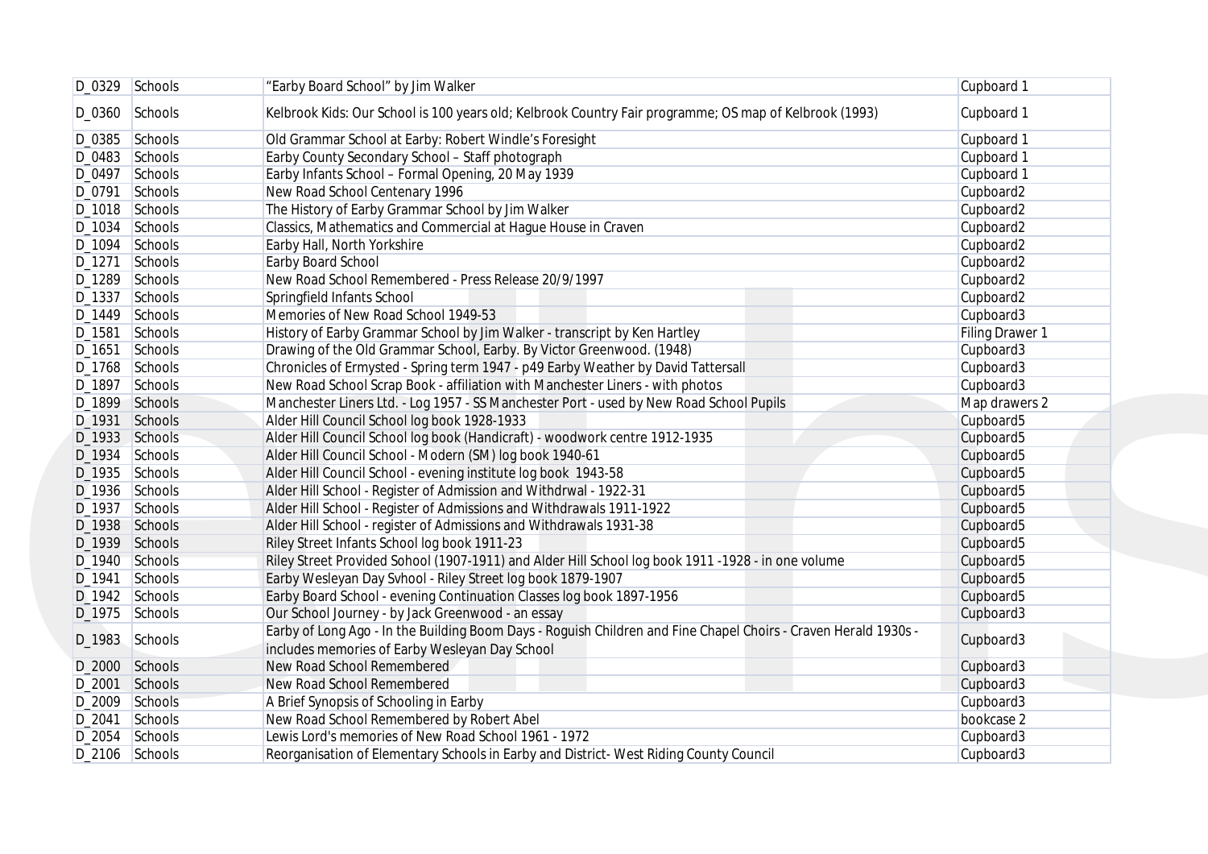| D_0329 | Schools | "Earby Board School" by Jim Walker | Cupboard 1 |
|---|---|---|---|
| D_0360 | Schools | Kelbrook Kids: Our School is 100 years old; Kelbrook Country Fair programme; OS map of Kelbrook (1993) | Cupboard 1 |
| D_0385 | Schools | Old Grammar School at Earby: Robert Windle's Foresight | Cupboard 1 |
| D_0483 | Schools | Earby County Secondary School – Staff photograph | Cupboard 1 |
| D_0497 | Schools | Earby Infants School – Formal Opening, 20 May 1939 | Cupboard 1 |
| D_0791 | Schools | New Road School Centenary 1996 | Cupboard2 |
| D_1018 | Schools | The History of Earby Grammar School by Jim Walker | Cupboard2 |
| D_1034 | Schools | Classics, Mathematics and Commercial at Hague House in Craven | Cupboard2 |
| D_1094 | Schools | Earby Hall, North Yorkshire | Cupboard2 |
| D_1271 | Schools | Earby Board School | Cupboard2 |
| D_1289 | Schools | New Road School Remembered - Press Release 20/9/1997 | Cupboard2 |
| D_1337 | Schools | Springfield Infants School | Cupboard2 |
| D_1449 | Schools | Memories of New Road School 1949-53 | Cupboard3 |
| D_1581 | Schools | History of Earby Grammar School by Jim Walker - transcript by Ken Hartley | Filing Drawer 1 |
| D_1651 | Schools | Drawing of the Old Grammar School, Earby. By Victor Greenwood. (1948) | Cupboard3 |
| D_1768 | Schools | Chronicles of Ermysted - Spring term 1947 - p49 Earby Weather by David Tattersall | Cupboard3 |
| D_1897 | Schools | New Road School Scrap Book - affiliation with Manchester Liners - with photos | Cupboard3 |
| D_1899 | Schools | Manchester Liners Ltd. - Log 1957 - SS Manchester Port - used by New Road School Pupils | Map drawers 2 |
| D_1931 | Schools | Alder Hill Council School log book 1928-1933 | Cupboard5 |
| D_1933 | Schools | Alder Hill Council School log book (Handicraft) - woodwork centre 1912-1935 | Cupboard5 |
| D_1934 | Schools | Alder Hill Council School - Modern (SM) log book 1940-61 | Cupboard5 |
| D_1935 | Schools | Alder Hill Council School - evening institute log book 1943-58 | Cupboard5 |
| D_1936 | Schools | Alder Hill School - Register of Admission and Withdrwal - 1922-31 | Cupboard5 |
| D_1937 | Schools | Alder Hill School - Register of Admissions and Withdrawals 1911-1922 | Cupboard5 |
| D_1938 | Schools | Alder Hill School - register of Admissions and Withdrawals 1931-38 | Cupboard5 |
| D_1939 | Schools | Riley Street Infants School log book 1911-23 | Cupboard5 |
| D_1940 | Schools | Riley Street Provided Sohool (1907-1911) and Alder Hill School log book 1911 -1928 - in one volume | Cupboard5 |
| D_1941 | Schools | Earby Wesleyan Day Svhool - Riley Street log book 1879-1907 | Cupboard5 |
| D_1942 | Schools | Earby Board School - evening Continuation Classes log book 1897-1956 | Cupboard5 |
| D_1975 | Schools | Our School Journey - by Jack Greenwood - an essay | Cupboard3 |
| D_1983 | Schools | Earby of Long Ago - In the Building Boom Days - Roguish Children and Fine Chapel Choirs - Craven Herald 1930s - includes memories of Earby Wesleyan Day School | Cupboard3 |
| D_2000 | Schools | New Road School Remembered | Cupboard3 |
| D_2001 | Schools | New Road School Remembered | Cupboard3 |
| D_2009 | Schools | A Brief Synopsis of Schooling in Earby | Cupboard3 |
| D_2041 | Schools | New Road School Remembered by Robert Abel | bookcase 2 |
| D_2054 | Schools | Lewis Lord's memories of New Road School 1961 - 1972 | Cupboard3 |
| D_2106 | Schools | Reorganisation of Elementary Schools in Earby and District- West Riding County Council | Cupboard3 |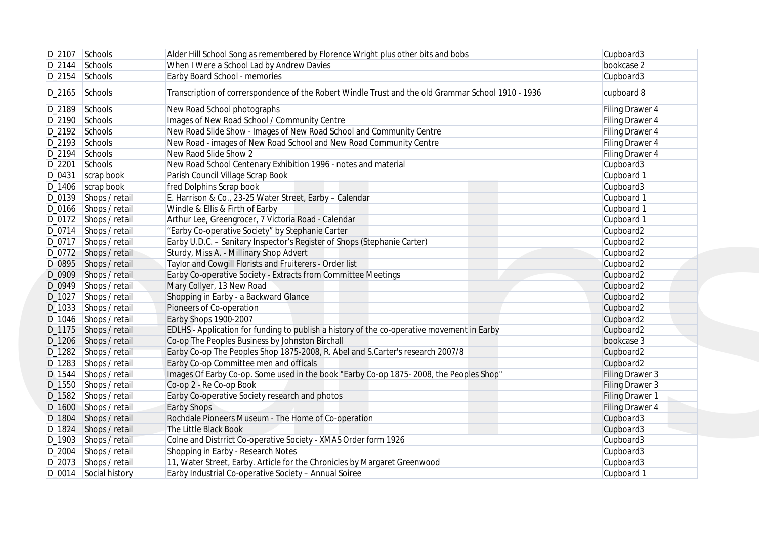| D_2107 | Schools | Alder Hill School Song as remembered by Florence Wright plus other bits and bobs | Cupboard3 |
|---|---|---|---|
| D_2144 | Schools | When I Were a School Lad by Andrew Davies | bookcase 2 |
| D_2154 | Schools | Earby Board School - memories | Cupboard3 |
| D_2165 | Schools | Transcription of corrersponden­ce of the Robert Windle Trust and the old Grammar School 1910 - 1936 | cupboard 8 |
| D_2189 | Schools | New Road School photographs | Filing Drawer 4 |
| D_2190 | Schools | Images of New Road School / Community Centre | Filing Drawer 4 |
| D_2192 | Schools | New Road Slide Show - Images of New Road School and Community Centre | Filing Drawer 4 |
| D_2193 | Schools | New Road - images of New Road School and New Road Community Centre | Filing Drawer 4 |
| D_2194 | Schools | New Raod Slide Show 2 | Filing Drawer 4 |
| D_2201 | Schools | New Road School Centenary Exhibition 1996 - notes and material | Cupboard3 |
| D_0431 | scrap book | Parish Council Village Scrap Book | Cupboard 1 |
| D_1406 | scrap book | fred Dolphins Scrap book | Cupboard3 |
| D_0139 | Shops / retail | E. Harrison & Co., 23-25 Water Street, Earby – Calendar | Cupboard 1 |
| D_0166 | Shops / retail | Windle & Ellis & Firth of Earby | Cupboard 1 |
| D_0172 | Shops / retail | Arthur Lee, Greengrocer, 7 Victoria Road - Calendar | Cupboard 1 |
| D_0714 | Shops / retail | "Earby Co-operative Society" by Stephanie Carter | Cupboard2 |
| D_0717 | Shops / retail | Earby U.D.C. – Sanitary Inspector's Register of Shops (Stephanie Carter) | Cupboard2 |
| D_0772 | Shops / retail | Sturdy, Miss A. - Millinary Shop Advert | Cupboard2 |
| D_0895 | Shops / retail | Taylor and Cowgill Florists and Fruiterers - Order list | Cupboard2 |
| D_0909 | Shops / retail | Earby Co-operative Society - Extracts from Committee Meetings | Cupboard2 |
| D_0949 | Shops / retail | Mary Collyer, 13 New Road | Cupboard2 |
| D_1027 | Shops / retail | Shopping in Earby - a Backward Glance | Cupboard2 |
| D_1033 | Shops / retail | Pioneers of Co-operation | Cupboard2 |
| D_1046 | Shops / retail | Earby Shops 1900-2007 | Cupboard2 |
| D_1175 | Shops / retail | EDLHS - Application for funding to publish a history of the co-operative movement in Earby | Cupboard2 |
| D_1206 | Shops / retail | Co-op The Peoples Business by Johnston Birchall | bookcase 3 |
| D_1282 | Shops / retail | Earby Co-op The Peoples Shop 1875-2008, R. Abel and S.Carter's research 2007/8 | Cupboard2 |
| D_1283 | Shops / retail | Earby Co-op Committee men and officals | Cupboard2 |
| D_1544 | Shops / retail | Images Of Earby Co-op. Some used in the book "Earby Co-op 1875- 2008, the Peoples Shop" | Filing Drawer 3 |
| D_1550 | Shops / retail | Co-op 2 - Re Co-op Book | Filing Drawer 3 |
| D_1582 | Shops / retail | Earby Co-operative Society research and photos | Filing Drawer 1 |
| D_1600 | Shops / retail | Earby Shops | Filing Drawer 4 |
| D_1804 | Shops / retail | Rochdale Pioneers Museum - The Home of Co-operation | Cupboard3 |
| D_1824 | Shops / retail | The Little Black Book | Cupboard3 |
| D_1903 | Shops / retail | Colne and Distrrict Co-operative Society - XMAS Order form 1926 | Cupboard3 |
| D_2004 | Shops / retail | Shopping in Earby - Research Notes | Cupboard3 |
| D_2073 | Shops / retail | 11, Water Street, Earby. Article for the Chronicles by Margaret Greenwood | Cupboard3 |
| D_0014 | Social history | Earby Industrial Co-operative Society – Annual Soiree | Cupboard 1 |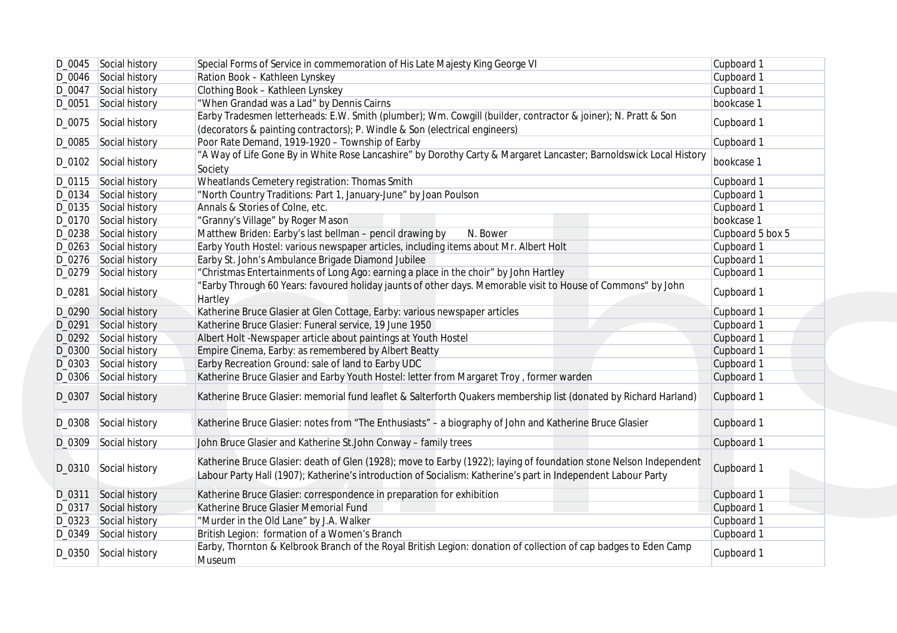| | | | |
|---|---|---|---|
| D_0045 | Social history | Special Forms of Service in commemoration of His Late Majesty King George VI | Cupboard 1 |
| D_0046 | Social history | Ration Book – Kathleen Lynskey | Cupboard 1 |
| D_0047 | Social history | Clothing Book – Kathleen Lynskey | Cupboard 1 |
| D_0051 | Social history | "When Grandad was a Lad" by Dennis Cairns | bookcase 1 |
| D_0075 | Social history | Earby Tradesmen letterheads: E.W. Smith (plumber); Wm. Cowgill (builder, contractor & joiner); N. Pratt & Son (decorators & painting contractors); P. Windle & Son (electrical engineers) | Cupboard 1 |
| D_0085 | Social history | Poor Rate Demand, 1919-1920 – Township of Earby | Cupboard 1 |
| D_0102 | Social history | "A Way of Life Gone By in White Rose Lancashire" by Dorothy Carty & Margaret Lancaster; Barnoldswick Local History Society | bookcase 1 |
| D_0115 | Social history | Wheatlands Cemetery registration: Thomas Smith | Cupboard 1 |
| D_0134 | Social history | "North Country Traditions: Part 1, January-June" by Joan Poulson | Cupboard 1 |
| D_0135 | Social history | Annals & Stories of Colne, etc. | Cupboard 1 |
| D_0170 | Social history | "Granny's Village" by Roger Mason | bookcase 1 |
| D_0238 | Social history | Matthew Briden: Earby's last bellman – pencil drawing by N. Bower | Cupboard 5 box 5 |
| D_0263 | Social history | Earby Youth Hostel: various newspaper articles, including items about Mr. Albert Holt | Cupboard 1 |
| D_0276 | Social history | Earby St. John's Ambulance Brigade Diamond Jubilee | Cupboard 1 |
| D_0279 | Social history | "Christmas Entertainments of Long Ago: earning a place in the choir" by John Hartley | Cupboard 1 |
| D_0281 | Social history | "Earby Through 60 Years: favoured holiday jaunts of other days. Memorable visit to House of Commons" by John Hartley | Cupboard 1 |
| D_0290 | Social history | Katherine Bruce Glasier at Glen Cottage, Earby: various newspaper articles | Cupboard 1 |
| D_0291 | Social history | Katherine Bruce Glasier: Funeral service, 19 June 1950 | Cupboard 1 |
| D_0292 | Social history | Albert Holt -Newspaper article about paintings at Youth Hostel | Cupboard 1 |
| D_0300 | Social history | Empire Cinema, Earby: as remembered by Albert Beatty | Cupboard 1 |
| D_0303 | Social history | Earby Recreation Ground: sale of land to Earby UDC | Cupboard 1 |
| D_0306 | Social history | Katherine Bruce Glasier and Earby Youth Hostel: letter from Margaret Troy , former warden | Cupboard 1 |
| D_0307 | Social history | Katherine Bruce Glasier: memorial fund leaflet & Salterforth Quakers membership list (donated by Richard Harland) | Cupboard 1 |
| D_0308 | Social history | Katherine Bruce Glasier: notes from "The Enthusiasts" – a biography of John and Katherine Bruce Glasier | Cupboard 1 |
| D_0309 | Social history | John Bruce Glasier and Katherine St.John Conway – family trees | Cupboard 1 |
| D_0310 | Social history | Katherine Bruce Glasier: death of Glen (1928); move to Earby (1922); laying of foundation stone Nelson Independent Labour Party Hall (1907); Katherine's introduction of Socialism: Katherine's part in Independent Labour Party | Cupboard 1 |
| D_0311 | Social history | Katherine Bruce Glasier: correspondence in preparation for exhibition | Cupboard 1 |
| D_0317 | Social history | Katherine Bruce Glasier Memorial Fund | Cupboard 1 |
| D_0323 | Social history | "Murder in the Old Lane" by J.A. Walker | Cupboard 1 |
| D_0349 | Social history | British Legion: formation of a Women's Branch | Cupboard 1 |
| D_0350 | Social history | Earby, Thornton & Kelbrook Branch of the Royal British Legion: donation of collection of cap badges to Eden Camp Museum | Cupboard 1 |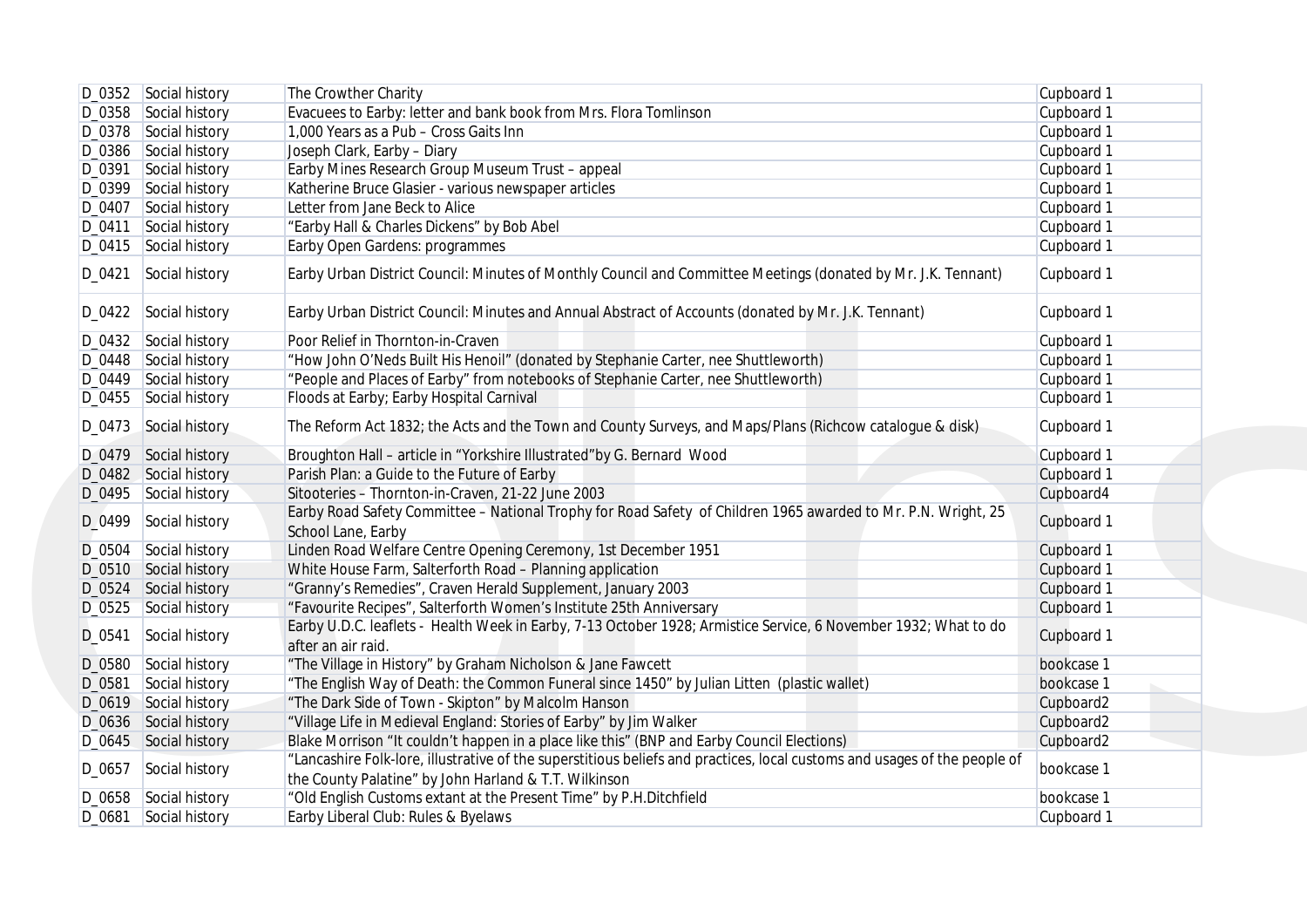| D_0352 | Social history | The Crowther Charity | Cupboard 1 |
|---|---|---|---|
| D_0358 | Social history | Evacuees to Earby: letter and bank book from Mrs. Flora Tomlinson | Cupboard 1 |
| D_0378 | Social history | 1,000 Years as a Pub – Cross Gaits Inn | Cupboard 1 |
| D_0386 | Social history | Joseph Clark, Earby – Diary | Cupboard 1 |
| D_0391 | Social history | Earby Mines Research Group Museum Trust – appeal | Cupboard 1 |
| D_0399 | Social history | Katherine Bruce Glasier - various newspaper articles | Cupboard 1 |
| D_0407 | Social history | Letter from Jane Beck to Alice | Cupboard 1 |
| D_0411 | Social history | "Earby Hall & Charles Dickens" by Bob Abel | Cupboard 1 |
| D_0415 | Social history | Earby Open Gardens: programmes | Cupboard 1 |
| D_0421 | Social history | Earby Urban District Council: Minutes of Monthly Council and Committee Meetings (donated by Mr. J.K. Tennant) | Cupboard 1 |
| D_0422 | Social history | Earby Urban District Council: Minutes and Annual Abstract of Accounts (donated by Mr. J.K. Tennant) | Cupboard 1 |
| D_0432 | Social history | Poor Relief in Thornton-in-Craven | Cupboard 1 |
| D_0448 | Social history | "How John O'Neds Built His Henoil" (donated by Stephanie Carter, nee Shuttleworth) | Cupboard 1 |
| D_0449 | Social history | "People and Places of Earby" from notebooks of Stephanie Carter, nee Shuttleworth) | Cupboard 1 |
| D_0455 | Social history | Floods at Earby; Earby Hospital Carnival | Cupboard 1 |
| D_0473 | Social history | The Reform Act 1832; the Acts and the Town and County Surveys, and Maps/Plans (Richcow catalogue & disk) | Cupboard 1 |
| D_0479 | Social history | Broughton Hall – article in "Yorkshire Illustrated"by G. Bernard Wood | Cupboard 1 |
| D_0482 | Social history | Parish Plan: a Guide to the Future of Earby | Cupboard 1 |
| D_0495 | Social history | Sitooteries – Thornton-in-Craven, 21-22 June 2003 | Cupboard4 |
| D_0499 | Social history | Earby Road Safety Committee – National Trophy for Road Safety of Children 1965 awarded to Mr. P.N. Wright, 25 School Lane, Earby | Cupboard 1 |
| D_0504 | Social history | Linden Road Welfare Centre Opening Ceremony, 1st December 1951 | Cupboard 1 |
| D_0510 | Social history | White House Farm, Salterforth Road – Planning application | Cupboard 1 |
| D_0524 | Social history | "Granny's Remedies", Craven Herald Supplement, January 2003 | Cupboard 1 |
| D_0525 | Social history | "Favourite Recipes", Salterforth Women's Institute 25th Anniversary | Cupboard 1 |
| D_0541 | Social history | Earby U.D.C. leaflets - Health Week in Earby, 7-13 October 1928; Armistice Service, 6 November 1932; What to do after an air raid. | Cupboard 1 |
| D_0580 | Social history | "The Village in History" by Graham Nicholson & Jane Fawcett | bookcase 1 |
| D_0581 | Social history | "The English Way of Death: the Common Funeral since 1450" by Julian Litten (plastic wallet) | bookcase 1 |
| D_0619 | Social history | "The Dark Side of Town - Skipton" by Malcolm Hanson | Cupboard2 |
| D_0636 | Social history | "Village Life in Medieval England: Stories of Earby" by Jim Walker | Cupboard2 |
| D_0645 | Social history | Blake Morrison "It couldn't happen in a place like this" (BNP and Earby Council Elections) | Cupboard2 |
| D_0657 | Social history | "Lancashire Folk-lore, illustrative of the superstitious beliefs and practices, local customs and usages of the people of the County Palatine" by John Harland & T.T. Wilkinson | bookcase 1 |
| D_0658 | Social history | "Old English Customs extant at the Present Time" by P.H.Ditchfield | bookcase 1 |
| D_0681 | Social history | Earby Liberal Club: Rules & Byelaws | Cupboard 1 |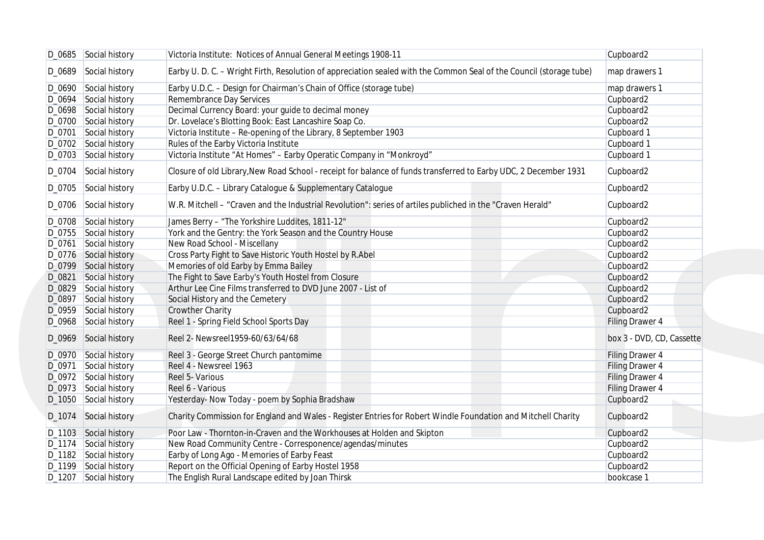| D_0685 | Social history | Victoria Institute:  Notices of Annual General Meetings 1908-11 | Cupboard2 |
|---|---|---|---|
| D_0689 | Social history | Earby U. D. C. – Wright Firth, Resolution of appreciation sealed with the Common Seal of the Council (storage tube) | map drawers 1 |
| D_0690 | Social history | Earby U.D.C. – Design for Chairman's Chain of Office (storage tube) | map drawers 1 |
| D_0694 | Social history | Remembrance Day Services | Cupboard2 |
| D_0698 | Social history | Decimal Currency Board: your guide to decimal money | Cupboard2 |
| D_0700 | Social history | Dr. Lovelace's Blotting Book: East Lancashire Soap Co. | Cupboard2 |
| D_0701 | Social history | Victoria Institute – Re-opening of the Library, 8 September 1903 | Cupboard 1 |
| D_0702 | Social history | Rules of the Earby Victoria Institute | Cupboard 1 |
| D_0703 | Social history | Victoria Institute "At Homes" – Earby Operatic Company in "Monkroyd" | Cupboard 1 |
| D_0704 | Social history | Closure of old Library,New Road School - receipt for balance of funds transferred to Earby UDC, 2 December 1931 | Cupboard2 |
| D_0705 | Social history | Earby U.D.C. – Library Catalogue & Supplementary Catalogue | Cupboard2 |
| D_0706 | Social history | W.R. Mitchell – "Craven and the Industrial Revolution": series of artiles publiched in the "Craven Herald" | Cupboard2 |
| D_0708 | Social history | James Berry – "The Yorkshire Luddites, 1811-12" | Cupboard2 |
| D_0755 | Social history | York and the Gentry: the York Season and the Country House | Cupboard2 |
| D_0761 | Social history | New Road School - Miscellany | Cupboard2 |
| D_0776 | Social history | Cross Party Fight to Save Historic Youth Hostel by R.Abel | Cupboard2 |
| D_0799 | Social history | Memories of old Earby by Emma Bailey | Cupboard2 |
| D_0821 | Social history | The Fight to Save Earby's Youth Hostel from Closure | Cupboard2 |
| D_0829 | Social history | Arthur Lee Cine Films transferred to DVD June 2007 - List of | Cupboard2 |
| D_0897 | Social history | Social History and the Cemetery | Cupboard2 |
| D_0959 | Social history | Crowther Charity | Cupboard2 |
| D_0968 | Social history | Reel 1 - Spring Field School Sports Day | Filing Drawer 4 |
| D_0969 | Social history | Reel 2- Newsreel1959-60/63/64/68 | box 3 - DVD, CD, Cassette |
| D_0970 | Social history | Reel 3 - George Street Church pantomime | Filing Drawer 4 |
| D_0971 | Social history | Reel 4 - Newsreel 1963 | Filing Drawer 4 |
| D_0972 | Social history | Reel 5- Various | Filing Drawer 4 |
| D_0973 | Social history | Reel 6 - Various | Filing Drawer 4 |
| D_1050 | Social history | Yesterday- Now Today - poem by Sophia Bradshaw | Cupboard2 |
| D_1074 | Social history | Charity Commission for England and Wales - Register Entries for Robert Windle Foundation and Mitchell Charity | Cupboard2 |
| D_1103 | Social history | Poor Law - Thornton-in-Craven and the Workhouses at Holden and Skipton | Cupboard2 |
| D_1174 | Social history | New Road Community Centre - Corresponence/agendas/minutes | Cupboard2 |
| D_1182 | Social history | Earby of Long Ago - Memories of Earby Feast | Cupboard2 |
| D_1199 | Social history | Report on the Official Opening of Earby Hostel 1958 | Cupboard2 |
| D_1207 | Social history | The English Rural Landscape edited by Joan Thirsk | bookcase 1 |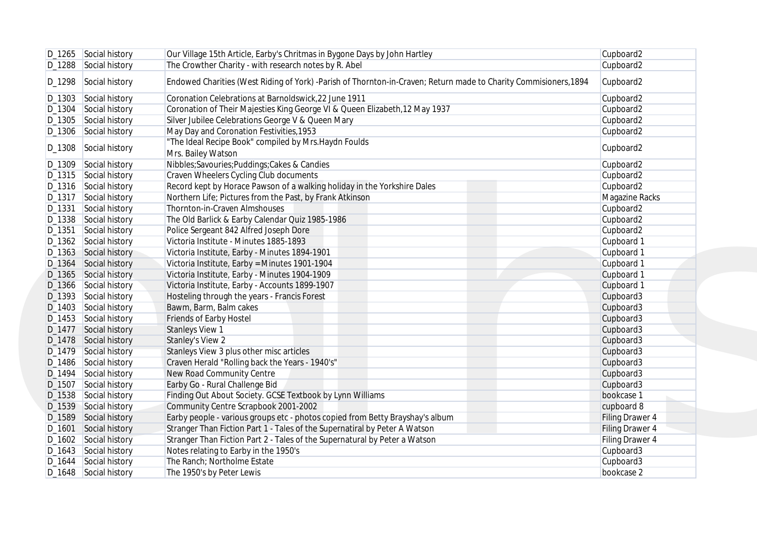| D_1265 | Social history | Our Village 15th Article, Earby's Chritmas in Bygone Days by John Hartley | Cupboard2 |
|---|---|---|---|
| D_1288 | Social history | The Crowther Charity - with research notes by R. Abel | Cupboard2 |
| D_1298 | Social history | Endowed Charities (West Riding of York) -Parish of Thornton-in-Craven; Return made to Charity Commisioners,1894 | Cupboard2 |
| D_1303 | Social history | Coronation Celebrations at Barnoldswick,22 June 1911 | Cupboard2 |
| D_1304 | Social history | Coronation of Their Majesties King George VI & Queen Elizabeth,12 May 1937 | Cupboard2 |
| D_1305 | Social history | Silver Jubilee Celebrations George V & Queen Mary | Cupboard2 |
| D_1306 | Social history | May Day and Coronation Festivities,1953 | Cupboard2 |
| D_1308 | Social history | "The Ideal Recipe Book" compiled by Mrs.Haydn Foulds Mrs. Bailey Watson | Cupboard2 |
| D_1309 | Social history | Nibbles;Savouries;Puddings;Cakes & Candies | Cupboard2 |
| D_1315 | Social history | Craven Wheelers Cycling Club documents | Cupboard2 |
| D_1316 | Social history | Record kept by Horace Pawson of a walking holiday in the Yorkshire Dales | Cupboard2 |
| D_1317 | Social history | Northern Life; Pictures from the Past, by Frank Atkinson | Magazine Racks |
| D_1331 | Social history | Thornton-in-Craven Almshouses | Cupboard2 |
| D_1338 | Social history | The Old Barlick & Earby Calendar Quiz 1985-1986 | Cupboard2 |
| D_1351 | Social history | Police Sergeant 842 Alfred Joseph Dore | Cupboard2 |
| D_1362 | Social history | Victoria Institute - Minutes 1885-1893 | Cupboard 1 |
| D_1363 | Social history | Victoria Institute, Earby - Minutes 1894-1901 | Cupboard 1 |
| D_1364 | Social history | Victoria Institute, Earby = Minutes 1901-1904 | Cupboard 1 |
| D_1365 | Social history | Victoria Institute, Earby - Minutes 1904-1909 | Cupboard 1 |
| D_1366 | Social history | Victoria Institute, Earby - Accounts 1899-1907 | Cupboard 1 |
| D_1393 | Social history | Hosteling through the years - Francis Forest | Cupboard3 |
| D_1403 | Social history | Bawm, Barm, Balm cakes | Cupboard3 |
| D_1453 | Social history | Friends of Earby Hostel | Cupboard3 |
| D_1477 | Social history | Stanleys View 1 | Cupboard3 |
| D_1478 | Social history | Stanley's View 2 | Cupboard3 |
| D_1479 | Social history | Stanleys View 3 plus other misc articles | Cupboard3 |
| D_1486 | Social history | Craven Herald "Rolling back the Years - 1940's" | Cupboard3 |
| D_1494 | Social history | New Road Community Centre | Cupboard3 |
| D_1507 | Social history | Earby Go - Rural Challenge Bid | Cupboard3 |
| D_1538 | Social history | Finding Out About Society. GCSE Textbook by Lynn Williams | bookcase 1 |
| D_1539 | Social history | Community Centre Scrapbook 2001-2002 | cupboard 8 |
| D_1589 | Social history | Earby people - various groups etc - photos copied from Betty Brayshay's album | Filing Drawer 4 |
| D_1601 | Social history | Stranger Than Fiction Part 1 - Tales of the Supernatiral by Peter A Watson | Filing Drawer 4 |
| D_1602 | Social history | Stranger Than Fiction Part 2 - Tales of the Supernatural by Peter a Watson | Filing Drawer 4 |
| D_1643 | Social history | Notes relating to Earby in the 1950's | Cupboard3 |
| D_1644 | Social history | The Ranch; Northolme Estate | Cupboard3 |
| D_1648 | Social history | The 1950's by Peter Lewis | bookcase 2 |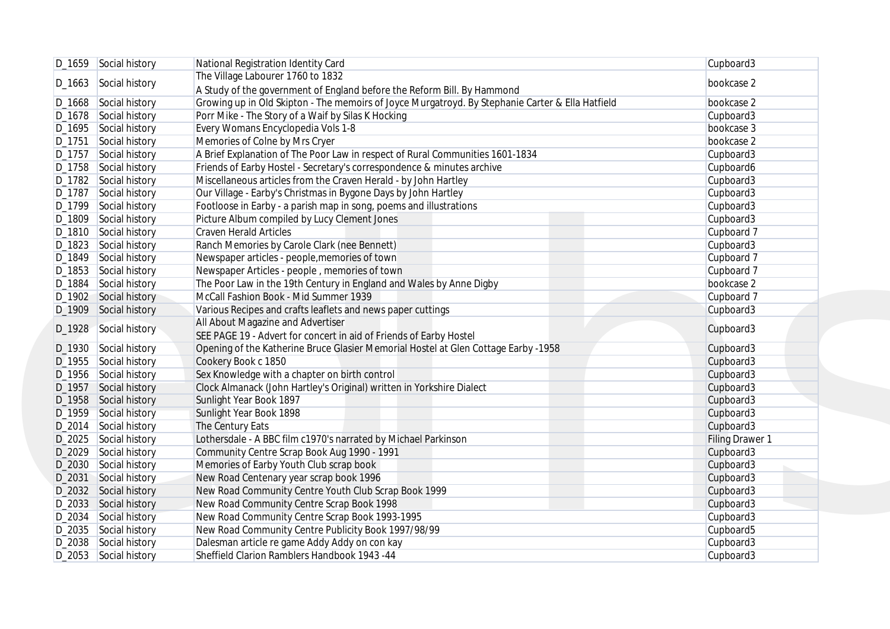| D_1659 | Social history | National Registration Identity Card | Cupboard3 |
|---|---|---|---|
| D_1663 | Social history | The Village Labourer 1760 to 1832<br>A Study of the government of England before the Reform Bill. By Hammond | bookcase 2 |
| D_1668 | Social history | Growing up in Old Skipton - The memoirs of Joyce Murgatroyd. By Stephanie Carter & Ella Hatfield | bookcase 2 |
| D_1678 | Social history | Porr Mike - The Story of a Waif by Silas K Hocking | Cupboard3 |
| D_1695 | Social history | Every Womans Encyclopedia Vols 1-8 | bookcase 3 |
| D_1751 | Social history | Memories of Colne by Mrs Cryer | bookcase 2 |
| D_1757 | Social history | A Brief Explanation of The Poor Law in respect of Rural Communities 1601-1834 | Cupboard3 |
| D_1758 | Social history | Friends of Earby Hostel - Secretary's correspondence & minutes archive | Cupboard6 |
| D_1782 | Social history | Miscellaneous articles from the Craven Herald - by John Hartley | Cupboard3 |
| D_1787 | Social history | Our Village - Earby's Christmas in Bygone Days by John Hartley | Cupboard3 |
| D_1799 | Social history | Footloose in Earby - a parish map in song, poems and illustrations | Cupboard3 |
| D_1809 | Social history | Picture Album compiled by Lucy Clement Jones | Cupboard3 |
| D_1810 | Social history | Craven Herald Articles | Cupboard 7 |
| D_1823 | Social history | Ranch Memories by Carole Clark (nee Bennett) | Cupboard3 |
| D_1849 | Social history | Newspaper articles - people,memories of town | Cupboard 7 |
| D_1853 | Social history | Newspaper Articles - people , memories of town | Cupboard 7 |
| D_1884 | Social history | The Poor Law in the 19th Century in England and Wales by Anne Digby | bookcase 2 |
| D_1902 | Social history | McCall Fashion Book - Mid Summer 1939 | Cupboard 7 |
| D_1909 | Social history | Various Recipes and crafts leaflets and news paper cuttings | Cupboard3 |
| D_1928 | Social history | All About Magazine and Advertiser<br>SEE PAGE 19 - Advert for concert in aid of Friends of Earby Hostel | Cupboard3 |
| D_1930 | Social history | Opening of the Katherine Bruce Glasier Memorial Hostel at Glen Cottage Earby -1958 | Cupboard3 |
| D_1955 | Social history | Cookery Book c 1850 | Cupboard3 |
| D_1956 | Social history | Sex Knowledge with a chapter on birth control | Cupboard3 |
| D_1957 | Social history | Clock Almanack (John Hartley's Original) written in Yorkshire Dialect | Cupboard3 |
| D_1958 | Social history | Sunlight Year Book 1897 | Cupboard3 |
| D_1959 | Social history | Sunlight Year Book 1898 | Cupboard3 |
| D_2014 | Social history | The Century Eats | Cupboard3 |
| D_2025 | Social history | Lothersdale - A BBC film c1970's narrated by Michael Parkinson | Filing Drawer 1 |
| D_2029 | Social history | Community Centre Scrap Book Aug 1990 - 1991 | Cupboard3 |
| D_2030 | Social history | Memories of Earby Youth Club scrap book | Cupboard3 |
| D_2031 | Social history | New Road Centenary year scrap book 1996 | Cupboard3 |
| D_2032 | Social history | New Road Community Centre Youth Club Scrap Book 1999 | Cupboard3 |
| D_2033 | Social history | New Road Community Centre Scrap Book 1998 | Cupboard3 |
| D_2034 | Social history | New Road Community Centre Scrap Book 1993-1995 | Cupboard3 |
| D_2035 | Social history | New Road Community Centre Publicity Book 1997/98/99 | Cupboard5 |
| D_2038 | Social history | Dalesman article re game Addy Addy on con kay | Cupboard3 |
| D_2053 | Social history | Sheffield Clarion Ramblers Handbook 1943 -44 | Cupboard3 |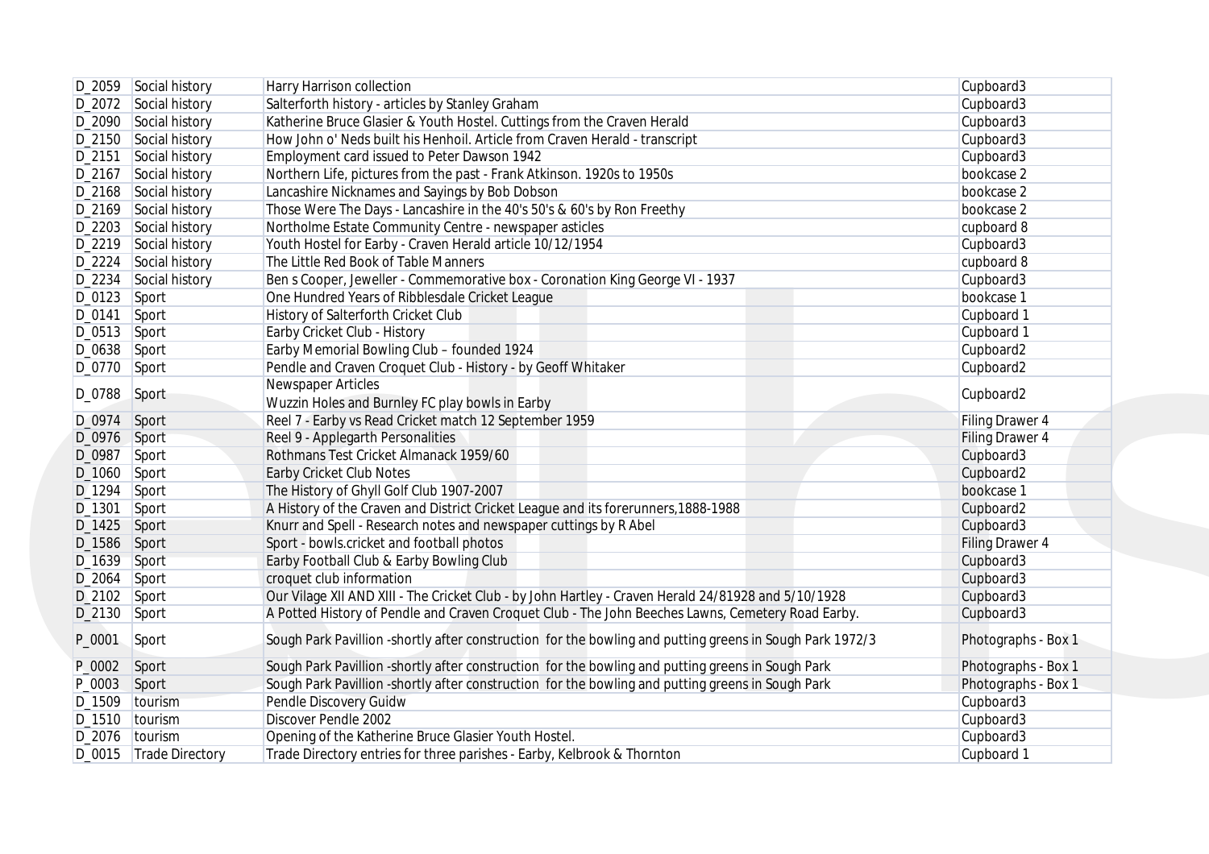| D_2059 | Social history | Harry Harrison collection | Cupboard3 |
|---|---|---|---|
| D_2072 | Social history | Salterforth history - articles by Stanley Graham | Cupboard3 |
| D_2090 | Social history | Katherine Bruce Glasier & Youth Hostel. Cuttings from the Craven Herald | Cupboard3 |
| D_2150 | Social history | How John o' Neds built his Henhoil. Article from Craven Herald - transcript | Cupboard3 |
| D_2151 | Social history | Employment card issued to Peter Dawson 1942 | Cupboard3 |
| D_2167 | Social history | Northern Life, pictures from the past - Frank Atkinson. 1920s to 1950s | bookcase 2 |
| D_2168 | Social history | Lancashire Nicknames and Sayings by Bob Dobson | bookcase 2 |
| D_2169 | Social history | Those Were The Days - Lancashire in the 40's 50's & 60's by Ron Freethy | bookcase 2 |
| D_2203 | Social history | Northolme Estate Community Centre - newspaper asticles | cupboard 8 |
| D_2219 | Social history | Youth Hostel for Earby - Craven Herald article 10/12/1954 | Cupboard3 |
| D_2224 | Social history | The Little Red Book of Table Manners | cupboard 8 |
| D_2234 | Social history | Ben s Cooper, Jeweller - Commemorative box - Coronation King George VI - 1937 | Cupboard3 |
| D_0123 | Sport | One Hundred Years of Ribblesdale Cricket League | bookcase 1 |
| D_0141 | Sport | History of Salterforth Cricket Club | Cupboard 1 |
| D_0513 | Sport | Earby Cricket Club - History | Cupboard 1 |
| D_0638 | Sport | Earby Memorial Bowling Club – founded 1924 | Cupboard2 |
| D_0770 | Sport | Pendle and Craven Croquet Club - History - by Geoff Whitaker | Cupboard2 |
| D_0788 | Sport | Newspaper Articles<br>Wuzzin Holes and Burnley FC play bowls in Earby | Cupboard2 |
| D_0974 | Sport | Reel 7 - Earby vs Read Cricket match 12 September 1959 | Filing Drawer 4 |
| D_0976 | Sport | Reel 9 - Applegarth Personalities | Filing Drawer 4 |
| D_0987 | Sport | Rothmans Test Cricket Almanack 1959/60 | Cupboard3 |
| D_1060 | Sport | Earby Cricket Club Notes | Cupboard2 |
| D_1294 | Sport | The History of Ghyll Golf Club 1907-2007 | bookcase 1 |
| D_1301 | Sport | A History of the Craven and District Cricket League and its forerunners,1888-1988 | Cupboard2 |
| D_1425 | Sport | Knurr and Spell - Research notes and newspaper cuttings by R Abel | Cupboard3 |
| D_1586 | Sport | Sport - bowls.cricket and football photos | Filing Drawer 4 |
| D_1639 | Sport | Earby Football Club & Earby Bowling Club | Cupboard3 |
| D_2064 | Sport | croquet club information | Cupboard3 |
| D_2102 | Sport | Our Vilage XII AND XIII - The Cricket Club - by John Hartley - Craven Herald 24/81928 and 5/10/1928 | Cupboard3 |
| D_2130 | Sport | A Potted History of Pendle and Craven Croquet Club - The John Beeches Lawns, Cemetery Road Earby. | Cupboard3 |
| P_0001 | Sport | Sough Park Pavillion -shortly after construction for the bowling and putting greens in Sough Park 1972/3 | Photographs - Box 1 |
| P_0002 | Sport | Sough Park Pavillion -shortly after construction for the bowling and putting greens in Sough Park | Photographs - Box 1 |
| P_0003 | Sport | Sough Park Pavillion -shortly after construction for the bowling and putting greens in Sough Park | Photographs - Box 1 |
| D_1509 | tourism | Pendle Discovery Guidw | Cupboard3 |
| D_1510 | tourism | Discover Pendle 2002 | Cupboard3 |
| D_2076 | tourism | Opening of the Katherine Bruce Glasier Youth Hostel. | Cupboard3 |
| D_0015 | Trade Directory | Trade Directory entries for three parishes - Earby, Kelbrook & Thornton | Cupboard 1 |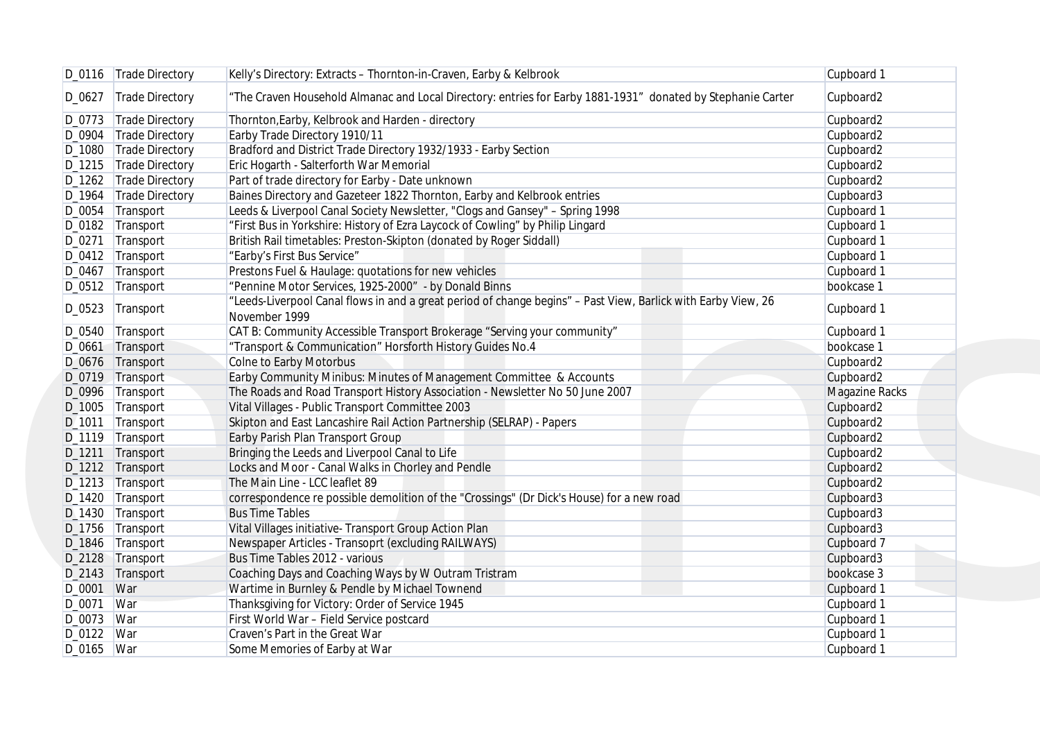| | | | |
|---|---|---|---|
| D_0116 | Trade Directory | Kelly's Directory: Extracts – Thornton-in-Craven, Earby & Kelbrook | Cupboard 1 |
| D_0627 | Trade Directory | "The Craven Household Almanac and Local Directory: entries for Earby 1881-1931" donated by Stephanie Carter | Cupboard2 |
| D_0773 | Trade Directory | Thornton,Earby, Kelbrook and Harden - directory | Cupboard2 |
| D_0904 | Trade Directory | Earby Trade Directory 1910/11 | Cupboard2 |
| D_1080 | Trade Directory | Bradford and District Trade Directory 1932/1933 - Earby Section | Cupboard2 |
| D_1215 | Trade Directory | Eric Hogarth - Salterforth War Memorial | Cupboard2 |
| D_1262 | Trade Directory | Part of trade directory for Earby - Date unknown | Cupboard2 |
| D_1964 | Trade Directory | Baines Directory and Gazeteer 1822 Thornton, Earby and Kelbrook entries | Cupboard3 |
| D_0054 | Transport | Leeds & Liverpool Canal Society Newsletter, "Clogs and Gansey" – Spring 1998 | Cupboard 1 |
| D_0182 | Transport | "First Bus in Yorkshire: History of Ezra Laycock of Cowling" by Philip Lingard | Cupboard 1 |
| D_0271 | Transport | British Rail timetables: Preston-Skipton (donated by Roger Siddall) | Cupboard 1 |
| D_0412 | Transport | "Earby's First Bus Service" | Cupboard 1 |
| D_0467 | Transport | Prestons Fuel & Haulage: quotations for new vehicles | Cupboard 1 |
| D_0512 | Transport | "Pennine Motor Services, 1925-2000" - by Donald Binns | bookcase 1 |
| D_0523 | Transport | "Leeds-Liverpool Canal flows in and a great period of change begins" – Past View, Barlick with Earby View, 26 November 1999 | Cupboard 1 |
| D_0540 | Transport | CAT B: Community Accessible Transport Brokerage "Serving your community" | Cupboard 1 |
| D_0661 | Transport | "Transport & Communication" Horsforth History Guides No.4 | bookcase 1 |
| D_0676 | Transport | Colne to Earby Motorbus | Cupboard2 |
| D_0719 | Transport | Earby Community Minibus: Minutes of Management Committee & Accounts | Cupboard2 |
| D_0996 | Transport | The Roads and Road Transport History Association - Newsletter No 50 June 2007 | Magazine Racks |
| D_1005 | Transport | Vital Villages - Public Transport Committee 2003 | Cupboard2 |
| D_1011 | Transport | Skipton and East Lancashire Rail Action Partnership (SELRAP) - Papers | Cupboard2 |
| D_1119 | Transport | Earby Parish Plan Transport Group | Cupboard2 |
| D_1211 | Transport | Bringing the Leeds and Liverpool Canal to Life | Cupboard2 |
| D_1212 | Transport | Locks and Moor - Canal Walks in Chorley and Pendle | Cupboard2 |
| D_1213 | Transport | The Main Line - LCC leaflet 89 | Cupboard2 |
| D_1420 | Transport | correspondence re possible demolition of the "Crossings" (Dr Dick's House) for a new road | Cupboard3 |
| D_1430 | Transport | Bus Time Tables | Cupboard3 |
| D_1756 | Transport | Vital Villages initiative- Transport Group Action Plan | Cupboard3 |
| D_1846 | Transport | Newspaper Articles - Transoprt (excluding RAILWAYS) | Cupboard 7 |
| D_2128 | Transport | Bus Time Tables 2012 - various | Cupboard3 |
| D_2143 | Transport | Coaching Days and Coaching Ways by W Outram Tristram | bookcase 3 |
| D_0001 | War | Wartime in Burnley & Pendle by Michael Townend | Cupboard 1 |
| D_0071 | War | Thanksgiving for Victory: Order of Service 1945 | Cupboard 1 |
| D_0073 | War | First World War – Field Service postcard | Cupboard 1 |
| D_0122 | War | Craven's Part in the Great War | Cupboard 1 |
| D_0165 | War | Some Memories of Earby at War | Cupboard 1 |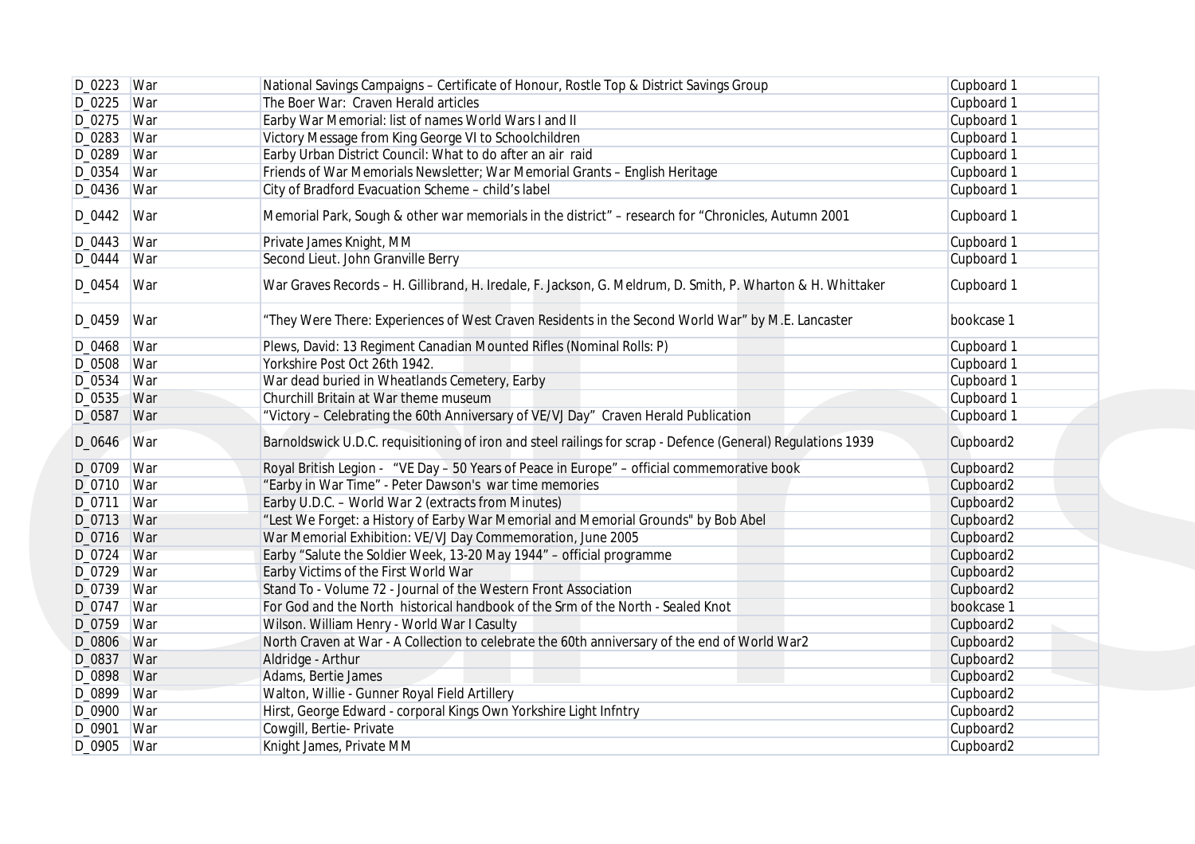| | | | |
|---|---|---|---|
| D_0223 | War | National Savings Campaigns – Certificate of Honour, Rostle Top & District Savings Group | Cupboard 1 |
| D_0225 | War | The Boer War: Craven Herald articles | Cupboard 1 |
| D_0275 | War | Earby War Memorial: list of names World Wars I and II | Cupboard 1 |
| D_0283 | War | Victory Message from King George VI to Schoolchildren | Cupboard 1 |
| D_0289 | War | Earby Urban District Council: What to do after an air raid | Cupboard 1 |
| D_0354 | War | Friends of War Memorials Newsletter; War Memorial Grants – English Heritage | Cupboard 1 |
| D_0436 | War | City of Bradford Evacuation Scheme – child's label | Cupboard 1 |
| D_0442 | War | Memorial Park, Sough & other war memorials in the district" – research for "Chronicles, Autumn 2001 | Cupboard 1 |
| D_0443 | War | Private James Knight, MM | Cupboard 1 |
| D_0444 | War | Second Lieut. John Granville Berry | Cupboard 1 |
| D_0454 | War | War Graves Records – H. Gillibrand, H. Iredale, F. Jackson, G. Meldrum, D. Smith, P. Wharton & H. Whittaker | Cupboard 1 |
| D_0459 | War | "They Were There: Experiences of West Craven Residents in the Second World War" by M.E. Lancaster | bookcase 1 |
| D_0468 | War | Plews, David: 13 Regiment Canadian Mounted Rifles (Nominal Rolls: P) | Cupboard 1 |
| D_0508 | War | Yorkshire Post Oct 26th 1942. | Cupboard 1 |
| D_0534 | War | War dead buried in Wheatlands Cemetery, Earby | Cupboard 1 |
| D_0535 | War | Churchill Britain at War theme museum | Cupboard 1 |
| D_0587 | War | "Victory – Celebrating the 60th Anniversary of VE/VJ Day" Craven Herald Publication | Cupboard 1 |
| D_0646 | War | Barnoldswick U.D.C. requisitioning of iron and steel railings for scrap - Defence (General) Regulations 1939 | Cupboard2 |
| D_0709 | War | Royal British Legion - "VE Day – 50 Years of Peace in Europe" – official commemorative book | Cupboard2 |
| D_0710 | War | "Earby in War Time" - Peter Dawson's war time memories | Cupboard2 |
| D_0711 | War | Earby U.D.C. – World War 2 (extracts from Minutes) | Cupboard2 |
| D_0713 | War | "Lest We Forget: a History of Earby War Memorial and Memorial Grounds" by Bob Abel | Cupboard2 |
| D_0716 | War | War Memorial Exhibition: VE/VJ Day Commemoration, June 2005 | Cupboard2 |
| D_0724 | War | Earby "Salute the Soldier Week, 13-20 May 1944" – official programme | Cupboard2 |
| D_0729 | War | Earby Victims of the First World War | Cupboard2 |
| D_0739 | War | Stand To - Volume 72 - Journal of the Western Front Association | Cupboard2 |
| D_0747 | War | For God and the North historical handbook of the Srm of the North - Sealed Knot | bookcase 1 |
| D_0759 | War | Wilson. William Henry - World War I Casulty | Cupboard2 |
| D_0806 | War | North Craven at War - A Collection to celebrate the 60th anniversary of the end of World War2 | Cupboard2 |
| D_0837 | War | Aldridge - Arthur | Cupboard2 |
| D_0898 | War | Adams, Bertie James | Cupboard2 |
| D_0899 | War | Walton, Willie - Gunner Royal Field Artillery | Cupboard2 |
| D_0900 | War | Hirst, George Edward - corporal Kings Own Yorkshire Light Infntry | Cupboard2 |
| D_0901 | War | Cowgill, Bertie- Private | Cupboard2 |
| D_0905 | War | Knight James, Private MM | Cupboard2 |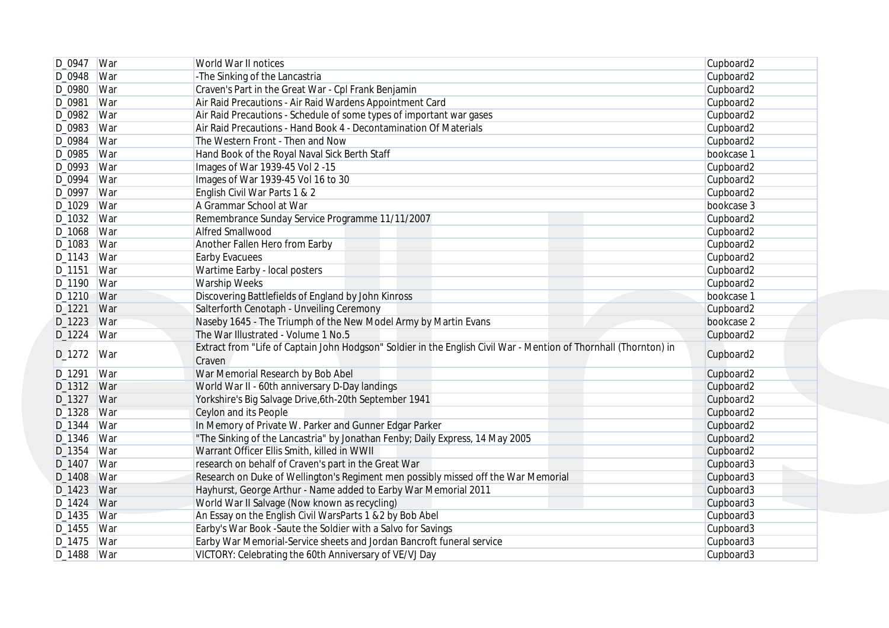| D_0947 | War | World War II notices | Cupboard2 |
|---|---|---|---|
| D_0948 | War | -The Sinking of the Lancastria | Cupboard2 |
| D_0980 | War | Craven's Part in the Great War - Cpl Frank Benjamin | Cupboard2 |
| D_0981 | War | Air Raid Precautions - Air Raid Wardens Appointment Card | Cupboard2 |
| D_0982 | War | Air Raid Precautions - Schedule of some types of important war gases | Cupboard2 |
| D_0983 | War | Air Raid Precautions - Hand Book 4 - Decontamination Of Materials | Cupboard2 |
| D_0984 | War | The Western Front - Then and Now | Cupboard2 |
| D_0985 | War | Hand Book of the Royal Naval Sick Berth Staff | bookcase 1 |
| D_0993 | War | Images of War 1939-45 Vol 2 -15 | Cupboard2 |
| D_0994 | War | Images of War 1939-45 Vol 16 to 30 | Cupboard2 |
| D_0997 | War | English Civil War Parts 1 & 2 | Cupboard2 |
| D_1029 | War | A Grammar School at War | bookcase 3 |
| D_1032 | War | Remembrance Sunday Service Programme 11/11/2007 | Cupboard2 |
| D_1068 | War | Alfred Smallwood | Cupboard2 |
| D_1083 | War | Another Fallen Hero from Earby | Cupboard2 |
| D_1143 | War | Earby Evacuees | Cupboard2 |
| D_1151 | War | Wartime Earby - local posters | Cupboard2 |
| D_1190 | War | Warship Weeks | Cupboard2 |
| D_1210 | War | Discovering Battlefields of England by John Kinross | bookcase 1 |
| D_1221 | War | Salterforth Cenotaph - Unveiling Ceremony | Cupboard2 |
| D_1223 | War | Naseby 1645 - The Triumph of the New Model Army by Martin Evans | bookcase 2 |
| D_1224 | War | The War Illustrated - Volume 1 No.5 | Cupboard2 |
| D_1272 | War | Extract from "Life of Captain John Hodgson" Soldier in the English Civil War - Mention of Thornhall (Thornton) in Craven | Cupboard2 |
| D_1291 | War | War Memorial Research by Bob Abel | Cupboard2 |
| D_1312 | War | World War II - 60th anniversary D-Day landings | Cupboard2 |
| D_1327 | War | Yorkshire's Big Salvage Drive,6th-20th September 1941 | Cupboard2 |
| D_1328 | War | Ceylon and its People | Cupboard2 |
| D_1344 | War | In Memory of Private W. Parker and Gunner Edgar Parker | Cupboard2 |
| D_1346 | War | "The Sinking of the Lancastria" by Jonathan Fenby; Daily Express, 14 May 2005 | Cupboard2 |
| D_1354 | War | Warrant Officer Ellis Smith, killed in WWII | Cupboard2 |
| D_1407 | War | research on behalf of Craven's part in the Great War | Cupboard3 |
| D_1408 | War | Research on Duke of Wellington's Regiment men possibly missed off the War Memorial | Cupboard3 |
| D_1423 | War | Hayhurst, George Arthur - Name added to Earby War Memorial 2011 | Cupboard3 |
| D_1424 | War | World War II Salvage (Now known as recycling) | Cupboard3 |
| D_1435 | War | An Essay on the English Civil WarsParts 1 &2 by Bob Abel | Cupboard3 |
| D_1455 | War | Earby's War Book -Saute the Soldier with a Salvo for Savings | Cupboard3 |
| D_1475 | War | Earby War Memorial-Service sheets and Jordan Bancroft funeral service | Cupboard3 |
| D_1488 | War | VICTORY: Celebrating the 60th Anniversary of VE/VJ Day | Cupboard3 |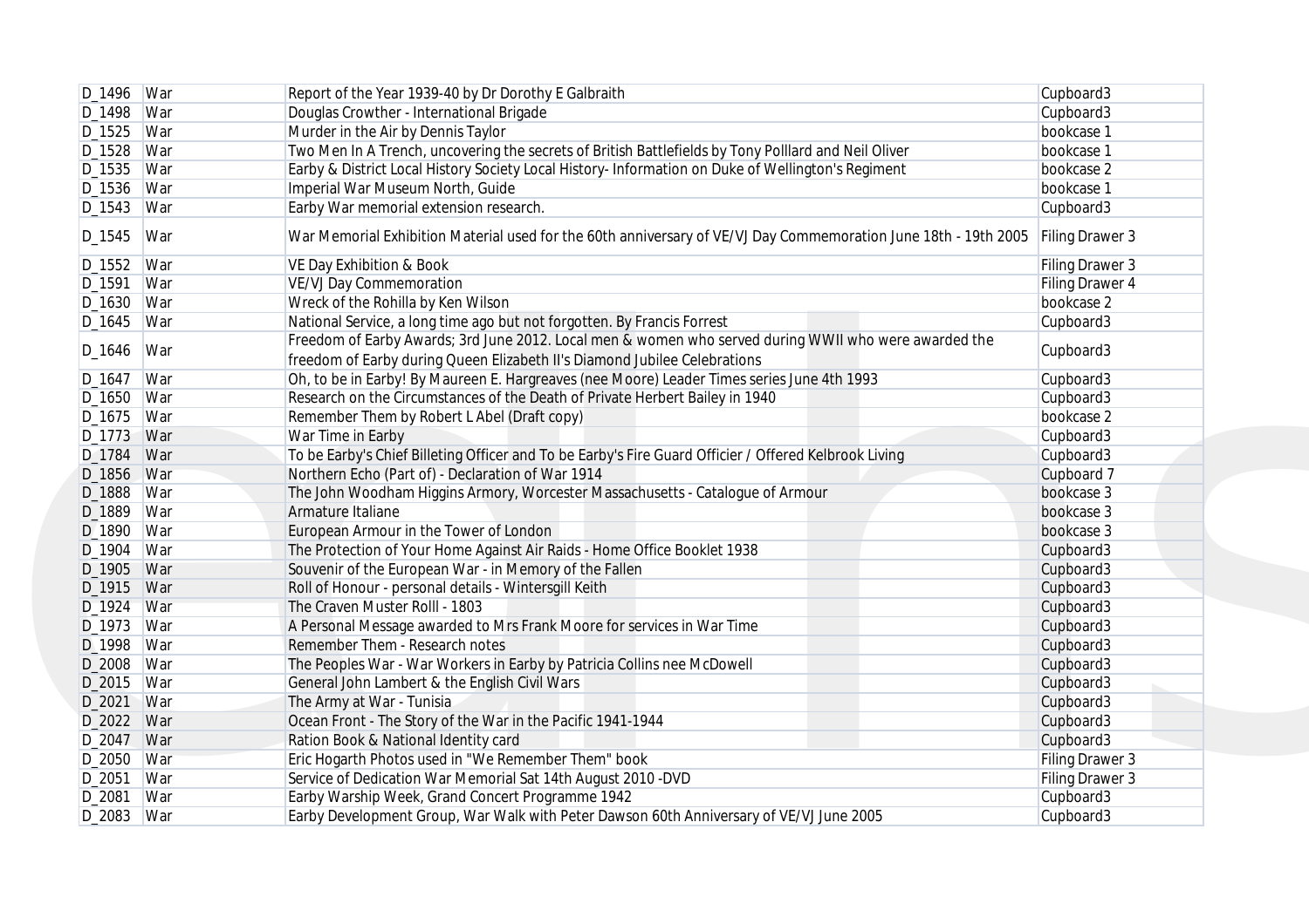| D_1496 | War | Report of the Year 1939-40 by Dr Dorothy E Galbraith | Cupboard3 |
|---|---|---|---|
| D_1498 | War | Douglas Crowther - International Brigade | Cupboard3 |
| D_1525 | War | Murder in the Air by Dennis Taylor | bookcase 1 |
| D_1528 | War | Two Men In A Trench, uncovering the secrets of British Battlefields by Tony Polllard and Neil Oliver | bookcase 1 |
| D_1535 | War | Earby & District Local History Society Local History- Information on Duke of Wellington's Regiment | bookcase 2 |
| D_1536 | War | Imperial War Museum North, Guide | bookcase 1 |
| D_1543 | War | Earby War memorial extension research. | Cupboard3 |
| D_1545 | War | War Memorial Exhibition Material used for the 60th anniversary of VE/VJ Day Commemoration June 18th - 19th 2005 | Filing Drawer 3 |
| D_1552 | War | VE Day Exhibition & Book | Filing Drawer 3 |
| D_1591 | War | VE/VJ Day Commemoration | Filing Drawer 4 |
| D_1630 | War | Wreck of the Rohilla by Ken Wilson | bookcase 2 |
| D_1645 | War | National Service, a long time ago but not forgotten. By Francis Forrest | Cupboard3 |
| D_1646 | War | Freedom of Earby Awards; 3rd June 2012. Local men & women who served during WWII who were awarded the freedom of Earby during Queen Elizabeth II's Diamond Jubilee Celebrations | Cupboard3 |
| D_1647 | War | Oh, to be in Earby! By Maureen E. Hargreaves (nee Moore) Leader Times series June 4th 1993 | Cupboard3 |
| D_1650 | War | Research on the Circumstances of the Death of Private Herbert Bailey in 1940 | Cupboard3 |
| D_1675 | War | Remember Them by Robert L Abel (Draft copy) | bookcase 2 |
| D_1773 | War | War Time in Earby | Cupboard3 |
| D_1784 | War | To be Earby's Chief Billeting Officer and To be Earby's Fire Guard Officier / Offered Kelbrook Living | Cupboard3 |
| D_1856 | War | Northern Echo (Part of) - Declaration of War 1914 | Cupboard 7 |
| D_1888 | War | The John Woodham Higgins Armory, Worcester Massachusetts - Catalogue of Armour | bookcase 3 |
| D_1889 | War | Armature Italiane | bookcase 3 |
| D_1890 | War | European Armour in the Tower of London | bookcase 3 |
| D_1904 | War | The Protection of Your Home Against Air Raids - Home Office Booklet 1938 | Cupboard3 |
| D_1905 | War | Souvenir of the European War - in Memory of the Fallen | Cupboard3 |
| D_1915 | War | Roll of Honour - personal details - Wintersgill Keith | Cupboard3 |
| D_1924 | War | The Craven Muster Rolll - 1803 | Cupboard3 |
| D_1973 | War | A Personal Message awarded to Mrs Frank Moore for services in War Time | Cupboard3 |
| D_1998 | War | Remember Them - Research notes | Cupboard3 |
| D_2008 | War | The Peoples War - War Workers in Earby by Patricia Collins nee McDowell | Cupboard3 |
| D_2015 | War | General John Lambert & the English Civil Wars | Cupboard3 |
| D_2021 | War | The Army at War - Tunisia | Cupboard3 |
| D_2022 | War | Ocean Front - The Story of the War in the Pacific 1941-1944 | Cupboard3 |
| D_2047 | War | Ration Book & National Identity card | Cupboard3 |
| D_2050 | War | Eric Hogarth Photos used in "We Remember Them" book | Filing Drawer 3 |
| D_2051 | War | Service of Dedication War Memorial Sat 14th August 2010 -DVD | Filing Drawer 3 |
| D_2081 | War | Earby Warship Week, Grand Concert Programme 1942 | Cupboard3 |
| D_2083 | War | Earby Development Group, War Walk with Peter Dawson 60th Anniversary of VE/VJ June 2005 | Cupboard3 |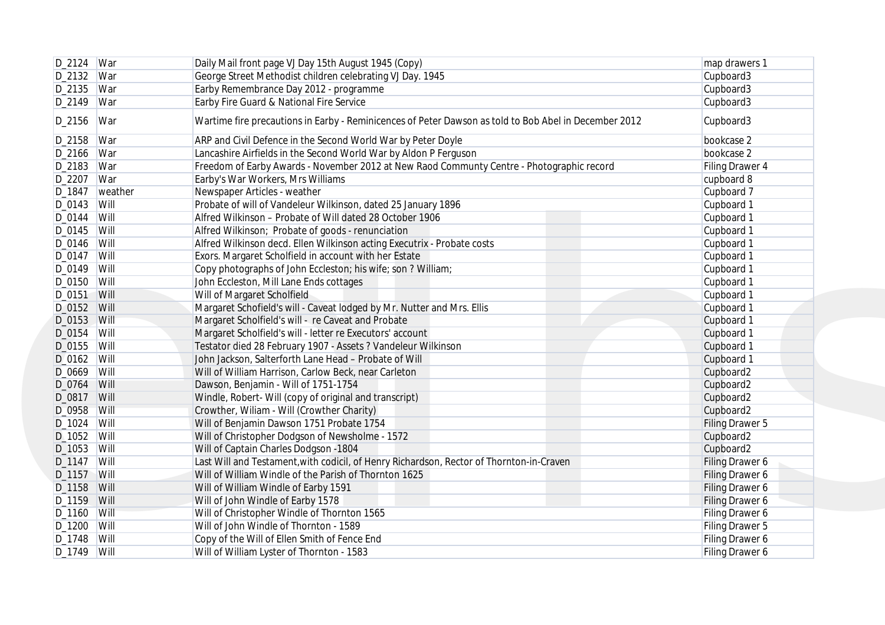| D_2124 | War | Daily Mail front page VJ Day 15th August 1945 (Copy) | map drawers 1 |
|---|---|---|---|
| D_2132 | War | George Street Methodist children celebrating VJ Day. 1945 | Cupboard3 |
| D_2135 | War | Earby Remembrance Day 2012 - programme | Cupboard3 |
| D_2149 | War | Earby Fire Guard & National Fire Service | Cupboard3 |
| D_2156 | War | Wartime fire precautions in Earby - Reminicences of Peter Dawson as told to Bob Abel in December 2012 | Cupboard3 |
| D_2158 | War | ARP and Civil Defence in the Second World War by Peter Doyle | bookcase 2 |
| D_2166 | War | Lancashire Airfields in the Second World War by Aldon P Ferguson | bookcase 2 |
| D_2183 | War | Freedom of Earby Awards - November 2012 at New Raod Communty Centre - Photographic record | Filing Drawer 4 |
| D_2207 | War | Earby's War Workers, Mrs Williams | cupboard 8 |
| D_1847 | weather | Newspaper Articles - weather | Cupboard 7 |
| D_0143 | Will | Probate of will of Vandeleur Wilkinson, dated 25 January 1896 | Cupboard 1 |
| D_0144 | Will | Alfred Wilkinson – Probate of Will dated 28 October 1906 | Cupboard 1 |
| D_0145 | Will | Alfred Wilkinson; Probate of goods - renunciation | Cupboard 1 |
| D_0146 | Will | Alfred Wilkinson decd. Ellen Wilkinson acting Executrix - Probate costs | Cupboard 1 |
| D_0147 | Will | Exors. Margaret Scholfield in account with her Estate | Cupboard 1 |
| D_0149 | Will | Copy photographs of John Eccleston; his wife; son ? William; | Cupboard 1 |
| D_0150 | Will | John Eccleston, Mill Lane Ends cottages | Cupboard 1 |
| D_0151 | Will | Will of Margaret Scholfield | Cupboard 1 |
| D_0152 | Will | Margaret Schofield's will - Caveat lodged by Mr. Nutter and Mrs. Ellis | Cupboard 1 |
| D_0153 | Will | Margaret Scholfield's will - re Caveat and Probate | Cupboard 1 |
| D_0154 | Will | Margaret Scholfield's will - letter re Executors' account | Cupboard 1 |
| D_0155 | Will | Testator died 28 February 1907 - Assets ? Vandeleur Wilkinson | Cupboard 1 |
| D_0162 | Will | John Jackson, Salterforth Lane Head – Probate of Will | Cupboard 1 |
| D_0669 | Will | Will of William Harrison, Carlow Beck, near Carleton | Cupboard2 |
| D_0764 | Will | Dawson, Benjamin - Will of 1751-1754 | Cupboard2 |
| D_0817 | Will | Windle, Robert- Will (copy of original and transcript) | Cupboard2 |
| D_0958 | Will | Crowther, Wiliam - Will (Crowther Charity) | Cupboard2 |
| D_1024 | Will | Will of Benjamin Dawson 1751 Probate 1754 | Filing Drawer 5 |
| D_1052 | Will | Will of Christopher Dodgson of Newsholme - 1572 | Cupboard2 |
| D_1053 | Will | Will of Captain Charles Dodgson -1804 | Cupboard2 |
| D_1147 | Will | Last Will and Testament,with codicil, of Henry Richardson, Rector of Thornton-in-Craven | Filing Drawer 6 |
| D_1157 | Will | Will of William Windle of the Parish of Thornton 1625 | Filing Drawer 6 |
| D_1158 | Will | Will of William Windle of Earby 1591 | Filing Drawer 6 |
| D_1159 | Will | Will of John Windle of Earby 1578 | Filing Drawer 6 |
| D_1160 | Will | Will of Christopher Windle of Thornton 1565 | Filing Drawer 6 |
| D_1200 | Will | Will of John Windle of Thornton - 1589 | Filing Drawer 5 |
| D_1748 | Will | Copy of the Will of Ellen Smith of Fence End | Filing Drawer 6 |
| D_1749 | Will | Will of William Lyster of Thornton - 1583 | Filing Drawer 6 |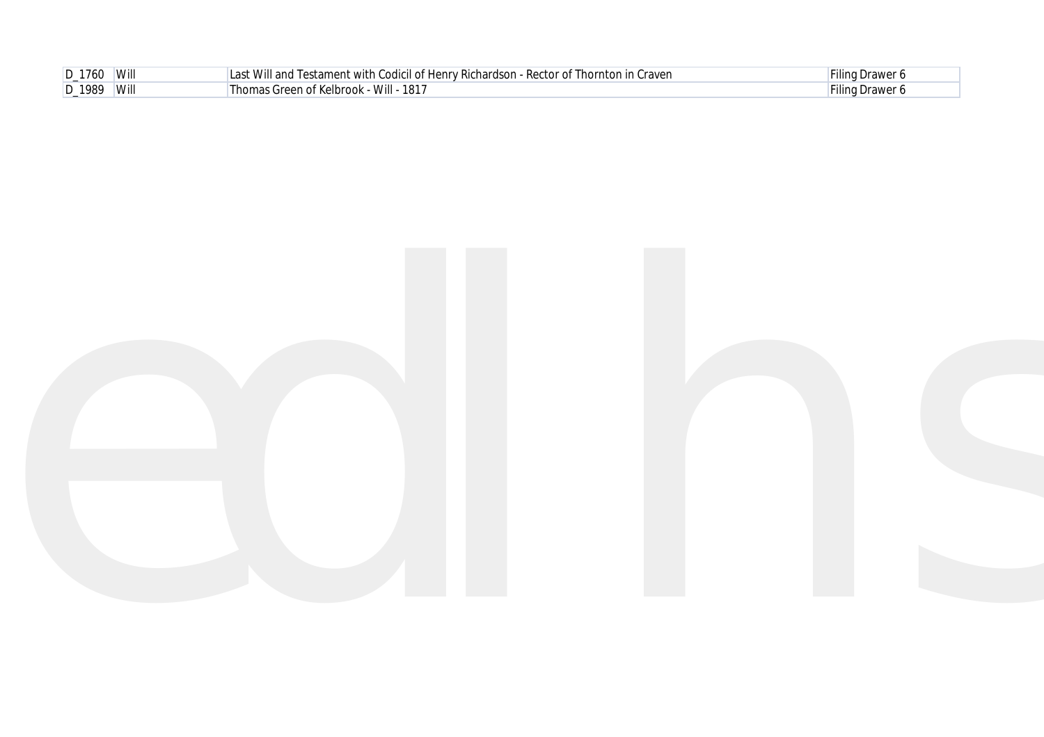| | | | |
|---|---|---|---|
| D_1760 | Will | Last Will and Testament with Codicil of Henry Richardson - Rector of Thornton in Craven | Filing Drawer 6 |
| D_1989 | Will | Thomas Green of Kelbrook - Will - 1817 | Filing Drawer 6 |